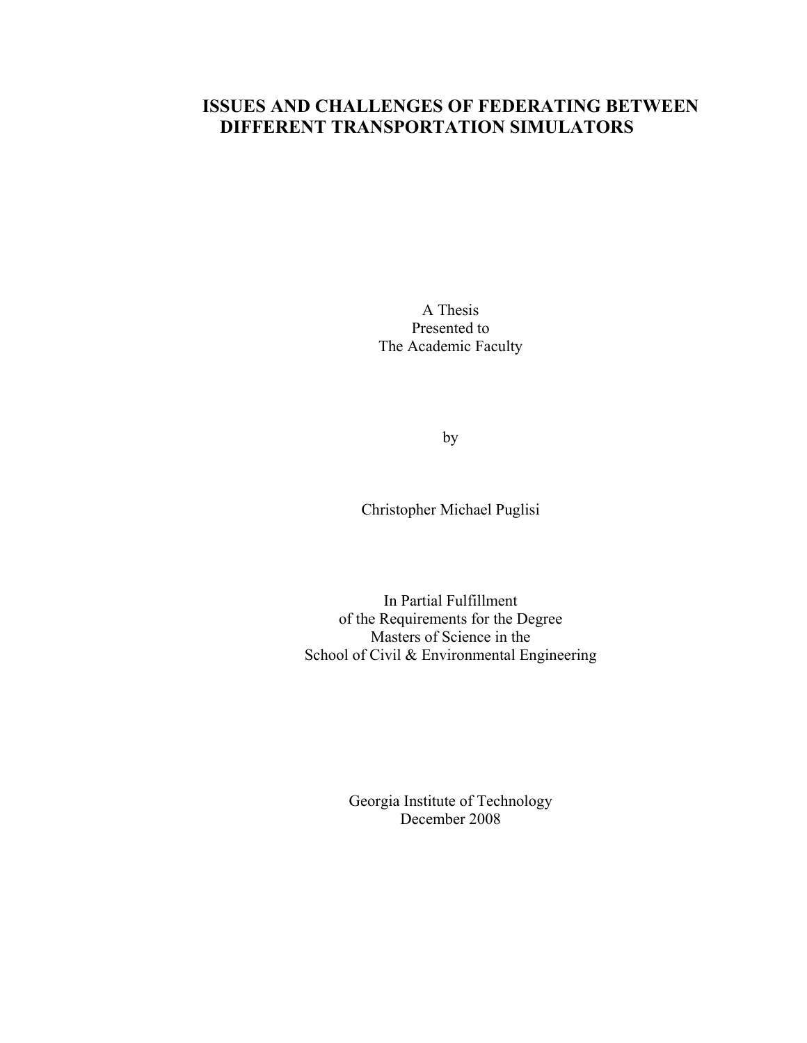# ISSUES AND CHALLENGES OF FEDERATING BETWEEN DIFFERENT TRANSPORTATION SIMULATORS

A Thesis
Presented to
The Academic Faculty

by

Christopher Michael Puglisi

In Partial Fulfillment
of the Requirements for the Degree
Masters of Science in the
School of Civil & Environmental Engineering

Georgia Institute of Technology
December 2008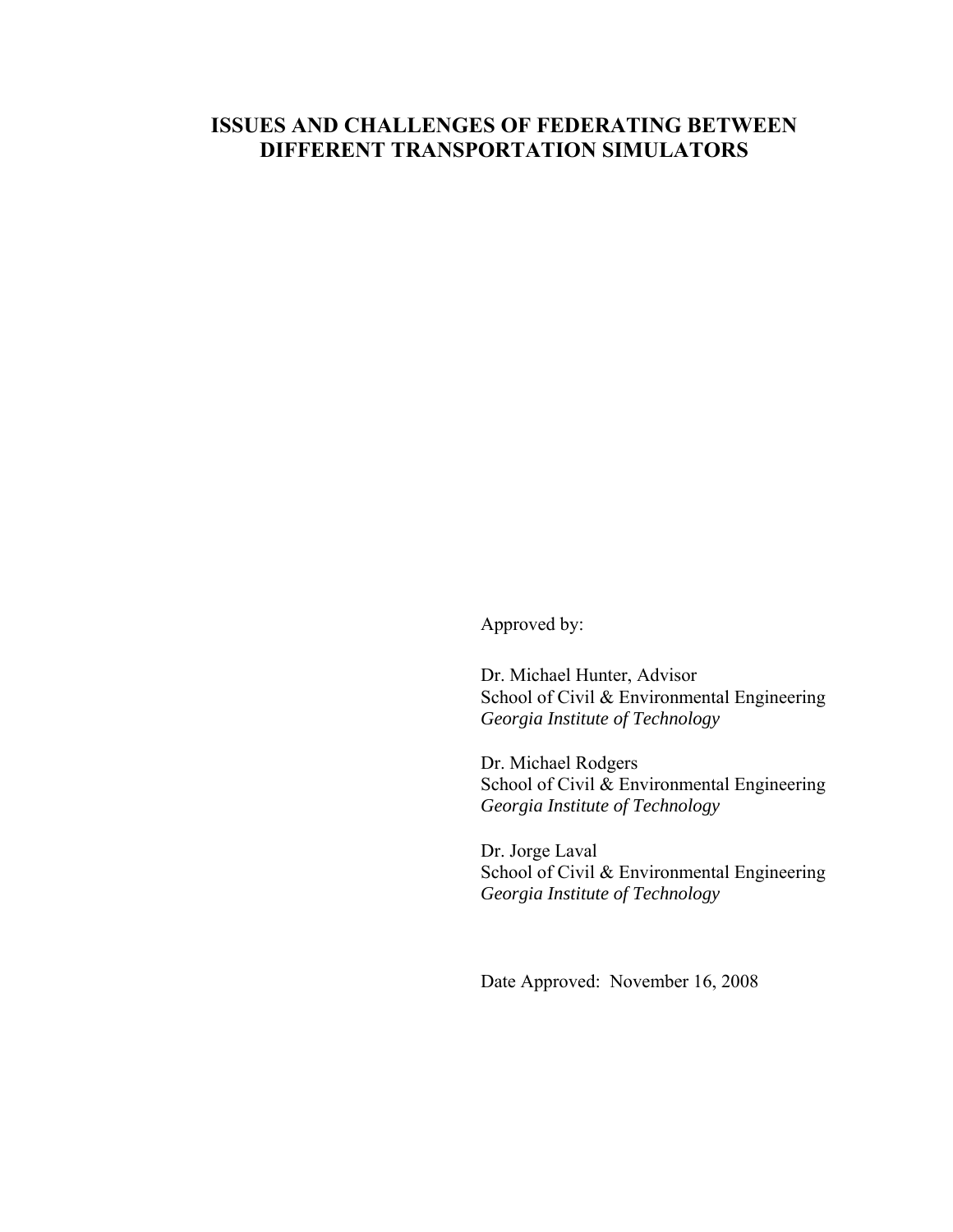# ISSUES AND CHALLENGES OF FEDERATING BETWEEN DIFFERENT TRANSPORTATION SIMULATORS

Approved by:

Dr. Michael Hunter, Advisor  
School of Civil & Environmental Engineering  
*Georgia Institute of Technology*

Dr. Michael Rodgers  
School of Civil & Environmental Engineering  
*Georgia Institute of Technology*

Dr. Jorge Laval  
School of Civil & Environmental Engineering  
*Georgia Institute of Technology*

Date Approved: November 16, 2008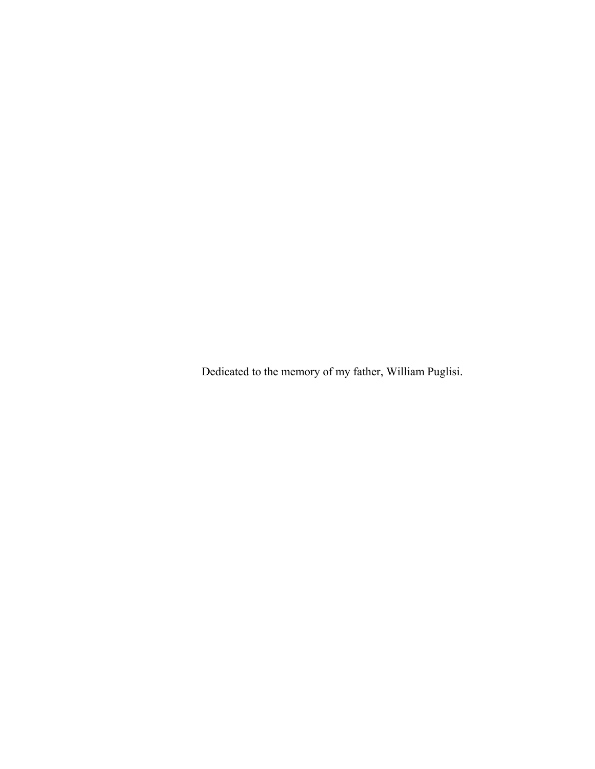Dedicated to the memory of my father, William Puglisi.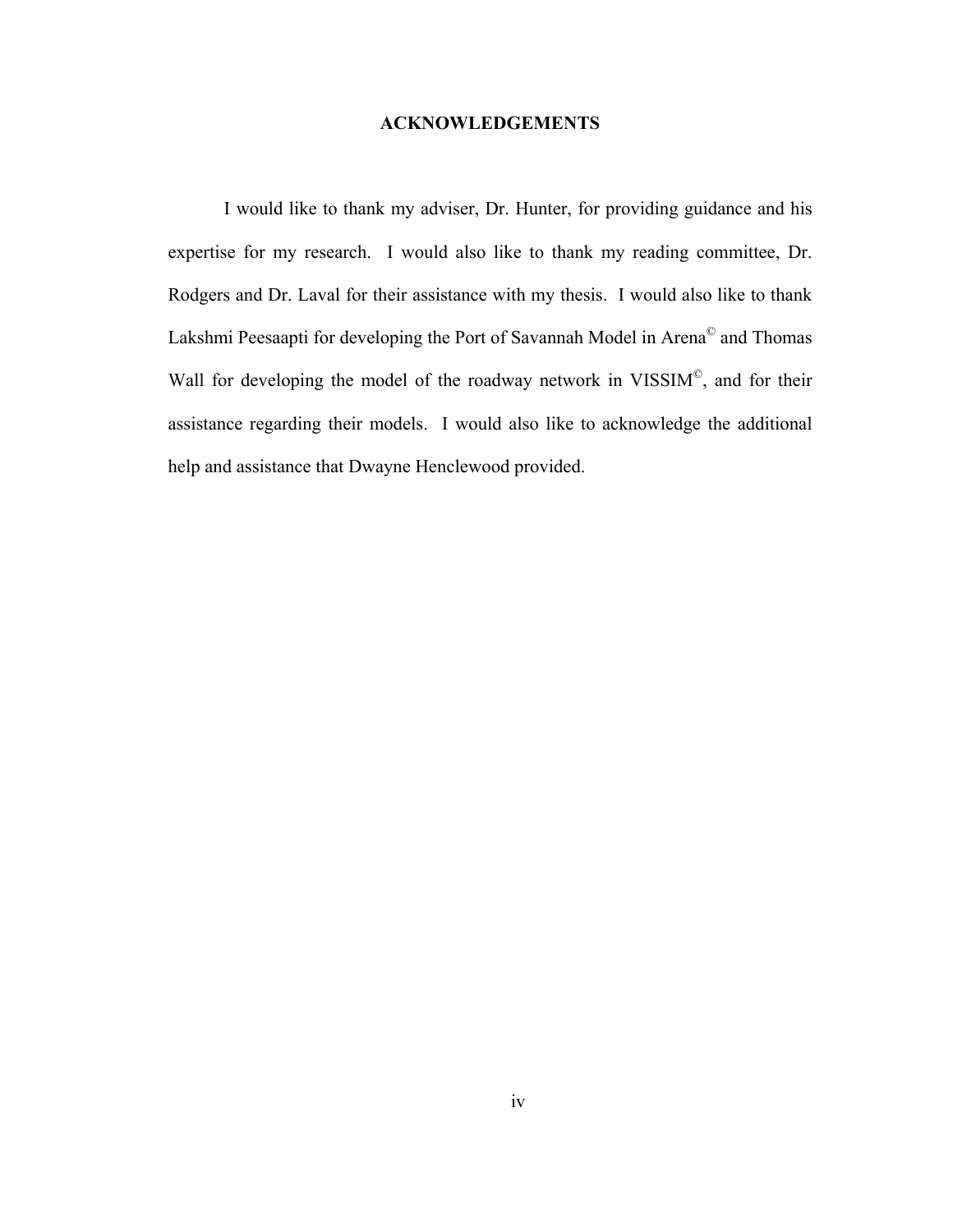# ACKNOWLEDGEMENTS

I would like to thank my adviser, Dr. Hunter, for providing guidance and his expertise for my research. I would also like to thank my reading committee, Dr. Rodgers and Dr. Laval for their assistance with my thesis. I would also like to thank Lakshmi Peesaapti for developing the Port of Savannah Model in Arena© and Thomas Wall for developing the model of the roadway network in VISSIM©, and for their assistance regarding their models. I would also like to acknowledge the additional help and assistance that Dwayne Henclewood provided.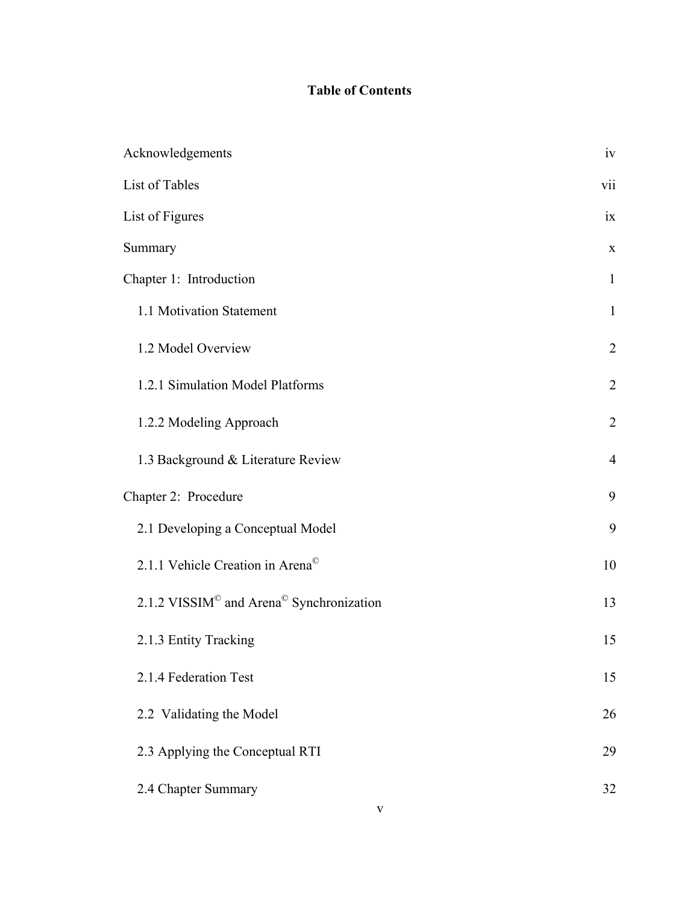# Table of Contents

| | |
|---|---|
| Acknowledgements | iv |
| List of Tables | vii |
| List of Figures | ix |
| Summary | x |
| Chapter 1: Introduction | 1 |
| 1.1 Motivation Statement | 1 |
| 1.2 Model Overview | 2 |
| 1.2.1 Simulation Model Platforms | 2 |
| 1.2.2 Modeling Approach | 2 |
| 1.3 Background & Literature Review | 4 |
| Chapter 2: Procedure | 9 |
| 2.1 Developing a Conceptual Model | 9 |
| 2.1.1 Vehicle Creation in Arena© | 10 |
| 2.1.2 VISSIM© and Arena© Synchronization | 13 |
| 2.1.3 Entity Tracking | 15 |
| 2.1.4 Federation Test | 15 |
| 2.2 Validating the Model | 26 |
| 2.3 Applying the Conceptual RTI | 29 |
| 2.4 Chapter Summary | 32 |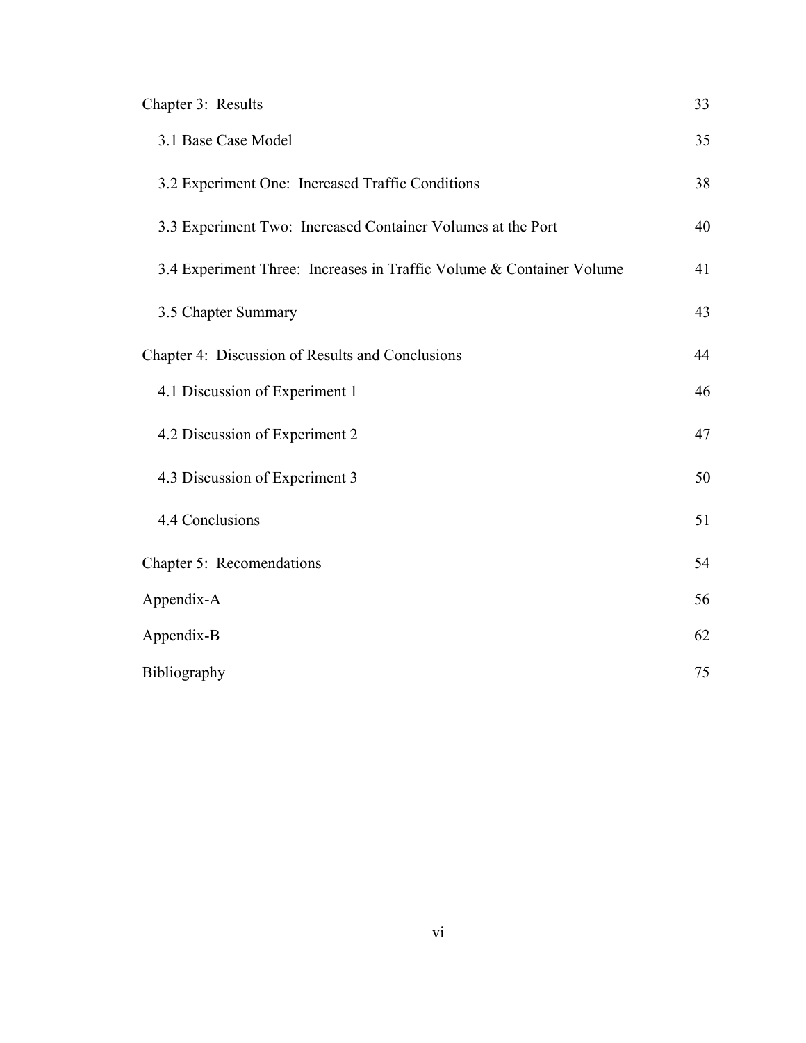| | |
|---|---|
| Chapter 3: Results | 33 |
| 3.1 Base Case Model | 35 |
| 3.2 Experiment One: Increased Traffic Conditions | 38 |
| 3.3 Experiment Two: Increased Container Volumes at the Port | 40 |
| 3.4 Experiment Three: Increases in Traffic Volume & Container Volume | 41 |
| 3.5 Chapter Summary | 43 |
| Chapter 4: Discussion of Results and Conclusions | 44 |
| 4.1 Discussion of Experiment 1 | 46 |
| 4.2 Discussion of Experiment 2 | 47 |
| 4.3 Discussion of Experiment 3 | 50 |
| 4.4 Conclusions | 51 |
| Chapter 5: Recomendations | 54 |
| Appendix-A | 56 |
| Appendix-B | 62 |
| Bibliography | 75 |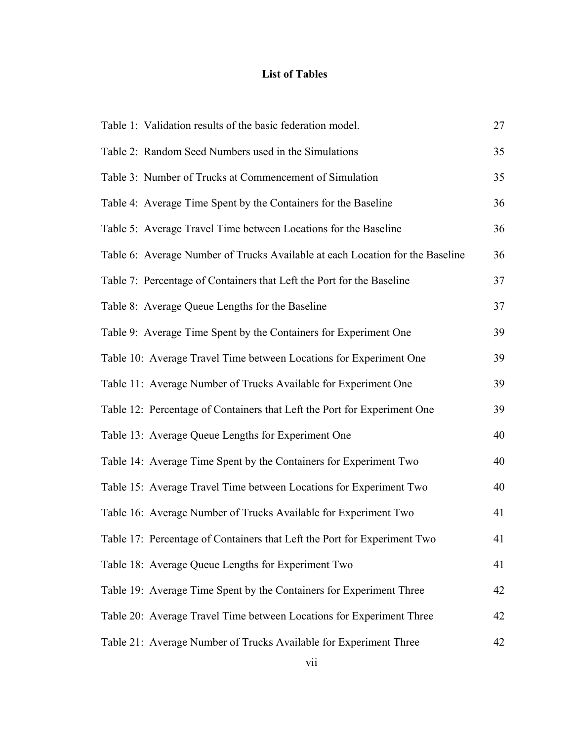# List of Tables

| | |
|---|---|
| Table 1: Validation results of the basic federation model. | 27 |
| Table 2: Random Seed Numbers used in the Simulations | 35 |
| Table 3: Number of Trucks at Commencement of Simulation | 35 |
| Table 4: Average Time Spent by the Containers for the Baseline | 36 |
| Table 5: Average Travel Time between Locations for the Baseline | 36 |
| Table 6: Average Number of Trucks Available at each Location for the Baseline | 36 |
| Table 7: Percentage of Containers that Left the Port for the Baseline | 37 |
| Table 8: Average Queue Lengths for the Baseline | 37 |
| Table 9: Average Time Spent by the Containers for Experiment One | 39 |
| Table 10: Average Travel Time between Locations for Experiment One | 39 |
| Table 11: Average Number of Trucks Available for Experiment One | 39 |
| Table 12: Percentage of Containers that Left the Port for Experiment One | 39 |
| Table 13: Average Queue Lengths for Experiment One | 40 |
| Table 14: Average Time Spent by the Containers for Experiment Two | 40 |
| Table 15: Average Travel Time between Locations for Experiment Two | 40 |
| Table 16: Average Number of Trucks Available for Experiment Two | 41 |
| Table 17: Percentage of Containers that Left the Port for Experiment Two | 41 |
| Table 18: Average Queue Lengths for Experiment Two | 41 |
| Table 19: Average Time Spent by the Containers for Experiment Three | 42 |
| Table 20: Average Travel Time between Locations for Experiment Three | 42 |
| Table 21: Average Number of Trucks Available for Experiment Three | 42 |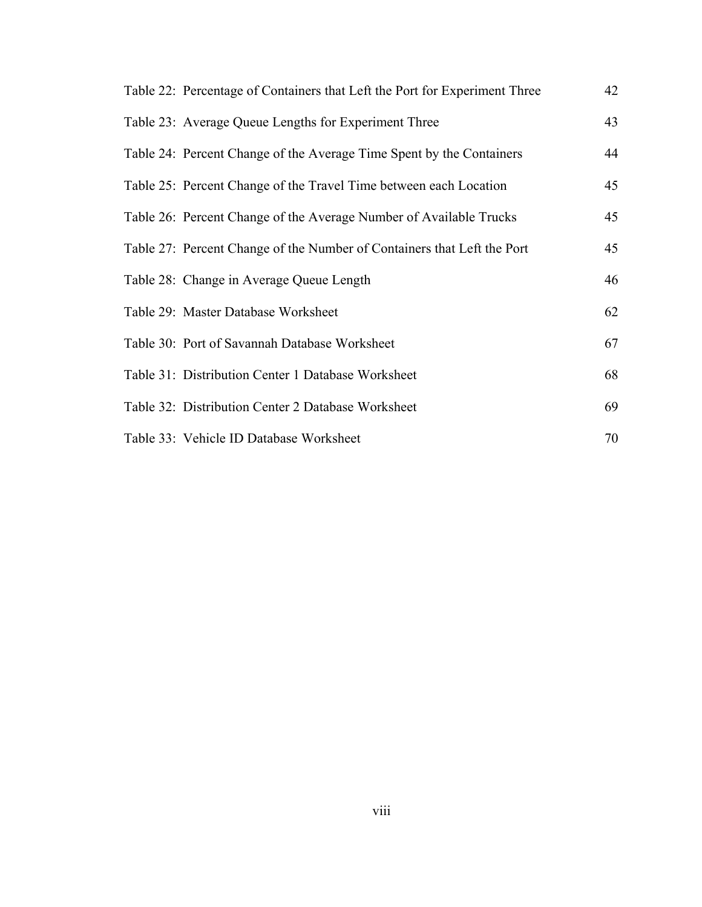Table 22: Percentage of Containers that Left the Port for Experiment Three 42

Table 23: Average Queue Lengths for Experiment Three 43

Table 24: Percent Change of the Average Time Spent by the Containers 44

Table 25: Percent Change of the Travel Time between each Location 45

Table 26: Percent Change of the Average Number of Available Trucks 45

Table 27: Percent Change of the Number of Containers that Left the Port 45

Table 28: Change in Average Queue Length 46

Table 29: Master Database Worksheet 62

Table 30: Port of Savannah Database Worksheet 67

Table 31: Distribution Center 1 Database Worksheet 68

Table 32: Distribution Center 2 Database Worksheet 69

Table 33: Vehicle ID Database Worksheet 70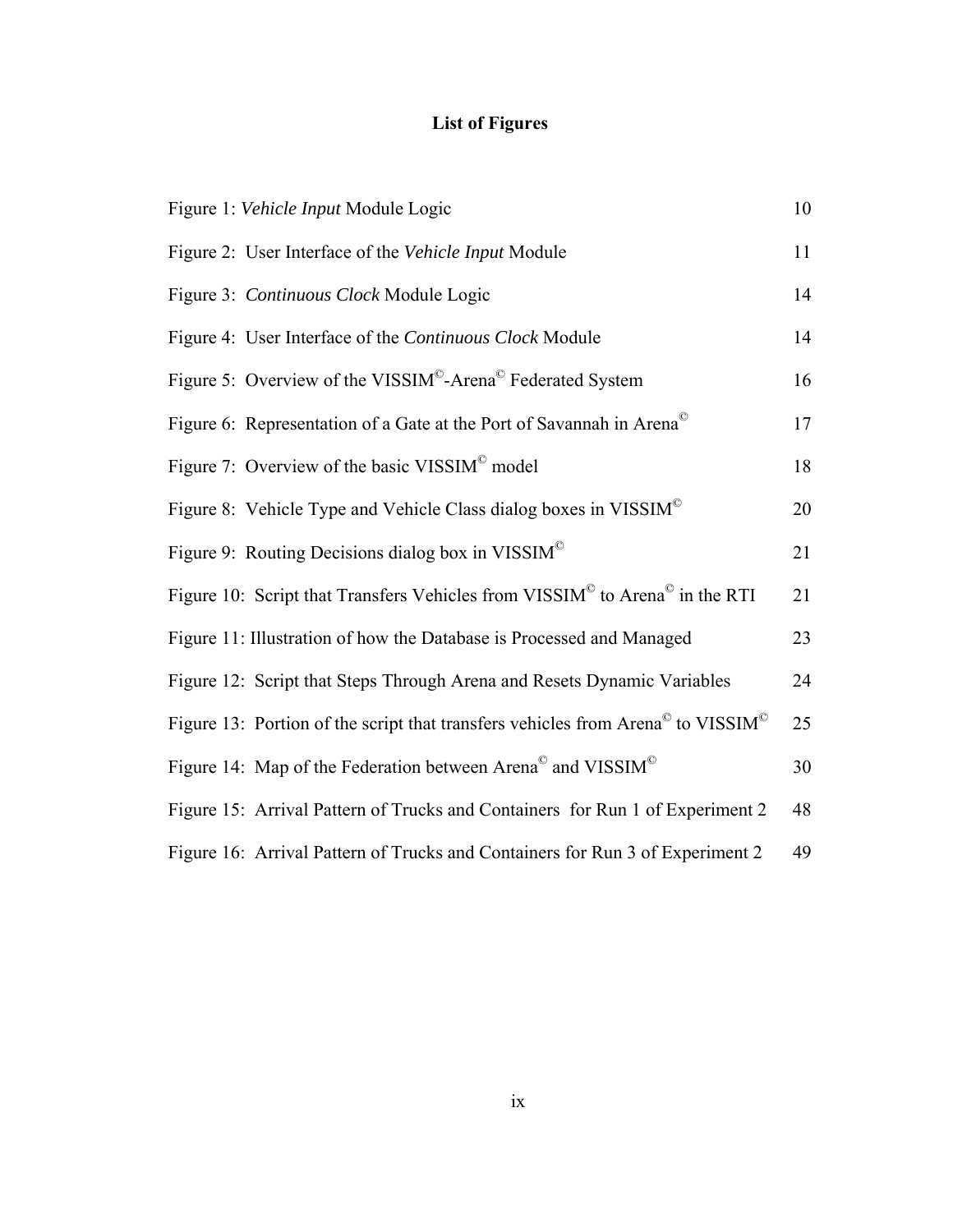# List of Figures

| | |
|---|---|
| Figure 1: *Vehicle Input* Module Logic | 10 |
| Figure 2: User Interface of the *Vehicle Input* Module | 11 |
| Figure 3: *Continuous Clock* Module Logic | 14 |
| Figure 4: User Interface of the *Continuous Clock* Module | 14 |
| Figure 5: Overview of the VISSIM©-Arena© Federated System | 16 |
| Figure 6: Representation of a Gate at the Port of Savannah in Arena© | 17 |
| Figure 7: Overview of the basic VISSIM© model | 18 |
| Figure 8: Vehicle Type and Vehicle Class dialog boxes in VISSIM© | 20 |
| Figure 9: Routing Decisions dialog box in VISSIM© | 21 |
| Figure 10: Script that Transfers Vehicles from VISSIM© to Arena© in the RTI | 21 |
| Figure 11: Illustration of how the Database is Processed and Managed | 23 |
| Figure 12: Script that Steps Through Arena and Resets Dynamic Variables | 24 |
| Figure 13: Portion of the script that transfers vehicles from Arena© to VISSIM© | 25 |
| Figure 14: Map of the Federation between Arena© and VISSIM© | 30 |
| Figure 15: Arrival Pattern of Trucks and Containers for Run 1 of Experiment 2 | 48 |
| Figure 16: Arrival Pattern of Trucks and Containers for Run 3 of Experiment 2 | 49 |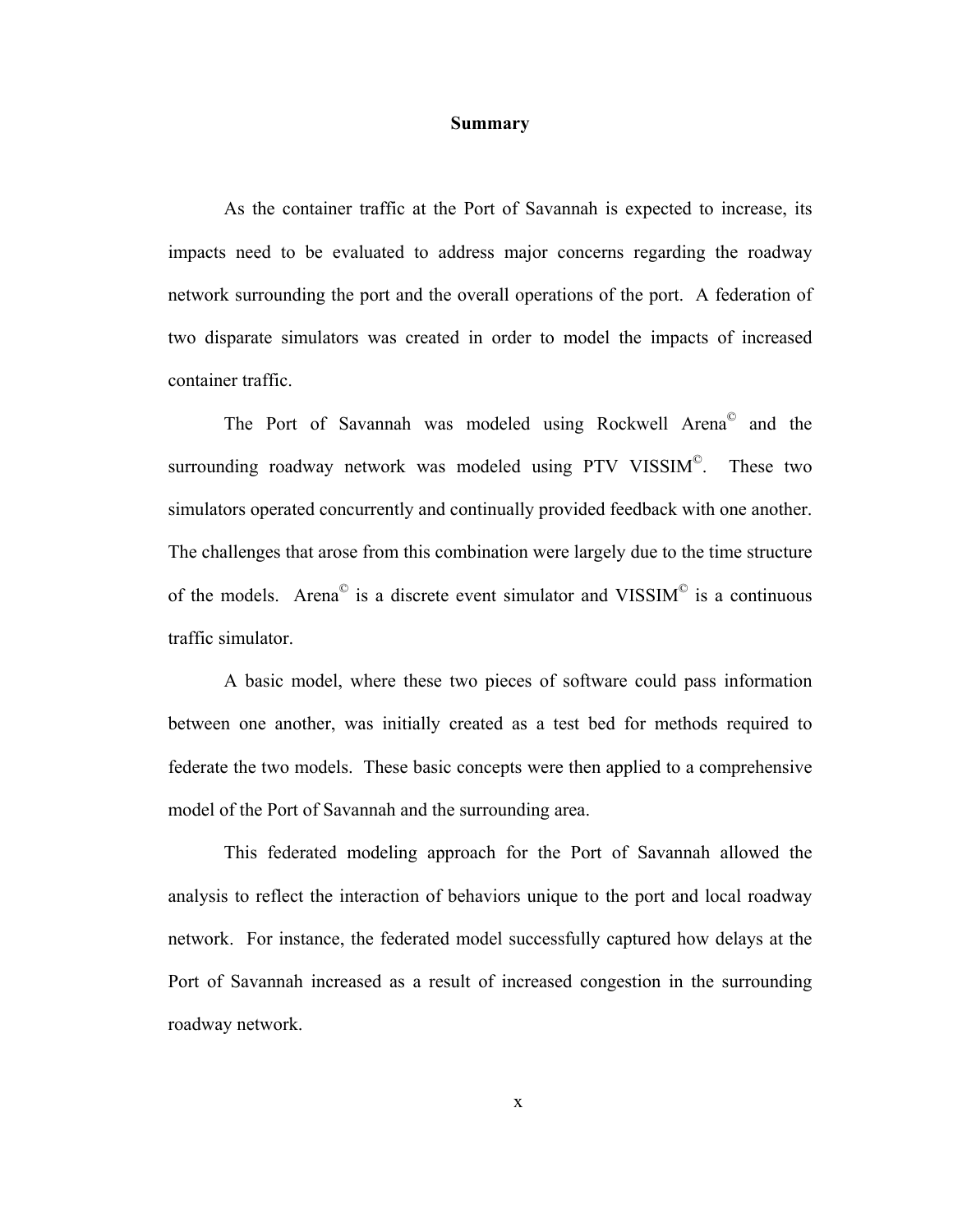# Summary

As the container traffic at the Port of Savannah is expected to increase, its impacts need to be evaluated to address major concerns regarding the roadway network surrounding the port and the overall operations of the port. A federation of two disparate simulators was created in order to model the impacts of increased container traffic.

The Port of Savannah was modeled using Rockwell Arena© and the surrounding roadway network was modeled using PTV VISSIM©. These two simulators operated concurrently and continually provided feedback with one another. The challenges that arose from this combination were largely due to the time structure of the models. Arena© is a discrete event simulator and VISSIM© is a continuous traffic simulator.

A basic model, where these two pieces of software could pass information between one another, was initially created as a test bed for methods required to federate the two models. These basic concepts were then applied to a comprehensive model of the Port of Savannah and the surrounding area.

This federated modeling approach for the Port of Savannah allowed the analysis to reflect the interaction of behaviors unique to the port and local roadway network. For instance, the federated model successfully captured how delays at the Port of Savannah increased as a result of increased congestion in the surrounding roadway network.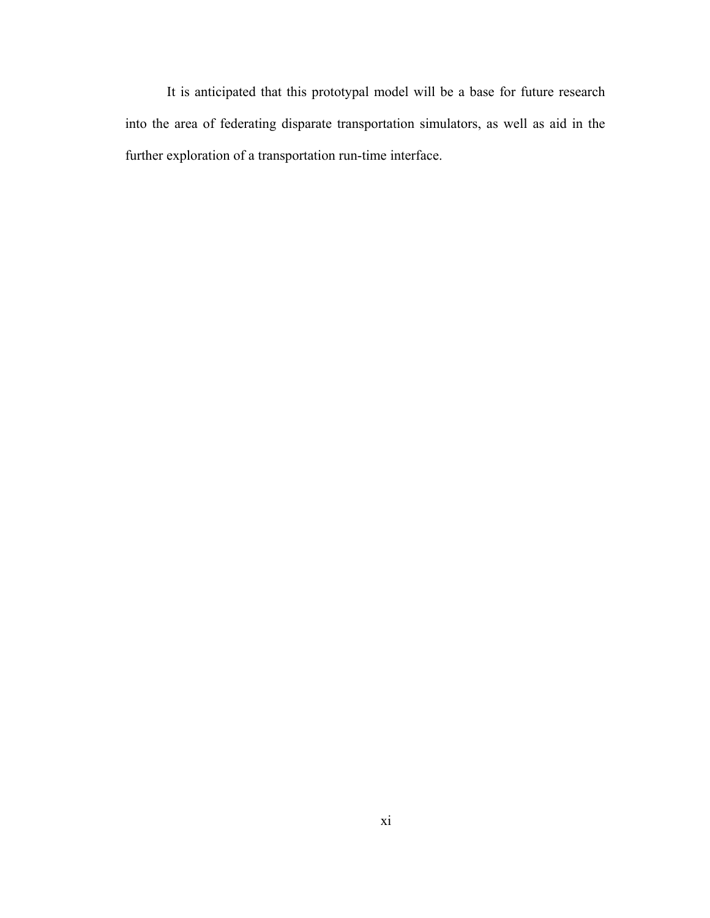It is anticipated that this prototypal model will be a base for future research into the area of federating disparate transportation simulators, as well as aid in the further exploration of a transportation run-time interface.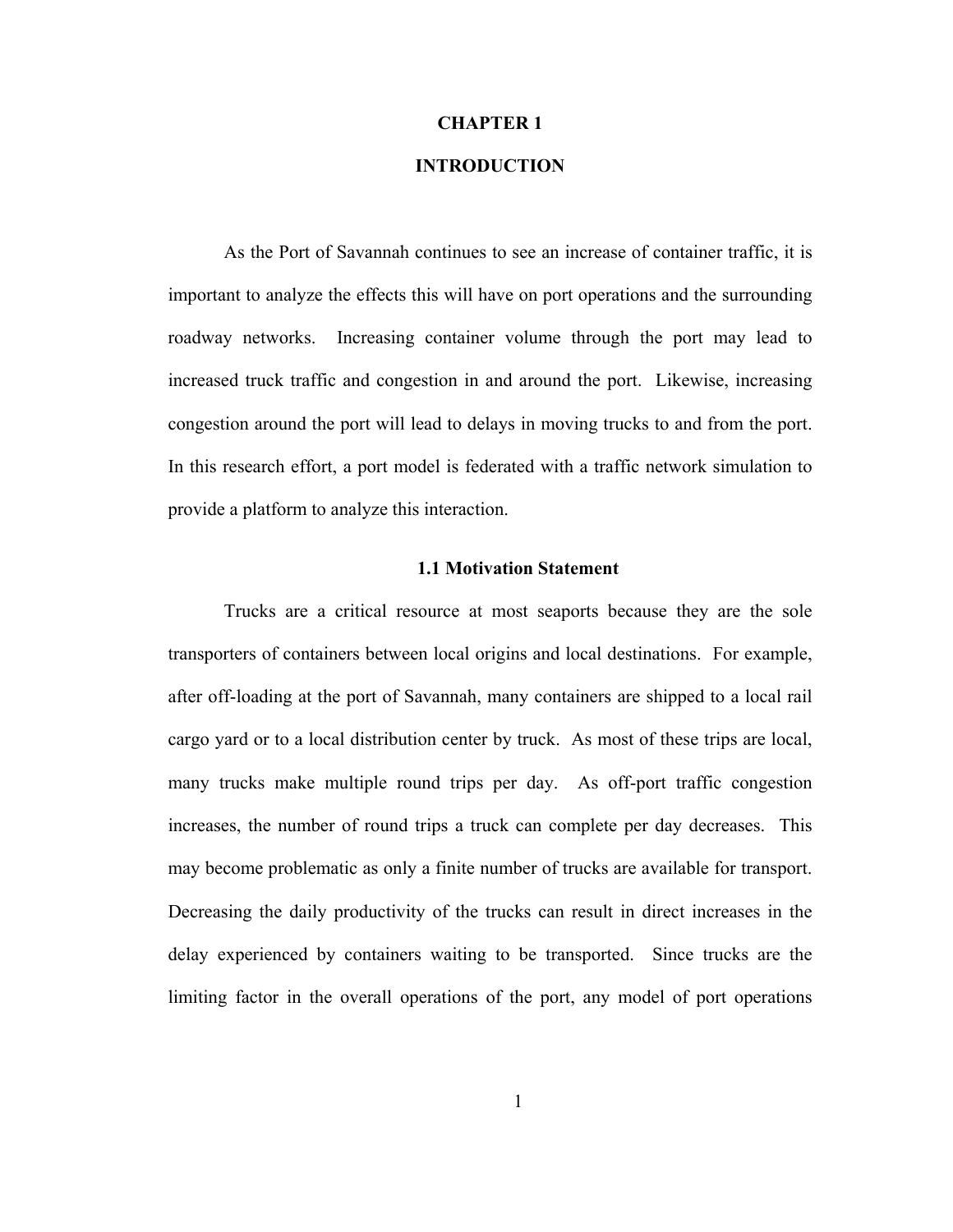# CHAPTER 1

# INTRODUCTION

As the Port of Savannah continues to see an increase of container traffic, it is important to analyze the effects this will have on port operations and the surrounding roadway networks. Increasing container volume through the port may lead to increased truck traffic and congestion in and around the port. Likewise, increasing congestion around the port will lead to delays in moving trucks to and from the port. In this research effort, a port model is federated with a traffic network simulation to provide a platform to analyze this interaction.

## 1.1 Motivation Statement

Trucks are a critical resource at most seaports because they are the sole transporters of containers between local origins and local destinations. For example, after off-loading at the port of Savannah, many containers are shipped to a local rail cargo yard or to a local distribution center by truck. As most of these trips are local, many trucks make multiple round trips per day. As off-port traffic congestion increases, the number of round trips a truck can complete per day decreases. This may become problematic as only a finite number of trucks are available for transport. Decreasing the daily productivity of the trucks can result in direct increases in the delay experienced by containers waiting to be transported. Since trucks are the limiting factor in the overall operations of the port, any model of port operations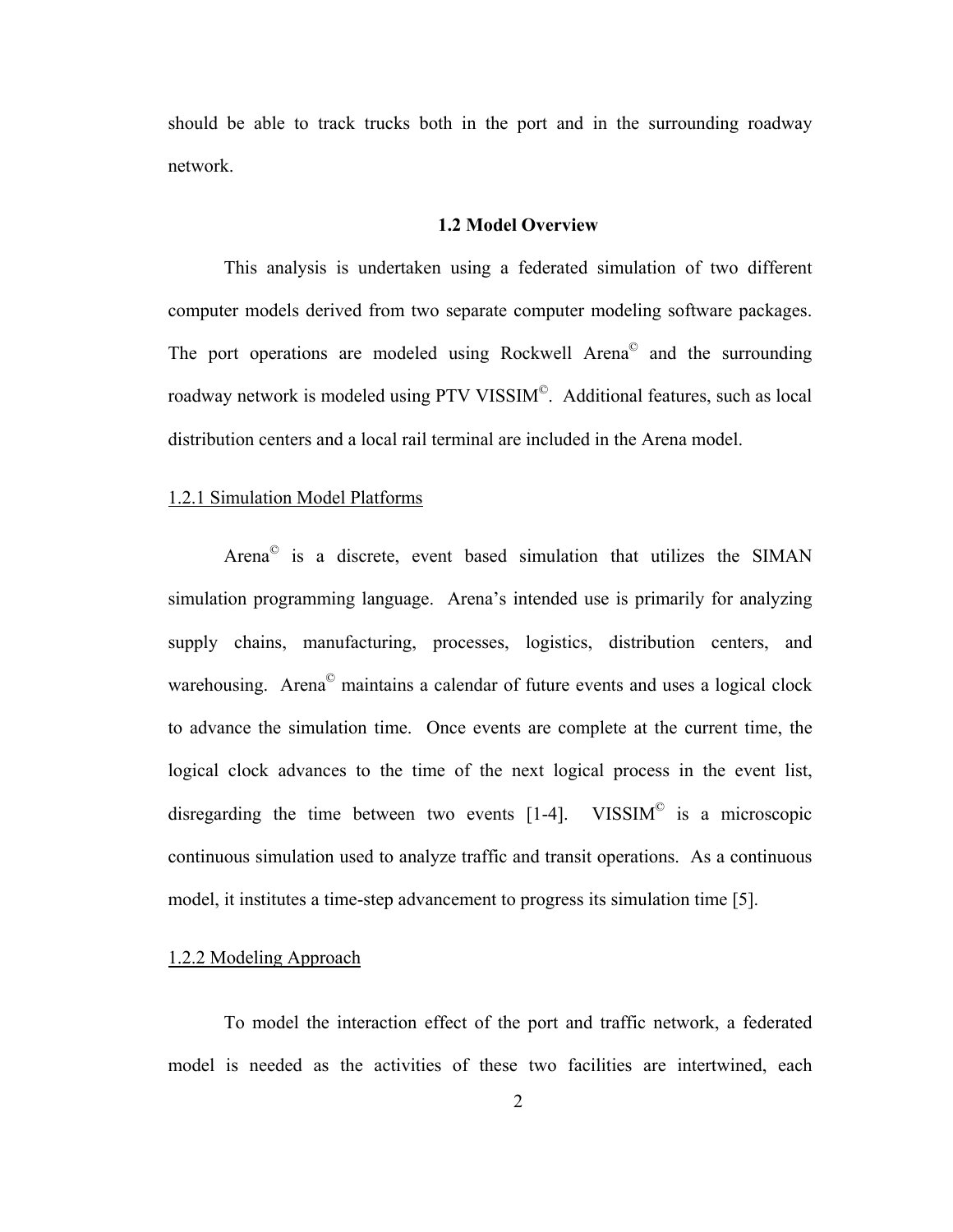should be able to track trucks both in the port and in the surrounding roadway network.

## 1.2 Model Overview

This analysis is undertaken using a federated simulation of two different computer models derived from two separate computer modeling software packages. The port operations are modeled using Rockwell Arena© and the surrounding roadway network is modeled using PTV VISSIM©. Additional features, such as local distribution centers and a local rail terminal are included in the Arena model.

### 1.2.1 Simulation Model Platforms

Arena© is a discrete, event based simulation that utilizes the SIMAN simulation programming language. Arena's intended use is primarily for analyzing supply chains, manufacturing, processes, logistics, distribution centers, and warehousing. Arena© maintains a calendar of future events and uses a logical clock to advance the simulation time. Once events are complete at the current time, the logical clock advances to the time of the next logical process in the event list, disregarding the time between two events [1-4]. VISSIM© is a microscopic continuous simulation used to analyze traffic and transit operations. As a continuous model, it institutes a time-step advancement to progress its simulation time [5].

### 1.2.2 Modeling Approach

To model the interaction effect of the port and traffic network, a federated model is needed as the activities of these two facilities are intertwined, each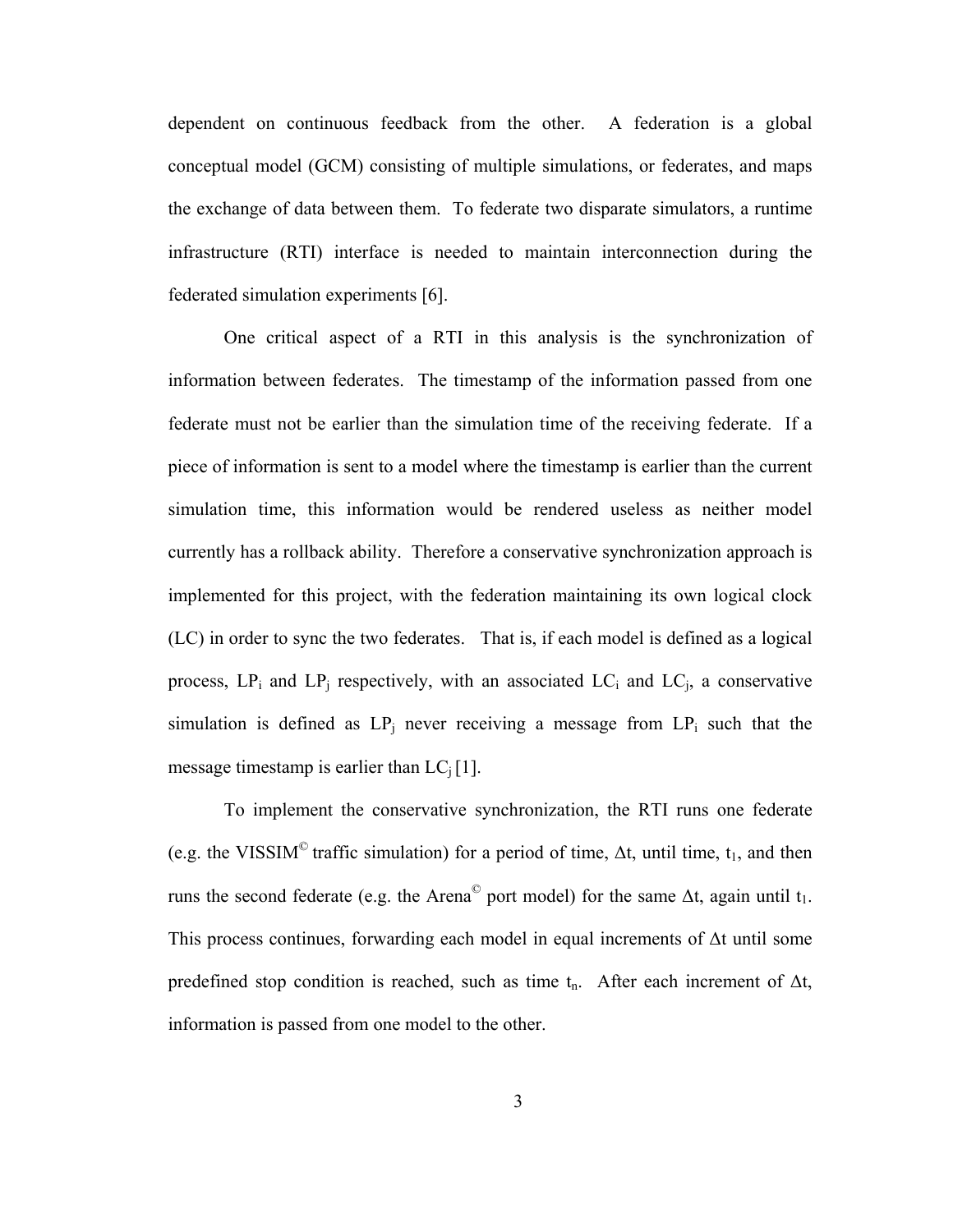dependent on continuous feedback from the other. A federation is a global conceptual model (GCM) consisting of multiple simulations, or federates, and maps the exchange of data between them. To federate two disparate simulators, a runtime infrastructure (RTI) interface is needed to maintain interconnection during the federated simulation experiments [6].

One critical aspect of a RTI in this analysis is the synchronization of information between federates. The timestamp of the information passed from one federate must not be earlier than the simulation time of the receiving federate. If a piece of information is sent to a model where the timestamp is earlier than the current simulation time, this information would be rendered useless as neither model currently has a rollback ability. Therefore a conservative synchronization approach is implemented for this project, with the federation maintaining its own logical clock (LC) in order to sync the two federates. That is, if each model is defined as a logical process, $LP_i$ and $LP_j$ respectively, with an associated $LC_i$ and $LC_j$, a conservative simulation is defined as $LP_j$ never receiving a message from $LP_i$ such that the message timestamp is earlier than $LC_j$ [1].

To implement the conservative synchronization, the RTI runs one federate (e.g. the VISSIM© traffic simulation) for a period of time, $\Delta t$, until time, $t_1$, and then runs the second federate (e.g. the Arena© port model) for the same $\Delta t$, again until $t_1$. This process continues, forwarding each model in equal increments of $\Delta t$ until some predefined stop condition is reached, such as time $t_n$. After each increment of $\Delta t$, information is passed from one model to the other.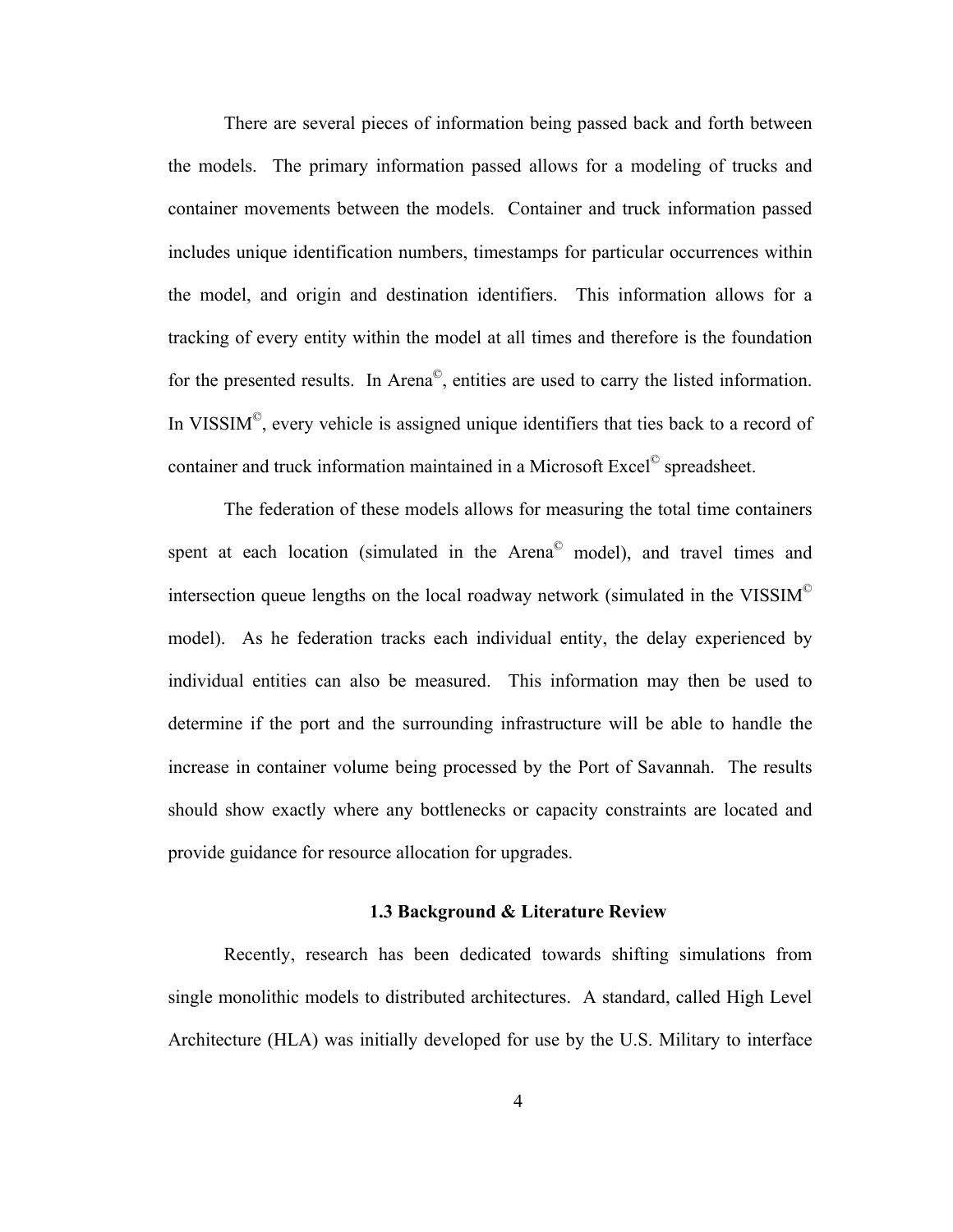There are several pieces of information being passed back and forth between the models. The primary information passed allows for a modeling of trucks and container movements between the models. Container and truck information passed includes unique identification numbers, timestamps for particular occurrences within the model, and origin and destination identifiers. This information allows for a tracking of every entity within the model at all times and therefore is the foundation for the presented results. In Arena©, entities are used to carry the listed information. In VISSIM©, every vehicle is assigned unique identifiers that ties back to a record of container and truck information maintained in a Microsoft Excel© spreadsheet.

The federation of these models allows for measuring the total time containers spent at each location (simulated in the Arena© model), and travel times and intersection queue lengths on the local roadway network (simulated in the VISSIM© model). As he federation tracks each individual entity, the delay experienced by individual entities can also be measured. This information may then be used to determine if the port and the surrounding infrastructure will be able to handle the increase in container volume being processed by the Port of Savannah. The results should show exactly where any bottlenecks or capacity constraints are located and provide guidance for resource allocation for upgrades.

### 1.3 Background & Literature Review

Recently, research has been dedicated towards shifting simulations from single monolithic models to distributed architectures. A standard, called High Level Architecture (HLA) was initially developed for use by the U.S. Military to interface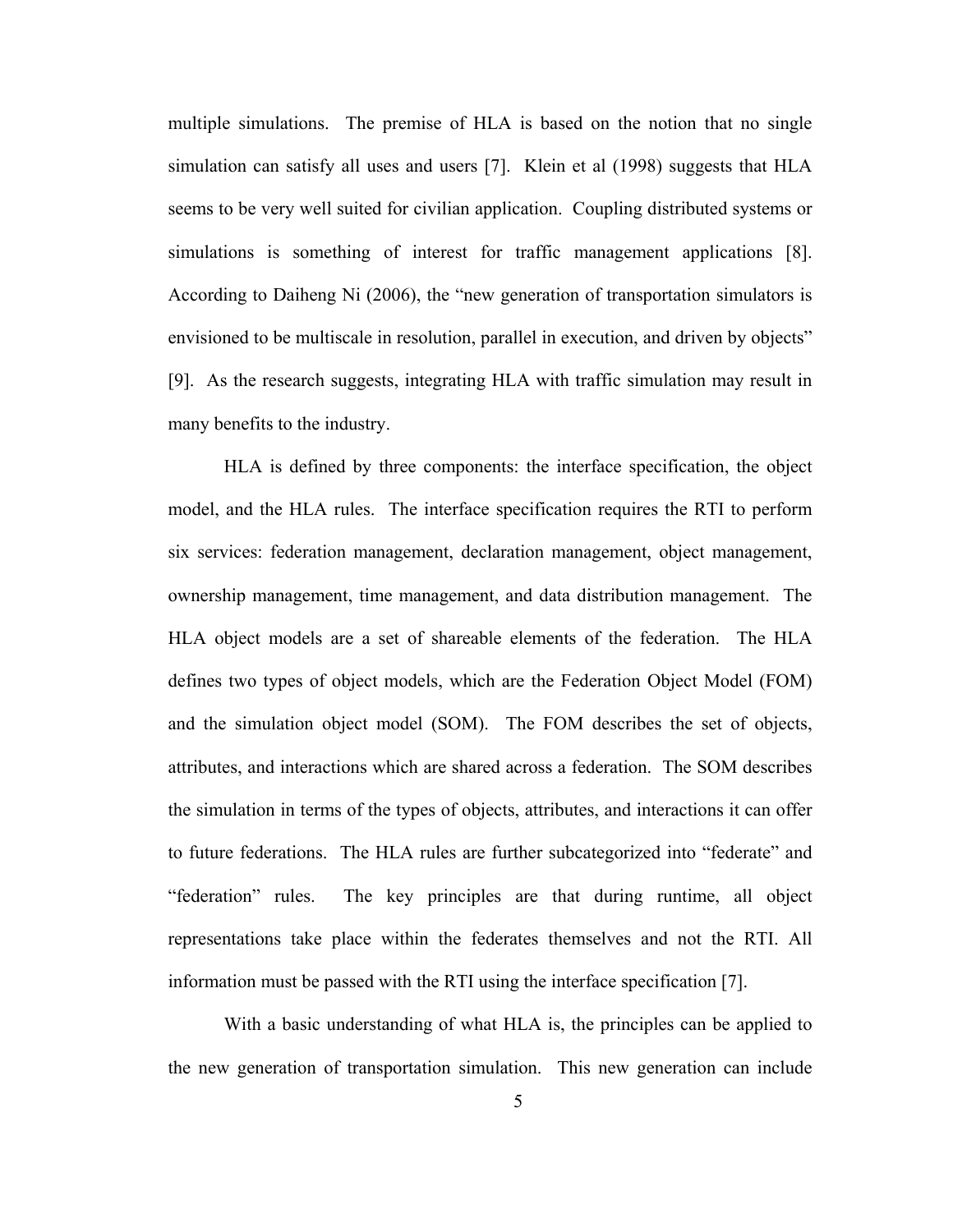multiple simulations. The premise of HLA is based on the notion that no single simulation can satisfy all uses and users [7]. Klein et al (1998) suggests that HLA seems to be very well suited for civilian application. Coupling distributed systems or simulations is something of interest for traffic management applications [8]. According to Daiheng Ni (2006), the "new generation of transportation simulators is envisioned to be multiscale in resolution, parallel in execution, and driven by objects" [9]. As the research suggests, integrating HLA with traffic simulation may result in many benefits to the industry.

HLA is defined by three components: the interface specification, the object model, and the HLA rules. The interface specification requires the RTI to perform six services: federation management, declaration management, object management, ownership management, time management, and data distribution management. The HLA object models are a set of shareable elements of the federation. The HLA defines two types of object models, which are the Federation Object Model (FOM) and the simulation object model (SOM). The FOM describes the set of objects, attributes, and interactions which are shared across a federation. The SOM describes the simulation in terms of the types of objects, attributes, and interactions it can offer to future federations. The HLA rules are further subcategorized into "federate" and "federation" rules. The key principles are that during runtime, all object representations take place within the federates themselves and not the RTI. All information must be passed with the RTI using the interface specification [7].

With a basic understanding of what HLA is, the principles can be applied to the new generation of transportation simulation. This new generation can include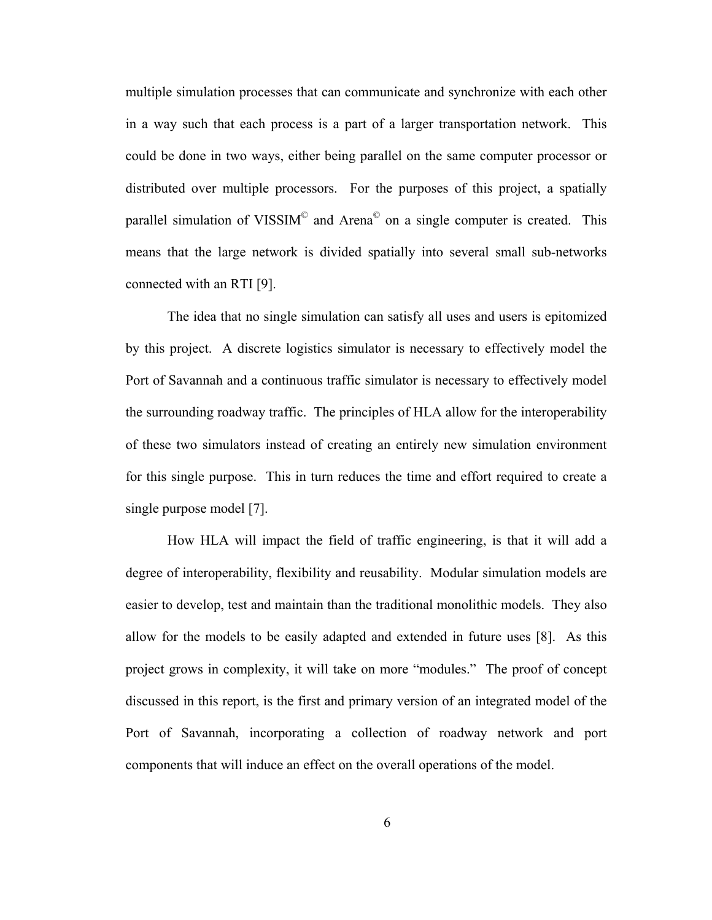multiple simulation processes that can communicate and synchronize with each other in a way such that each process is a part of a larger transportation network. This could be done in two ways, either being parallel on the same computer processor or distributed over multiple processors. For the purposes of this project, a spatially parallel simulation of VISSIM© and Arena© on a single computer is created. This means that the large network is divided spatially into several small sub-networks connected with an RTI [9].

The idea that no single simulation can satisfy all uses and users is epitomized by this project. A discrete logistics simulator is necessary to effectively model the Port of Savannah and a continuous traffic simulator is necessary to effectively model the surrounding roadway traffic. The principles of HLA allow for the interoperability of these two simulators instead of creating an entirely new simulation environment for this single purpose. This in turn reduces the time and effort required to create a single purpose model [7].

How HLA will impact the field of traffic engineering, is that it will add a degree of interoperability, flexibility and reusability. Modular simulation models are easier to develop, test and maintain than the traditional monolithic models. They also allow for the models to be easily adapted and extended in future uses [8]. As this project grows in complexity, it will take on more "modules." The proof of concept discussed in this report, is the first and primary version of an integrated model of the Port of Savannah, incorporating a collection of roadway network and port components that will induce an effect on the overall operations of the model.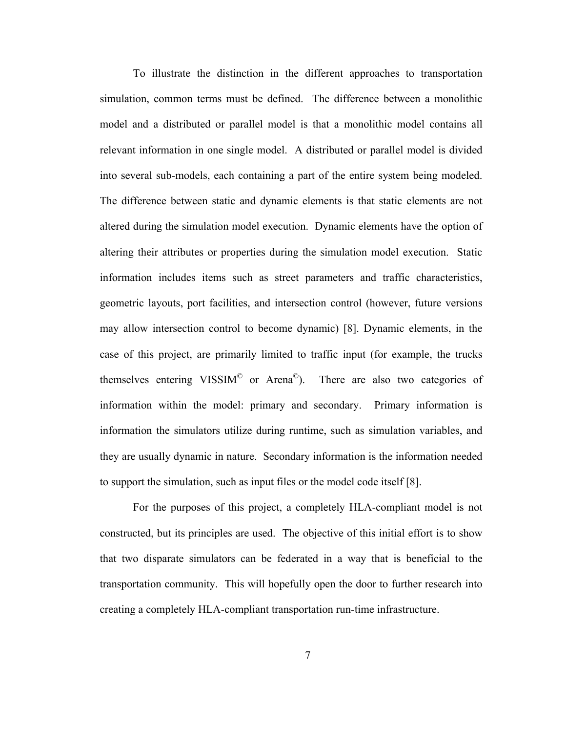To illustrate the distinction in the different approaches to transportation simulation, common terms must be defined. The difference between a monolithic model and a distributed or parallel model is that a monolithic model contains all relevant information in one single model. A distributed or parallel model is divided into several sub-models, each containing a part of the entire system being modeled. The difference between static and dynamic elements is that static elements are not altered during the simulation model execution. Dynamic elements have the option of altering their attributes or properties during the simulation model execution. Static information includes items such as street parameters and traffic characteristics, geometric layouts, port facilities, and intersection control (however, future versions may allow intersection control to become dynamic) [8]. Dynamic elements, in the case of this project, are primarily limited to traffic input (for example, the trucks themselves entering VISSIM© or Arena©). There are also two categories of information within the model: primary and secondary. Primary information is information the simulators utilize during runtime, such as simulation variables, and they are usually dynamic in nature. Secondary information is the information needed to support the simulation, such as input files or the model code itself [8].

For the purposes of this project, a completely HLA-compliant model is not constructed, but its principles are used. The objective of this initial effort is to show that two disparate simulators can be federated in a way that is beneficial to the transportation community. This will hopefully open the door to further research into creating a completely HLA-compliant transportation run-time infrastructure.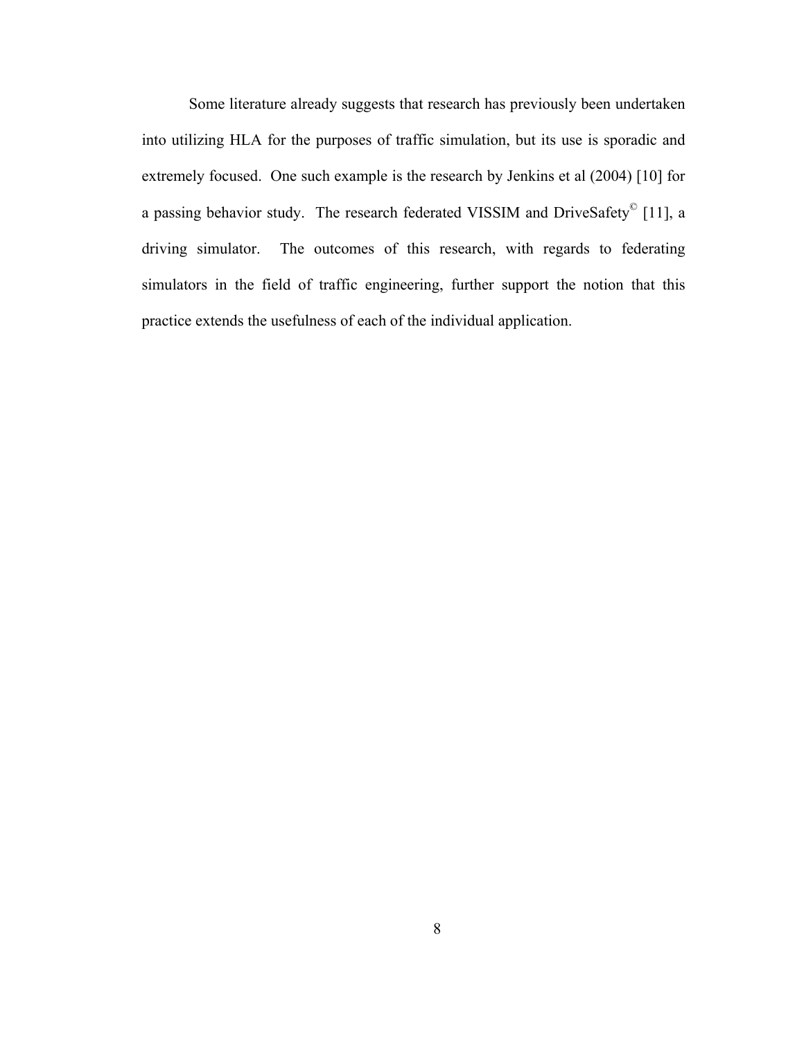Some literature already suggests that research has previously been undertaken into utilizing HLA for the purposes of traffic simulation, but its use is sporadic and extremely focused. One such example is the research by Jenkins et al (2004) [10] for a passing behavior study. The research federated VISSIM and DriveSafety© [11], a driving simulator. The outcomes of this research, with regards to federating simulators in the field of traffic engineering, further support the notion that this practice extends the usefulness of each of the individual application.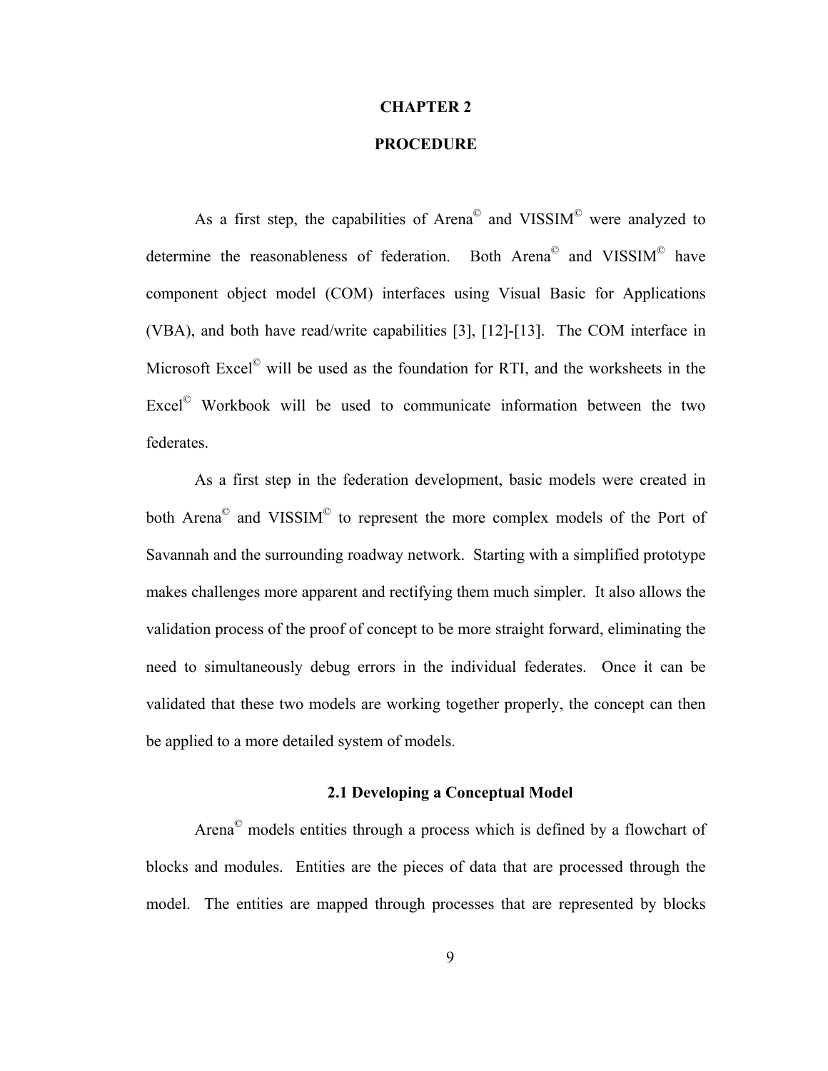# CHAPTER 2

# PROCEDURE

As a first step, the capabilities of Arena© and VISSIM© were analyzed to determine the reasonableness of federation. Both Arena© and VISSIM© have component object model (COM) interfaces using Visual Basic for Applications (VBA), and both have read/write capabilities [3], [12]-[13]. The COM interface in Microsoft Excel© will be used as the foundation for RTI, and the worksheets in the Excel© Workbook will be used to communicate information between the two federates.

As a first step in the federation development, basic models were created in both Arena© and VISSIM© to represent the more complex models of the Port of Savannah and the surrounding roadway network. Starting with a simplified prototype makes challenges more apparent and rectifying them much simpler. It also allows the validation process of the proof of concept to be more straight forward, eliminating the need to simultaneously debug errors in the individual federates. Once it can be validated that these two models are working together properly, the concept can then be applied to a more detailed system of models.

## 2.1 Developing a Conceptual Model

Arena© models entities through a process which is defined by a flowchart of blocks and modules. Entities are the pieces of data that are processed through the model. The entities are mapped through processes that are represented by blocks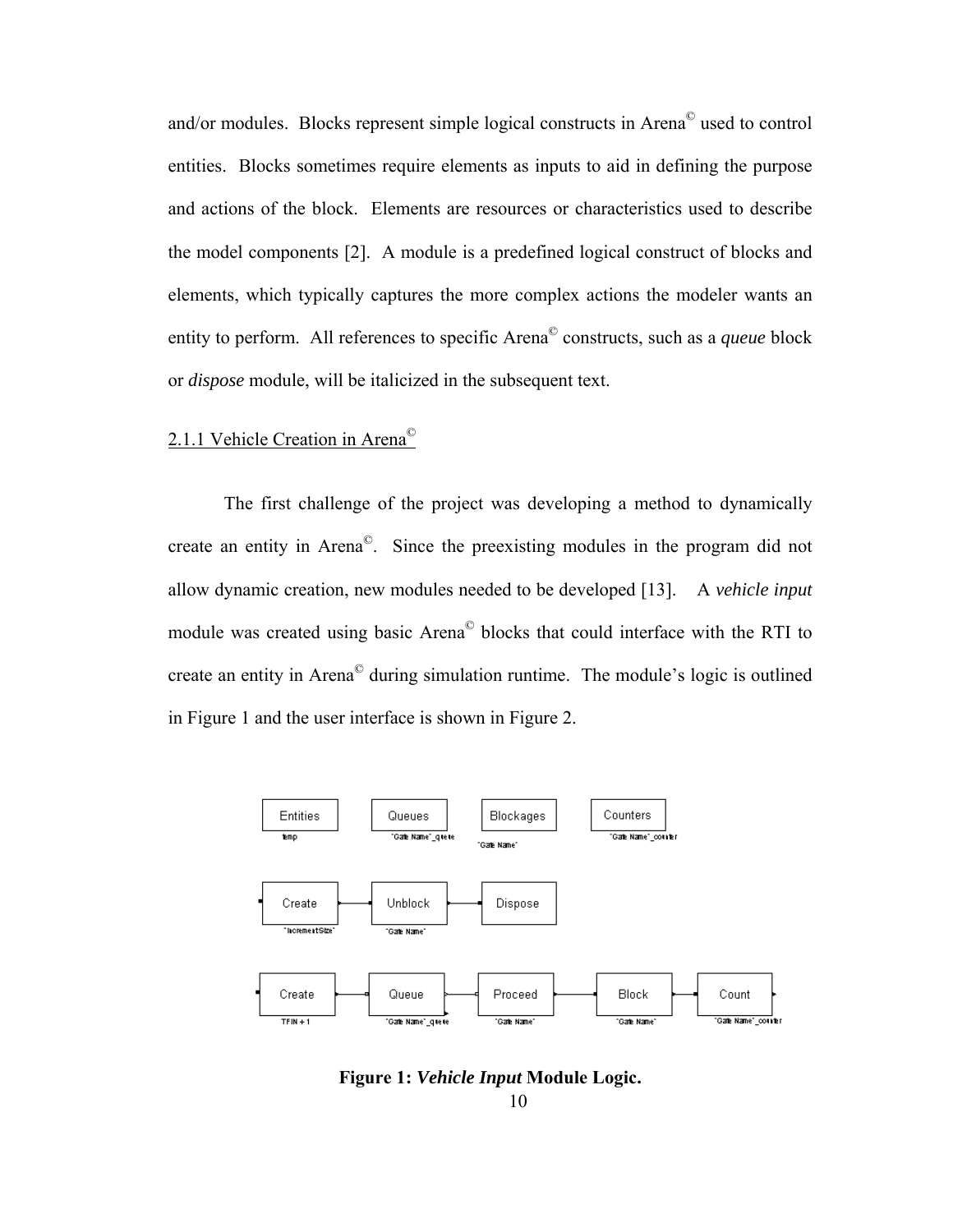and/or modules. Blocks represent simple logical constructs in Arena© used to control entities. Blocks sometimes require elements as inputs to aid in defining the purpose and actions of the block. Elements are resources or characteristics used to describe the model components [2]. A module is a predefined logical construct of blocks and elements, which typically captures the more complex actions the modeler wants an entity to perform. All references to specific Arena© constructs, such as a *queue* block or *dispose* module, will be italicized in the subsequent text.

### 2.1.1 Vehicle Creation in Arena©

The first challenge of the project was developing a method to dynamically create an entity in Arena©. Since the preexisting modules in the program did not allow dynamic creation, new modules needed to be developed [13]. A *vehicle input* module was created using basic Arena© blocks that could interface with the RTI to create an entity in Arena© during simulation runtime. The module's logic is outlined in Figure 1 and the user interface is shown in Figure 2.

Entities (temp) | Queues ("Gate Name"_queue) | Blockages ("Gate Name") | Counters ("Gate Name"_counter)

Create ("IncrementSize") → Unblock ("Gate Name") → Dispose

Create (TFIN + 1) → Queue ("Gate Name"_queue) → Proceed ("Gate Name") → Block ("Gate Name") → Count ("Gate Name"_counter)

**Figure 1: *Vehicle Input* Module Logic.**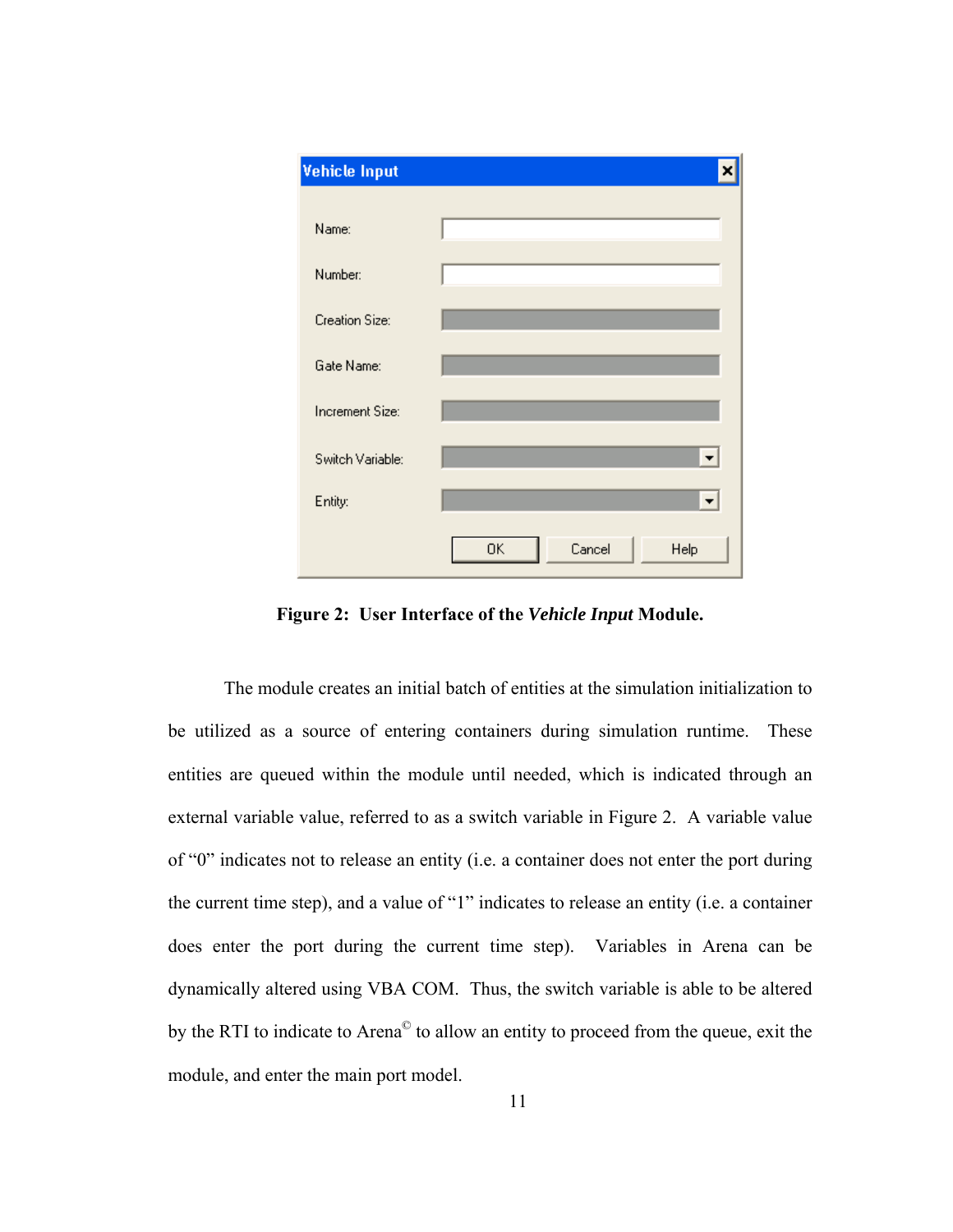**Figure 2: User Interface of the *Vehicle Input* Module.**

The module creates an initial batch of entities at the simulation initialization to be utilized as a source of entering containers during simulation runtime. These entities are queued within the module until needed, which is indicated through an external variable value, referred to as a switch variable in Figure 2. A variable value of "0" indicates not to release an entity (i.e. a container does not enter the port during the current time step), and a value of "1" indicates to release an entity (i.e. a container does enter the port during the current time step). Variables in Arena can be dynamically altered using VBA COM. Thus, the switch variable is able to be altered by the RTI to indicate to Arena© to allow an entity to proceed from the queue, exit the module, and enter the main port model.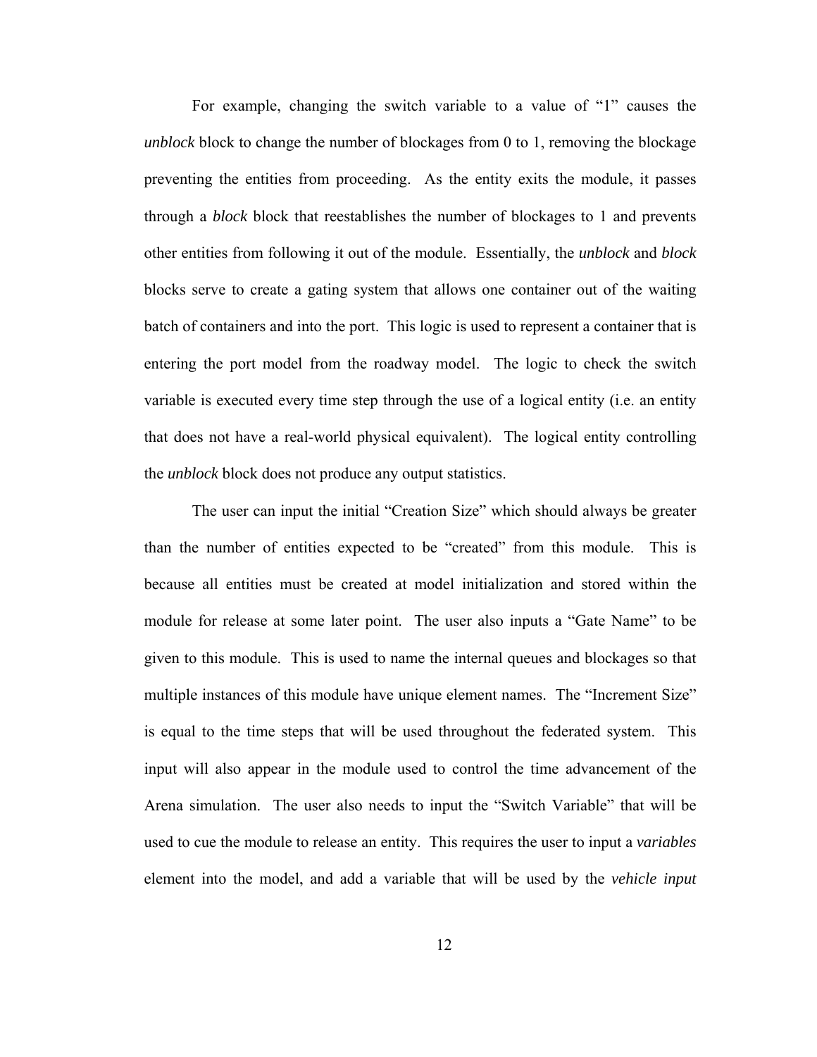For example, changing the switch variable to a value of "1" causes the *unblock* block to change the number of blockages from 0 to 1, removing the blockage preventing the entities from proceeding. As the entity exits the module, it passes through a *block* block that reestablishes the number of blockages to 1 and prevents other entities from following it out of the module. Essentially, the *unblock* and *block* blocks serve to create a gating system that allows one container out of the waiting batch of containers and into the port. This logic is used to represent a container that is entering the port model from the roadway model. The logic to check the switch variable is executed every time step through the use of a logical entity (i.e. an entity that does not have a real-world physical equivalent). The logical entity controlling the *unblock* block does not produce any output statistics.

The user can input the initial "Creation Size" which should always be greater than the number of entities expected to be "created" from this module. This is because all entities must be created at model initialization and stored within the module for release at some later point. The user also inputs a "Gate Name" to be given to this module. This is used to name the internal queues and blockages so that multiple instances of this module have unique element names. The "Increment Size" is equal to the time steps that will be used throughout the federated system. This input will also appear in the module used to control the time advancement of the Arena simulation. The user also needs to input the "Switch Variable" that will be used to cue the module to release an entity. This requires the user to input a *variables* element into the model, and add a variable that will be used by the *vehicle input*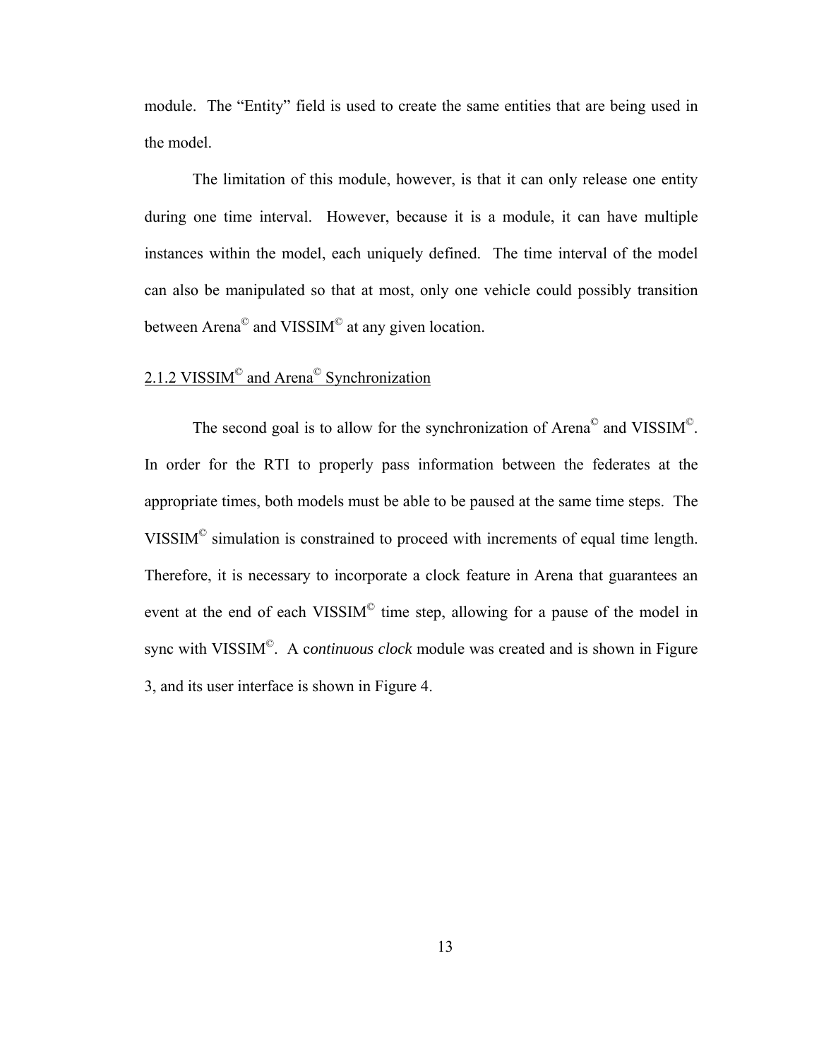module. The "Entity" field is used to create the same entities that are being used in the model.

The limitation of this module, however, is that it can only release one entity during one time interval. However, because it is a module, it can have multiple instances within the model, each uniquely defined. The time interval of the model can also be manipulated so that at most, only one vehicle could possibly transition between Arena© and VISSIM© at any given location.

### 2.1.2 VISSIM© and Arena© Synchronization

The second goal is to allow for the synchronization of Arena© and VISSIM©. In order for the RTI to properly pass information between the federates at the appropriate times, both models must be able to be paused at the same time steps. The VISSIM© simulation is constrained to proceed with increments of equal time length. Therefore, it is necessary to incorporate a clock feature in Arena that guarantees an event at the end of each VISSIM© time step, allowing for a pause of the model in sync with VISSIM©. A c*ontinuous clock* module was created and is shown in Figure 3, and its user interface is shown in Figure 4.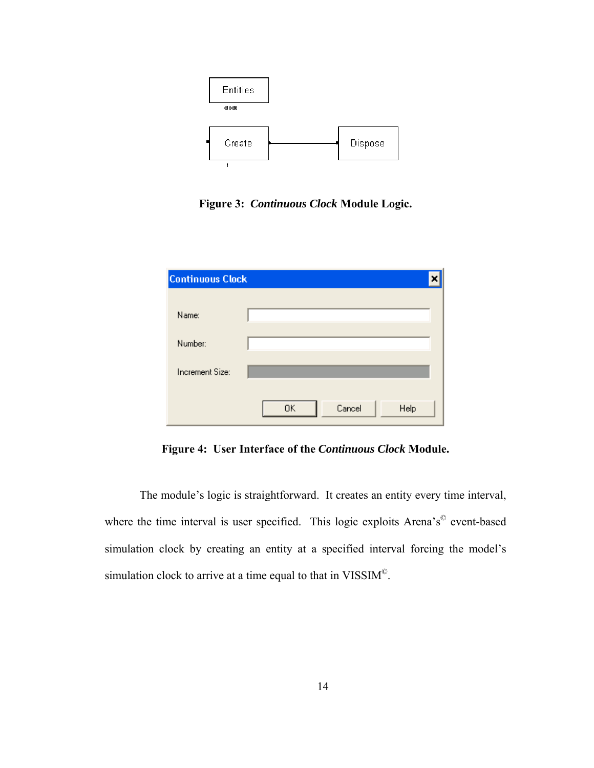**Figure 3: *Continuous Clock* Module Logic.**

**Figure 4: User Interface of the *Continuous Clock* Module.**

The module's logic is straightforward. It creates an entity every time interval, where the time interval is user specified. This logic exploits Arena's© event-based simulation clock by creating an entity at a specified interval forcing the model's simulation clock to arrive at a time equal to that in VISSIM©.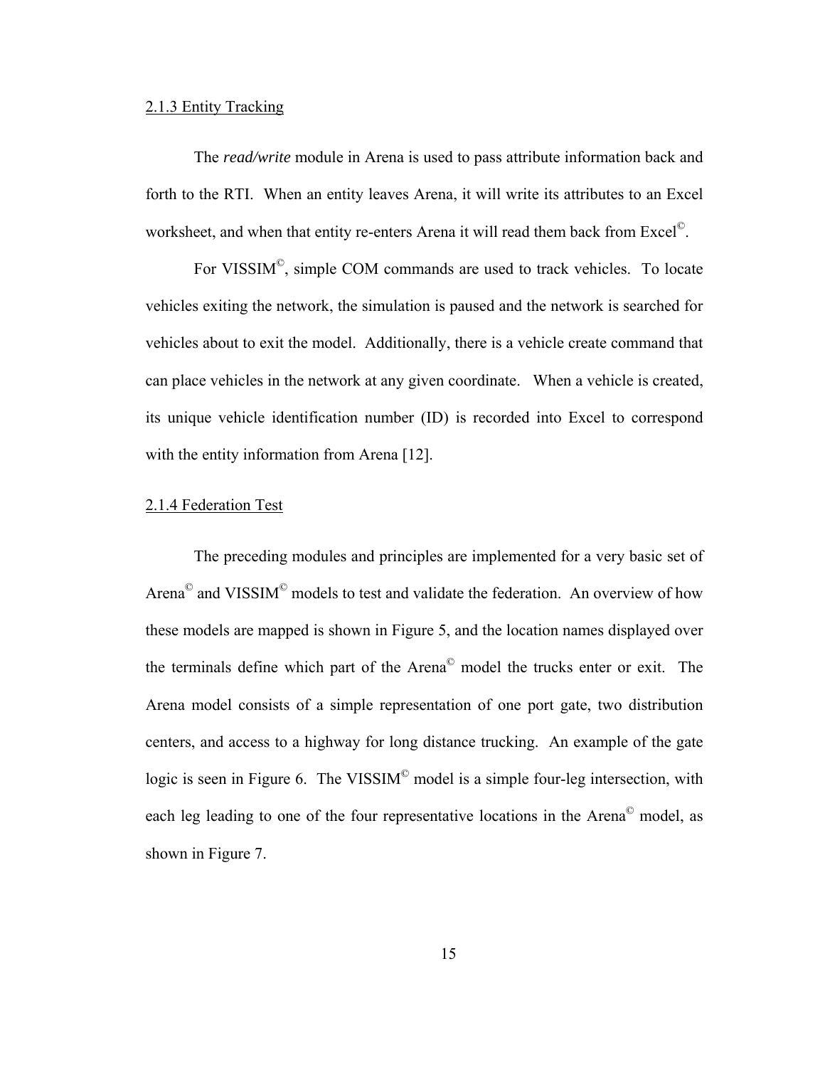### 2.1.3 Entity Tracking

The *read/write* module in Arena is used to pass attribute information back and forth to the RTI. When an entity leaves Arena, it will write its attributes to an Excel worksheet, and when that entity re-enters Arena it will read them back from Excel©.

For VISSIM©, simple COM commands are used to track vehicles. To locate vehicles exiting the network, the simulation is paused and the network is searched for vehicles about to exit the model. Additionally, there is a vehicle create command that can place vehicles in the network at any given coordinate. When a vehicle is created, its unique vehicle identification number (ID) is recorded into Excel to correspond with the entity information from Arena [12].

### 2.1.4 Federation Test

The preceding modules and principles are implemented for a very basic set of Arena© and VISSIM© models to test and validate the federation. An overview of how these models are mapped is shown in Figure 5, and the location names displayed over the terminals define which part of the Arena© model the trucks enter or exit. The Arena model consists of a simple representation of one port gate, two distribution centers, and access to a highway for long distance trucking. An example of the gate logic is seen in Figure 6. The VISSIM© model is a simple four-leg intersection, with each leg leading to one of the four representative locations in the Arena© model, as shown in Figure 7.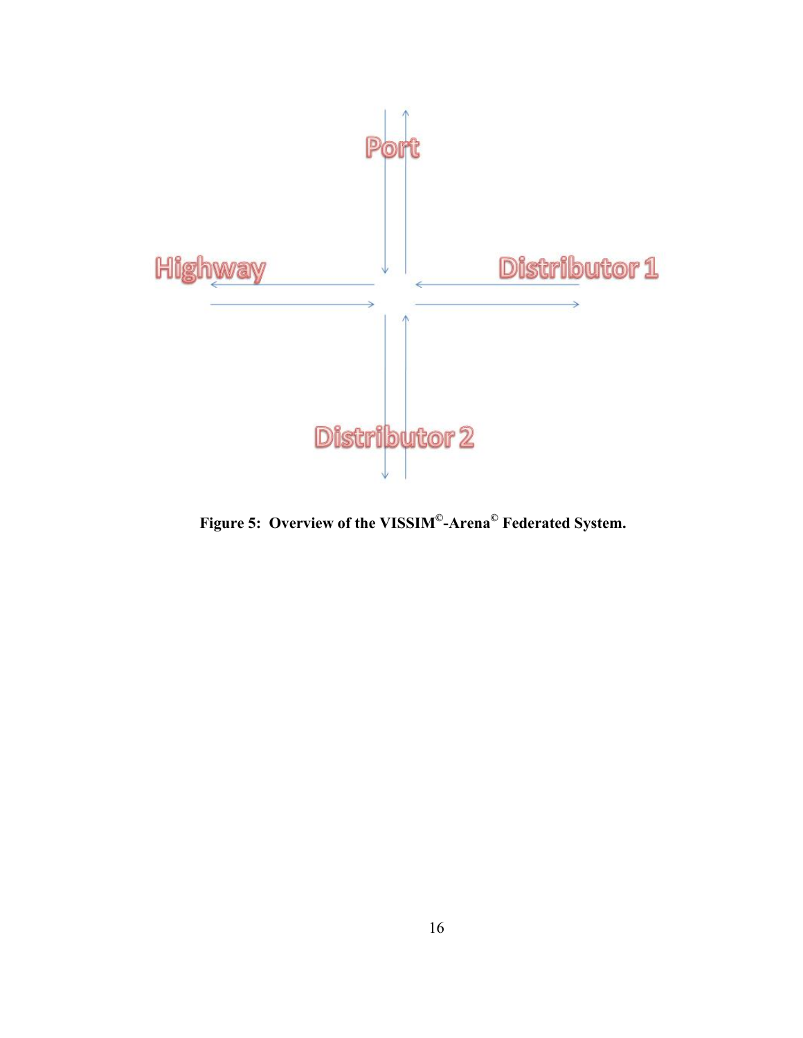Port

Highway

Distributor 1

Distributor 2

**Figure 5: Overview of the VISSIM©-Arena© Federated System.**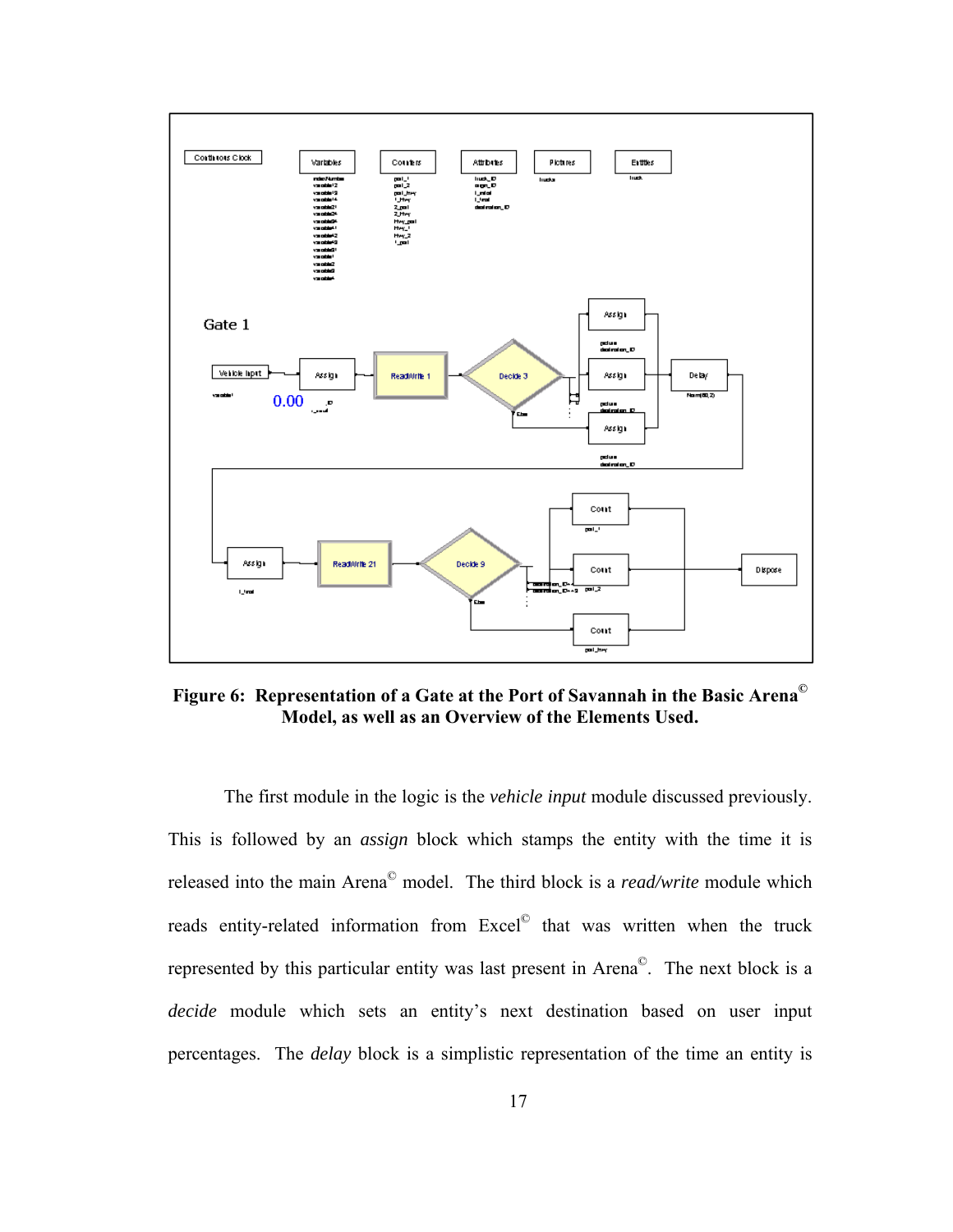**Figure 6: Representation of a Gate at the Port of Savannah in the Basic Arena© Model, as well as an Overview of the Elements Used.**

The first module in the logic is the *vehicle input* module discussed previously. This is followed by an *assign* block which stamps the entity with the time it is released into the main Arena© model. The third block is a *read/write* module which reads entity-related information from Excel© that was written when the truck represented by this particular entity was last present in Arena©. The next block is a *decide* module which sets an entity's next destination based on user input percentages. The *delay* block is a simplistic representation of the time an entity is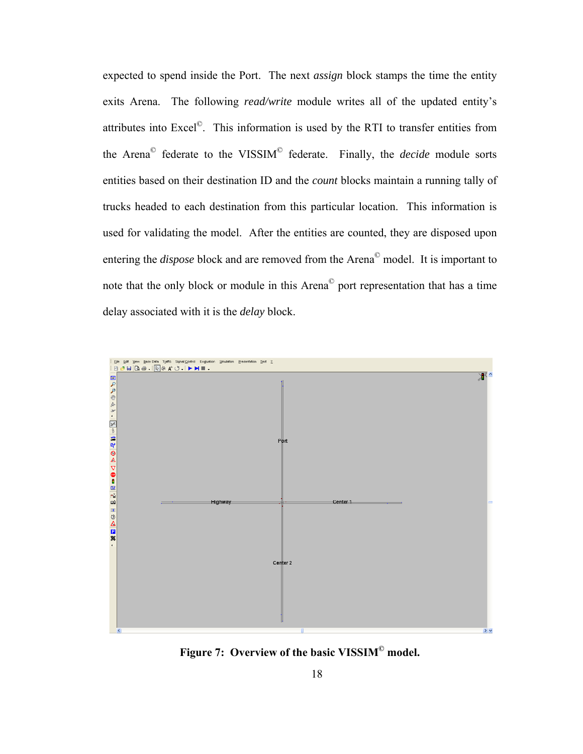expected to spend inside the Port. The next *assign* block stamps the time the entity exits Arena. The following *read/write* module writes all of the updated entity's attributes into Excel©. This information is used by the RTI to transfer entities from the Arena© federate to the VISSIM© federate. Finally, the *decide* module sorts entities based on their destination ID and the *count* blocks maintain a running tally of trucks headed to each destination from this particular location. This information is used for validating the model. After the entities are counted, they are disposed upon entering the *dispose* block and are removed from the Arena© model. It is important to note that the only block or module in this Arena© port representation that has a time delay associated with it is the *delay* block.

**Figure 7: Overview of the basic VISSIM© model.**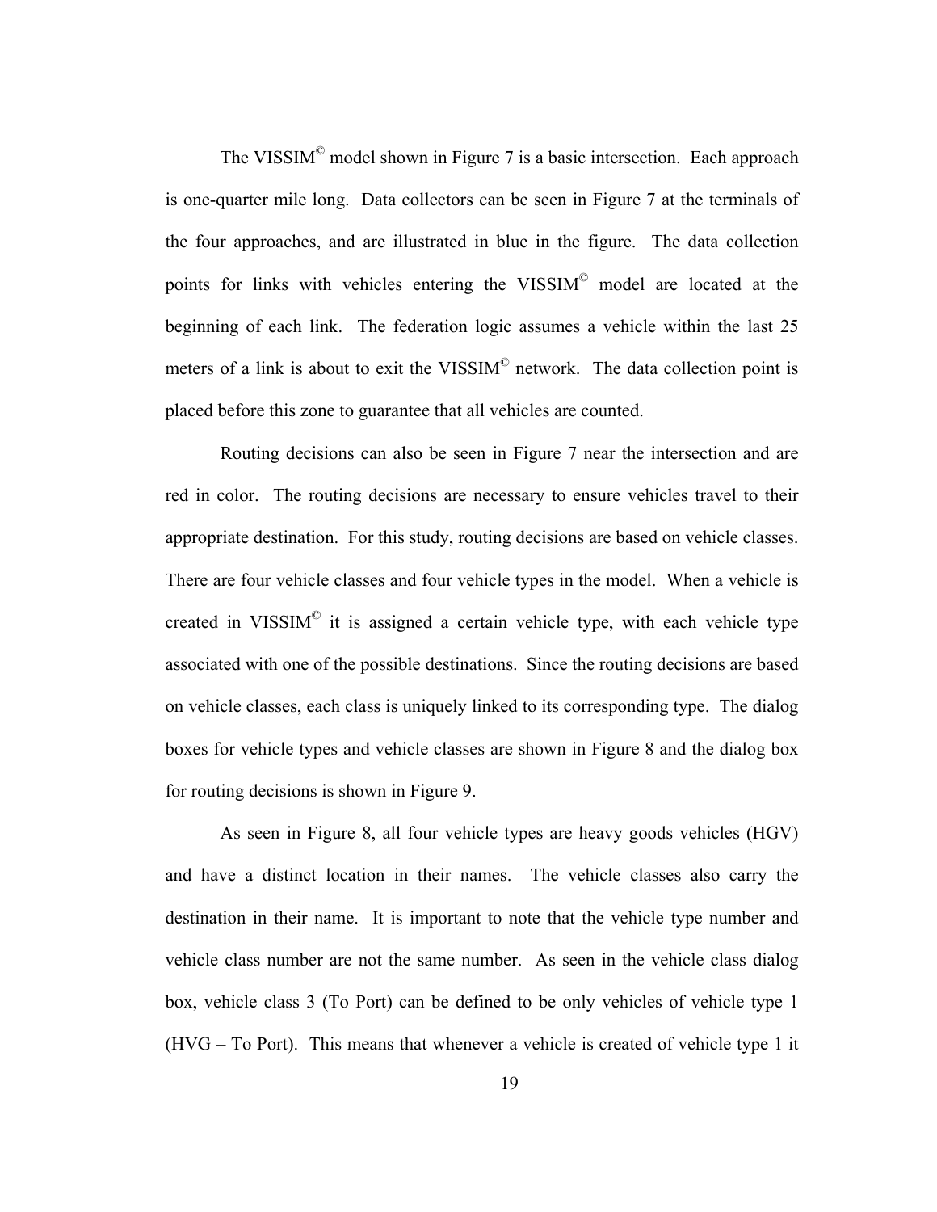The VISSIM© model shown in Figure 7 is a basic intersection. Each approach is one-quarter mile long. Data collectors can be seen in Figure 7 at the terminals of the four approaches, and are illustrated in blue in the figure. The data collection points for links with vehicles entering the VISSIM© model are located at the beginning of each link. The federation logic assumes a vehicle within the last 25 meters of a link is about to exit the VISSIM© network. The data collection point is placed before this zone to guarantee that all vehicles are counted.

Routing decisions can also be seen in Figure 7 near the intersection and are red in color. The routing decisions are necessary to ensure vehicles travel to their appropriate destination. For this study, routing decisions are based on vehicle classes. There are four vehicle classes and four vehicle types in the model. When a vehicle is created in VISSIM© it is assigned a certain vehicle type, with each vehicle type associated with one of the possible destinations. Since the routing decisions are based on vehicle classes, each class is uniquely linked to its corresponding type. The dialog boxes for vehicle types and vehicle classes are shown in Figure 8 and the dialog box for routing decisions is shown in Figure 9.

As seen in Figure 8, all four vehicle types are heavy goods vehicles (HGV) and have a distinct location in their names. The vehicle classes also carry the destination in their name. It is important to note that the vehicle type number and vehicle class number are not the same number. As seen in the vehicle class dialog box, vehicle class 3 (To Port) can be defined to be only vehicles of vehicle type 1 (HVG – To Port). This means that whenever a vehicle is created of vehicle type 1 it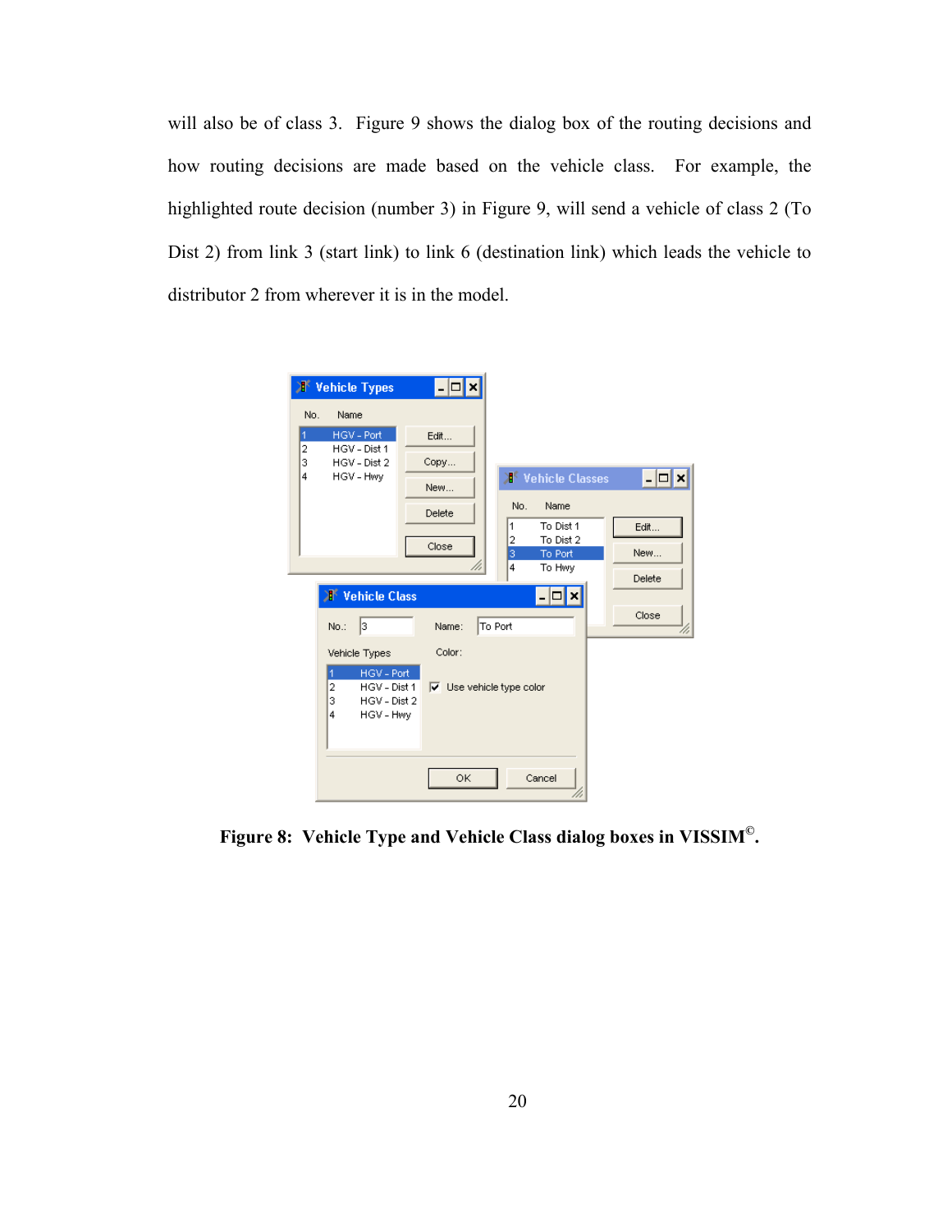will also be of class 3. Figure 9 shows the dialog box of the routing decisions and how routing decisions are made based on the vehicle class. For example, the highlighted route decision (number 3) in Figure 9, will send a vehicle of class 2 (To Dist 2) from link 3 (start link) to link 6 (destination link) which leads the vehicle to distributor 2 from wherever it is in the model.

**Figure 8: Vehicle Type and Vehicle Class dialog boxes in VISSIM©.**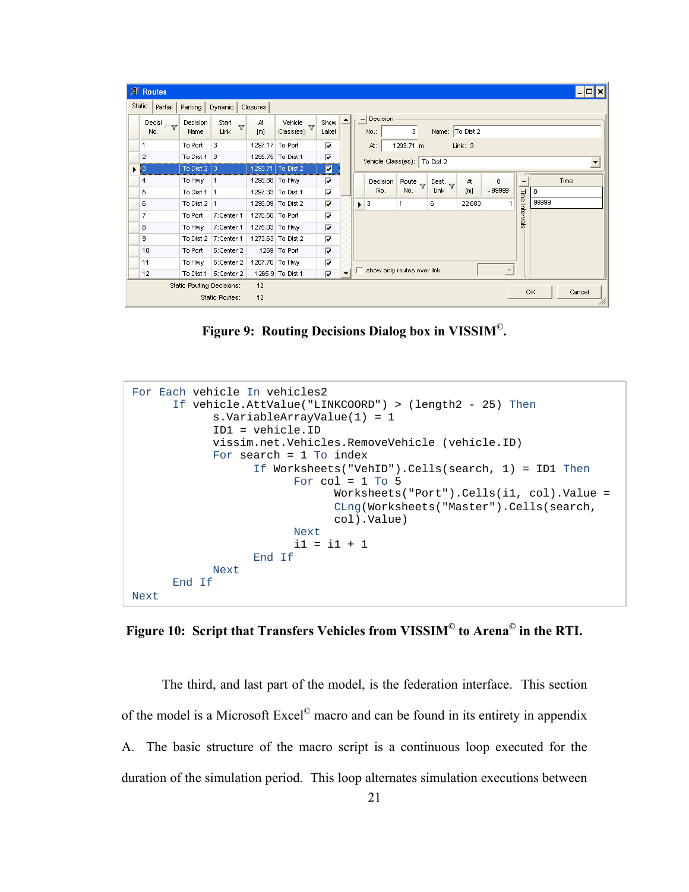Figure 9: Routing Decisions Dialog box in VISSIM©.

```
For Each vehicle In vehicles2
      If vehicle.AttValue("LINKCOORD") > (length2 - 25) Then
            s.VariableArrayValue(1) = 1
            ID1 = vehicle.ID
            vissim.net.Vehicles.RemoveVehicle (vehicle.ID)
            For search = 1 To index
                  If Worksheets("VehID").Cells(search, 1) = ID1 Then
                        For col = 1 To 5
                              Worksheets("Port").Cells(i1, col).Value =
                              CLng(Worksheets("Master").Cells(search,
                              col).Value)
                        Next
                        i1 = i1 + 1
                  End If
            Next
      End If
Next
```

Figure 10: Script that Transfers Vehicles from VISSIM© to Arena© in the RTI.

The third, and last part of the model, is the federation interface. This section of the model is a Microsoft Excel© macro and can be found in its entirety in appendix A. The basic structure of the macro script is a continuous loop executed for the duration of the simulation period. This loop alternates simulation executions between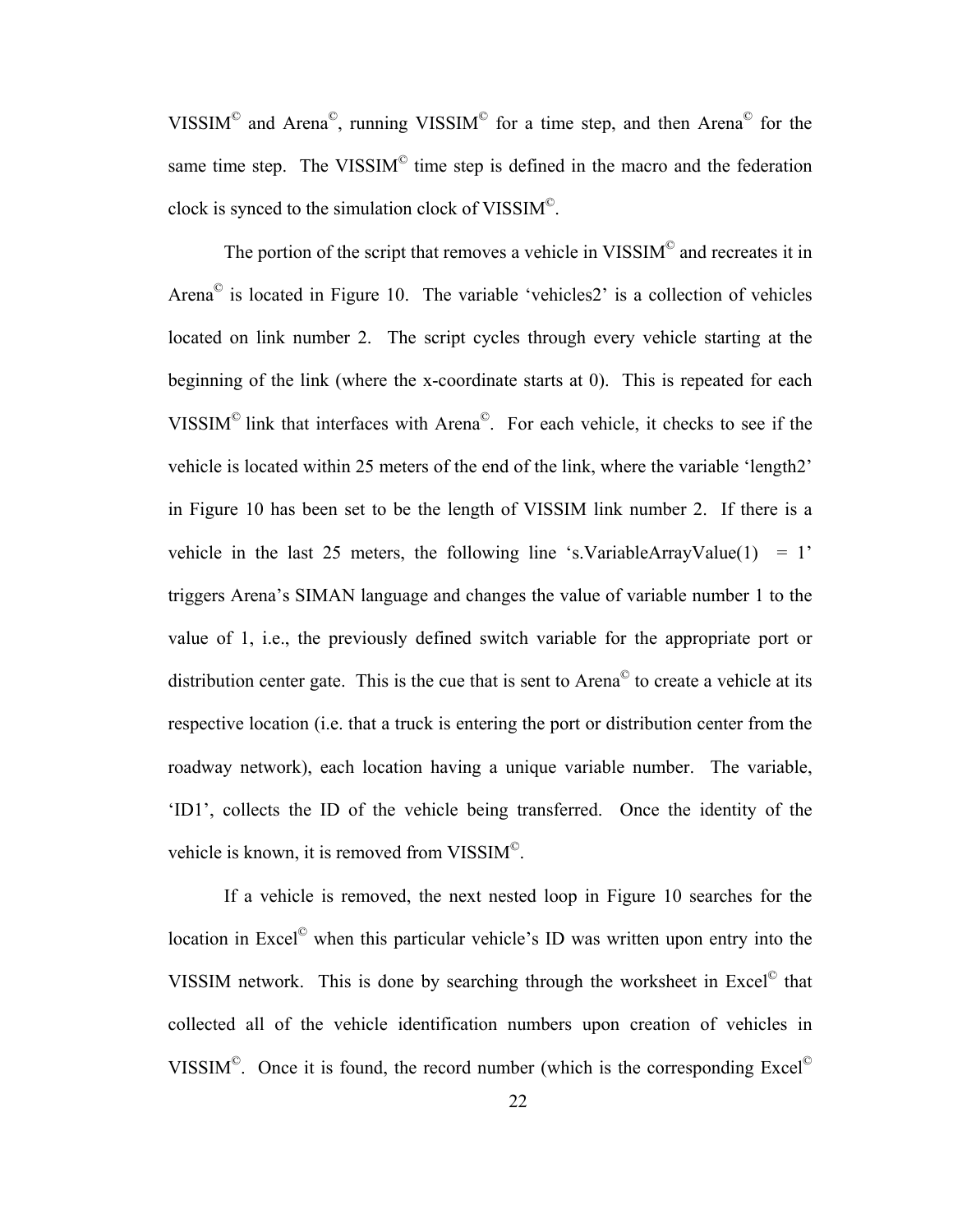VISSIM© and Arena©, running VISSIM© for a time step, and then Arena© for the same time step. The VISSIM© time step is defined in the macro and the federation clock is synced to the simulation clock of VISSIM©.

The portion of the script that removes a vehicle in VISSIM© and recreates it in Arena© is located in Figure 10. The variable 'vehicles2' is a collection of vehicles located on link number 2. The script cycles through every vehicle starting at the beginning of the link (where the x-coordinate starts at 0). This is repeated for each VISSIM© link that interfaces with Arena©. For each vehicle, it checks to see if the vehicle is located within 25 meters of the end of the link, where the variable 'length2' in Figure 10 has been set to be the length of VISSIM link number 2. If there is a vehicle in the last 25 meters, the following line 's.VariableArrayValue(1) = 1' triggers Arena's SIMAN language and changes the value of variable number 1 to the value of 1, i.e., the previously defined switch variable for the appropriate port or distribution center gate. This is the cue that is sent to Arena© to create a vehicle at its respective location (i.e. that a truck is entering the port or distribution center from the roadway network), each location having a unique variable number. The variable, 'ID1', collects the ID of the vehicle being transferred. Once the identity of the vehicle is known, it is removed from VISSIM©.

If a vehicle is removed, the next nested loop in Figure 10 searches for the location in Excel© when this particular vehicle's ID was written upon entry into the VISSIM network. This is done by searching through the worksheet in Excel© that collected all of the vehicle identification numbers upon creation of vehicles in VISSIM©. Once it is found, the record number (which is the corresponding Excel©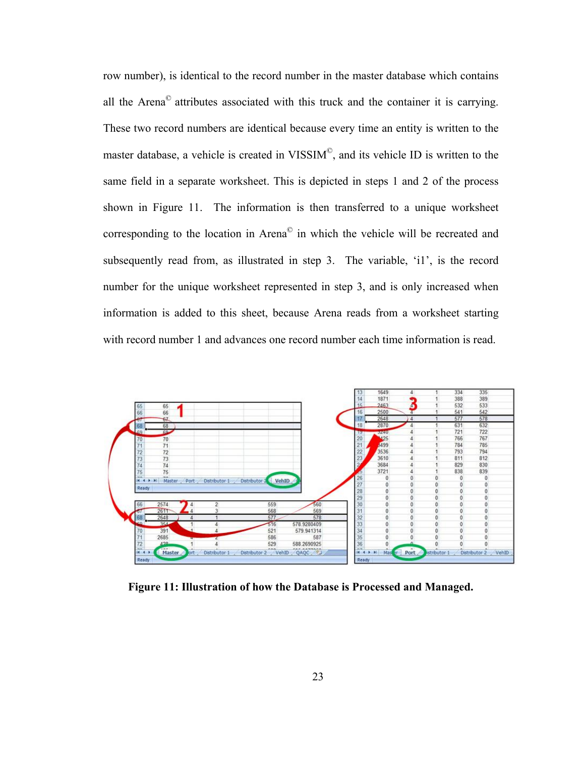row number), is identical to the record number in the master database which contains all the Arena© attributes associated with this truck and the container it is carrying. These two record numbers are identical because every time an entity is written to the master database, a vehicle is created in VISSIM©, and its vehicle ID is written to the same field in a separate worksheet. This is depicted in steps 1 and 2 of the process shown in Figure 11. The information is then transferred to a unique worksheet corresponding to the location in Arena© in which the vehicle will be recreated and subsequently read from, as illustrated in step 3. The variable, 'i1', is the record number for the unique worksheet represented in step 3, and is only increased when information is added to this sheet, because Arena reads from a worksheet starting with record number 1 and advances one record number each time information is read.

**Figure 11: Illustration of how the Database is Processed and Managed.**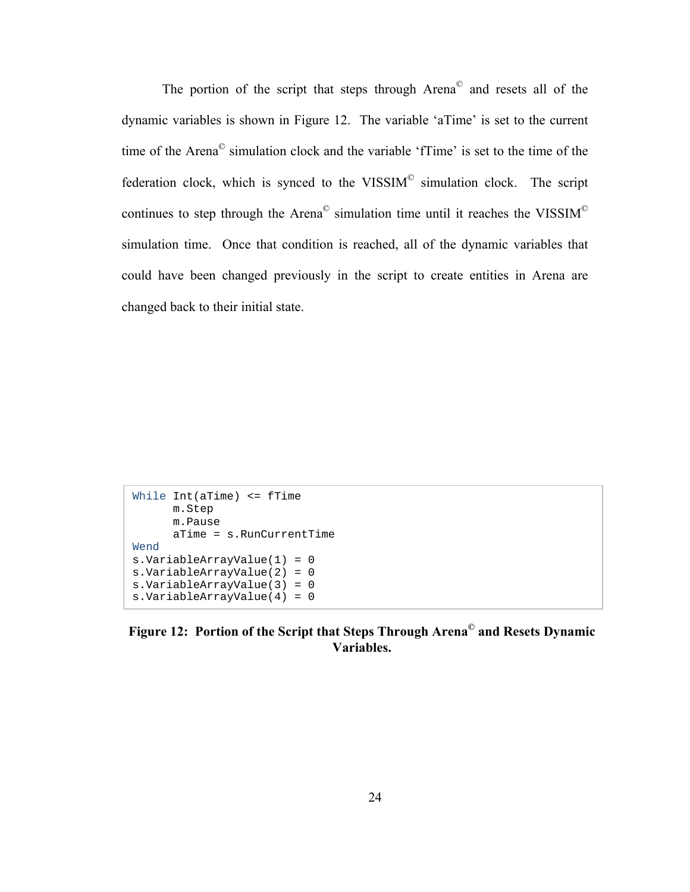The portion of the script that steps through Arena© and resets all of the dynamic variables is shown in Figure 12. The variable 'aTime' is set to the current time of the Arena© simulation clock and the variable 'fTime' is set to the time of the federation clock, which is synced to the VISSIM© simulation clock. The script continues to step through the Arena© simulation time until it reaches the VISSIM© simulation time. Once that condition is reached, all of the dynamic variables that could have been changed previously in the script to create entities in Arena are changed back to their initial state.

```
While Int(aTime) <= fTime
      m.Step
      m.Pause
      aTime = s.RunCurrentTime
Wend
s.VariableArrayValue(1) = 0
s.VariableArrayValue(2) = 0
s.VariableArrayValue(3) = 0
s.VariableArrayValue(4) = 0
```

**Figure 12: Portion of the Script that Steps Through Arena© and Resets Dynamic Variables.**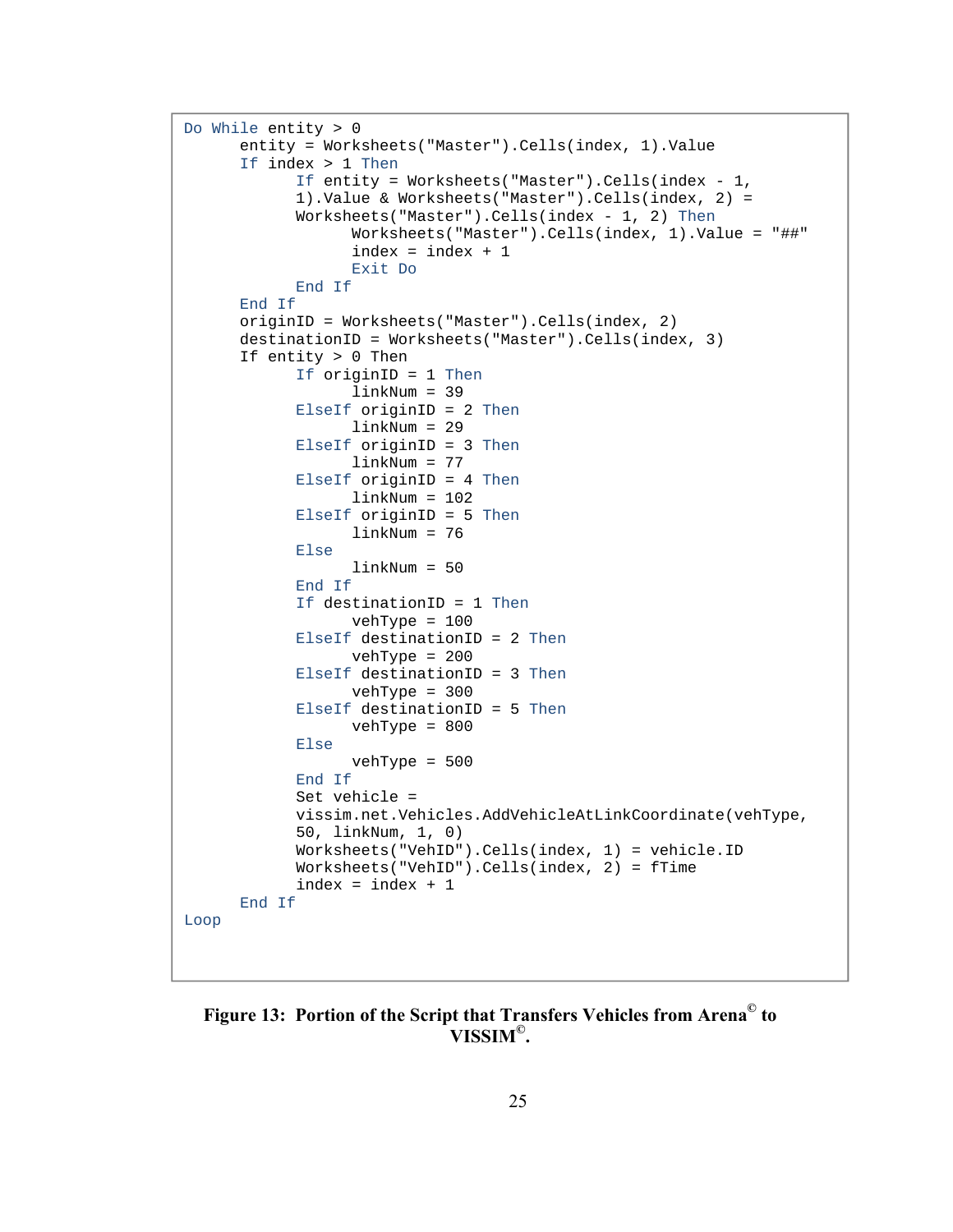```
Do While entity > 0
      entity = Worksheets("Master").Cells(index, 1).Value
      If index > 1 Then
            If entity = Worksheets("Master").Cells(index - 1,
            1).Value & Worksheets("Master").Cells(index, 2) =
            Worksheets("Master").Cells(index - 1, 2) Then
                  Worksheets("Master").Cells(index, 1).Value = "##"
                  index = index + 1
                  Exit Do
            End If
      End If
      originID = Worksheets("Master").Cells(index, 2)
      destinationID = Worksheets("Master").Cells(index, 3)
      If entity > 0 Then
            If originID = 1 Then
                  linkNum = 39
            ElseIf originID = 2 Then
                  linkNum = 29
            ElseIf originID = 3 Then
                  linkNum = 77
            ElseIf originID = 4 Then
                  linkNum = 102
            ElseIf originID = 5 Then
                  linkNum = 76
            Else
                  linkNum = 50
            End If
            If destinationID = 1 Then
                  vehType = 100
            ElseIf destinationID = 2 Then
                  vehType = 200
            ElseIf destinationID = 3 Then
                  vehType = 300
            ElseIf destinationID = 5 Then
                  vehType = 800
            Else
                  vehType = 500
            End If
            Set vehicle =
            vissim.net.Vehicles.AddVehicleAtLinkCoordinate(vehType,
            50, linkNum, 1, 0)
            Worksheets("VehID").Cells(index, 1) = vehicle.ID
            Worksheets("VehID").Cells(index, 2) = fTime
            index = index + 1
      End If
Loop
```

**Figure 13: Portion of the Script that Transfers Vehicles from Arena© to VISSIM©.**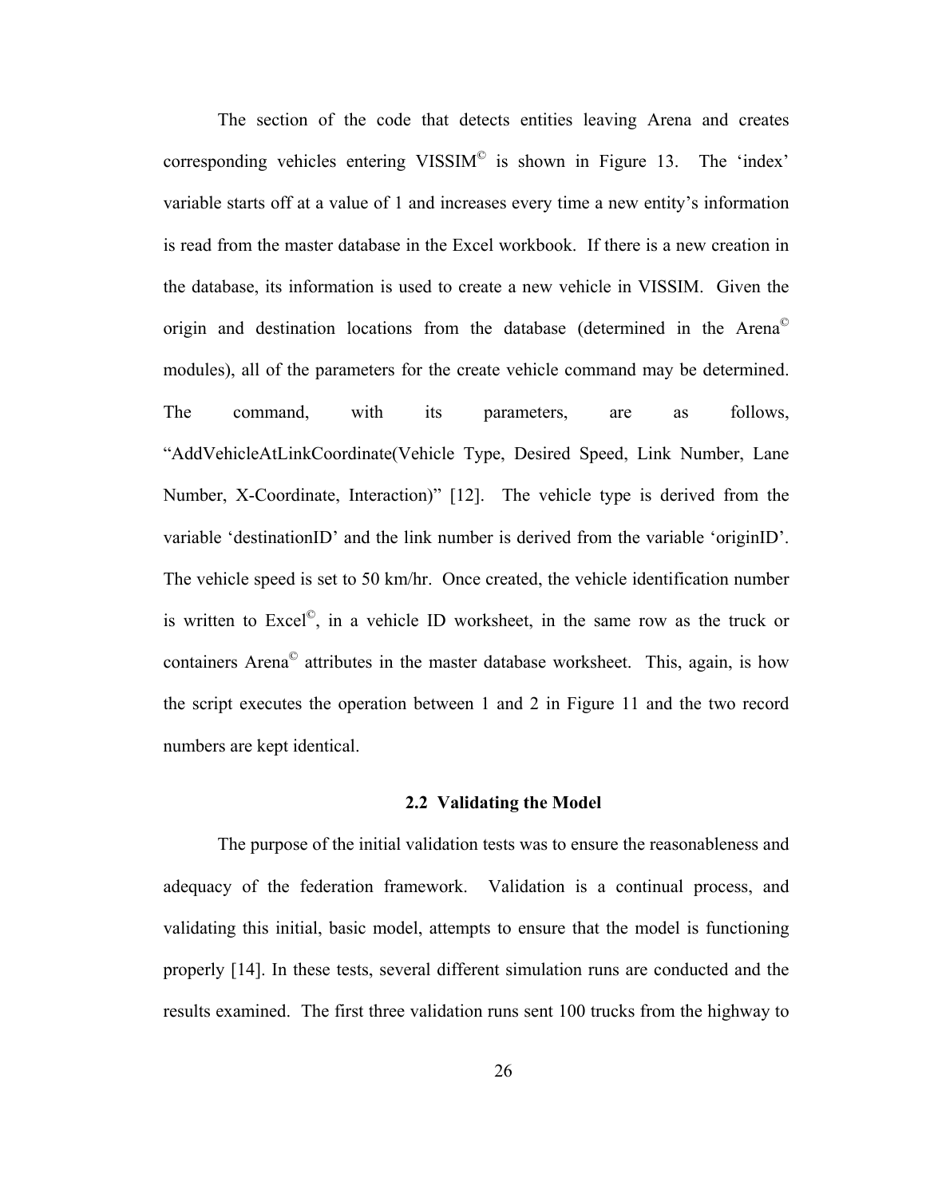The section of the code that detects entities leaving Arena and creates corresponding vehicles entering VISSIM© is shown in Figure 13. The 'index' variable starts off at a value of 1 and increases every time a new entity's information is read from the master database in the Excel workbook. If there is a new creation in the database, its information is used to create a new vehicle in VISSIM. Given the origin and destination locations from the database (determined in the Arena© modules), all of the parameters for the create vehicle command may be determined. The command, with its parameters, are as follows, "AddVehicleAtLinkCoordinate(Vehicle Type, Desired Speed, Link Number, Lane Number, X-Coordinate, Interaction)" [12]. The vehicle type is derived from the variable 'destinationID' and the link number is derived from the variable 'originID'. The vehicle speed is set to 50 km/hr. Once created, the vehicle identification number is written to Excel©, in a vehicle ID worksheet, in the same row as the truck or containers Arena© attributes in the master database worksheet. This, again, is how the script executes the operation between 1 and 2 in Figure 11 and the two record numbers are kept identical.

## 2.2 Validating the Model

The purpose of the initial validation tests was to ensure the reasonableness and adequacy of the federation framework. Validation is a continual process, and validating this initial, basic model, attempts to ensure that the model is functioning properly [14]. In these tests, several different simulation runs are conducted and the results examined. The first three validation runs sent 100 trucks from the highway to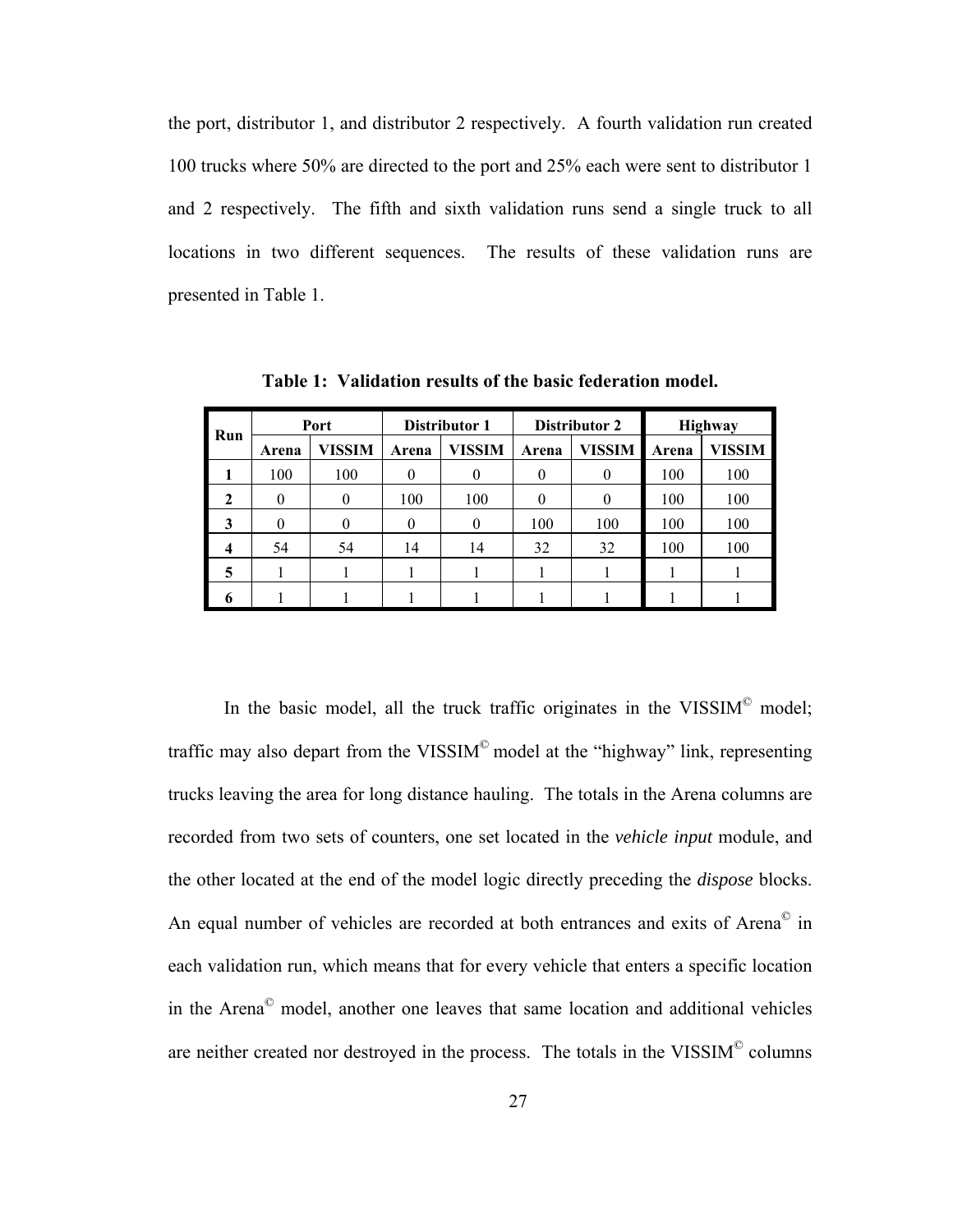the port, distributor 1, and distributor 2 respectively. A fourth validation run created 100 trucks where 50% are directed to the port and 25% each were sent to distributor 1 and 2 respectively. The fifth and sixth validation runs send a single truck to all locations in two different sequences. The results of these validation runs are presented in Table 1.

**Table 1: Validation results of the basic federation model.**

| Run | Port | | Distributor 1 | | Distributor 2 | | Highway | |
|---|---|---|---|---|---|---|---|---|
| | Arena | VISSIM | Arena | VISSIM | Arena | VISSIM | Arena | VISSIM |
| **1** | 100 | 100 | 0 | 0 | 0 | 0 | 100 | 100 |
| **2** | 0 | 0 | 100 | 100 | 0 | 0 | 100 | 100 |
| **3** | 0 | 0 | 0 | 0 | 100 | 100 | 100 | 100 |
| **4** | 54 | 54 | 14 | 14 | 32 | 32 | 100 | 100 |
| **5** | 1 | 1 | 1 | 1 | 1 | 1 | 1 | 1 |
| **6** | 1 | 1 | 1 | 1 | 1 | 1 | 1 | 1 |

In the basic model, all the truck traffic originates in the VISSIM© model; traffic may also depart from the VISSIM© model at the "highway" link, representing trucks leaving the area for long distance hauling. The totals in the Arena columns are recorded from two sets of counters, one set located in the *vehicle input* module, and the other located at the end of the model logic directly preceding the *dispose* blocks. An equal number of vehicles are recorded at both entrances and exits of Arena© in each validation run, which means that for every vehicle that enters a specific location in the Arena© model, another one leaves that same location and additional vehicles are neither created nor destroyed in the process. The totals in the VISSIM© columns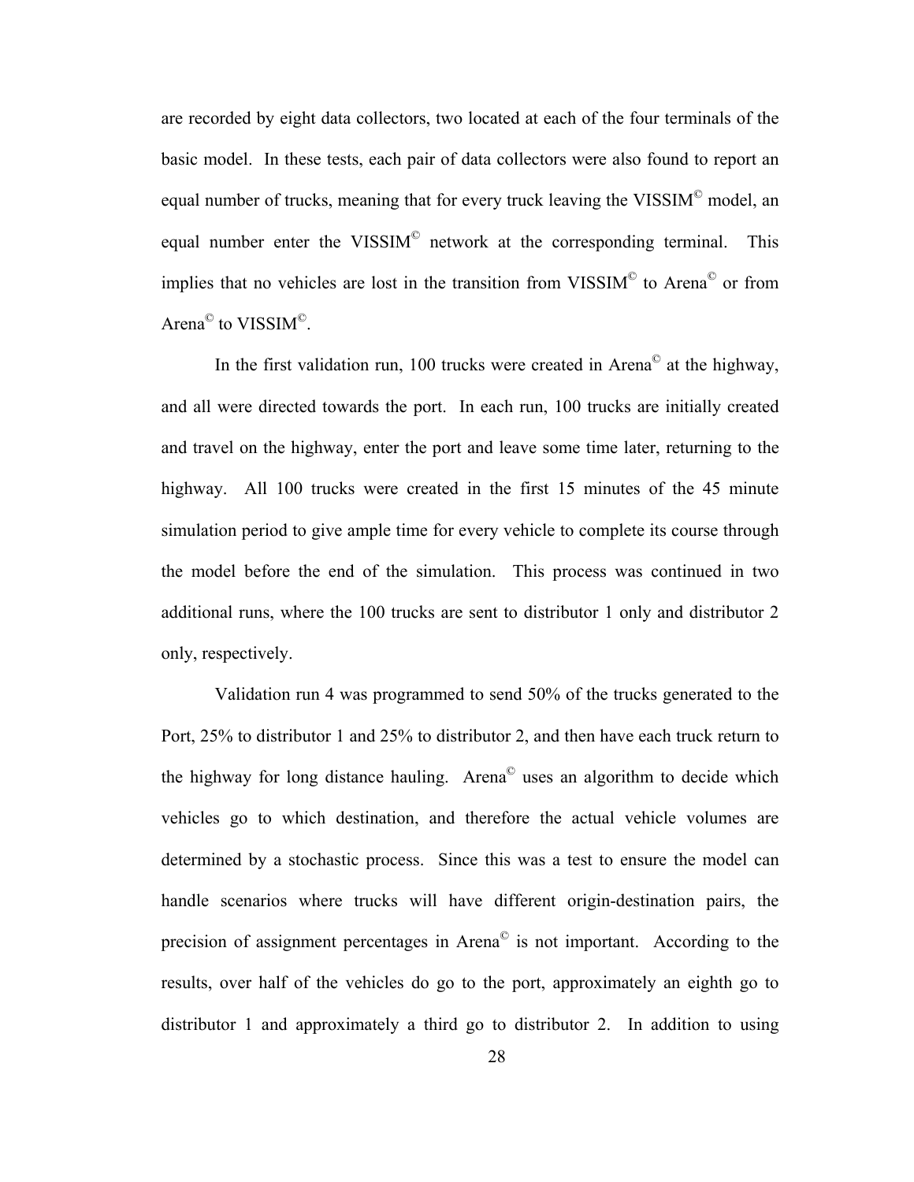are recorded by eight data collectors, two located at each of the four terminals of the basic model. In these tests, each pair of data collectors were also found to report an equal number of trucks, meaning that for every truck leaving the VISSIM© model, an equal number enter the VISSIM© network at the corresponding terminal. This implies that no vehicles are lost in the transition from VISSIM© to Arena© or from Arena© to VISSIM©.

In the first validation run, 100 trucks were created in Arena© at the highway, and all were directed towards the port. In each run, 100 trucks are initially created and travel on the highway, enter the port and leave some time later, returning to the highway. All 100 trucks were created in the first 15 minutes of the 45 minute simulation period to give ample time for every vehicle to complete its course through the model before the end of the simulation. This process was continued in two additional runs, where the 100 trucks are sent to distributor 1 only and distributor 2 only, respectively.

Validation run 4 was programmed to send 50% of the trucks generated to the Port, 25% to distributor 1 and 25% to distributor 2, and then have each truck return to the highway for long distance hauling. Arena© uses an algorithm to decide which vehicles go to which destination, and therefore the actual vehicle volumes are determined by a stochastic process. Since this was a test to ensure the model can handle scenarios where trucks will have different origin-destination pairs, the precision of assignment percentages in Arena© is not important. According to the results, over half of the vehicles do go to the port, approximately an eighth go to distributor 1 and approximately a third go to distributor 2. In addition to using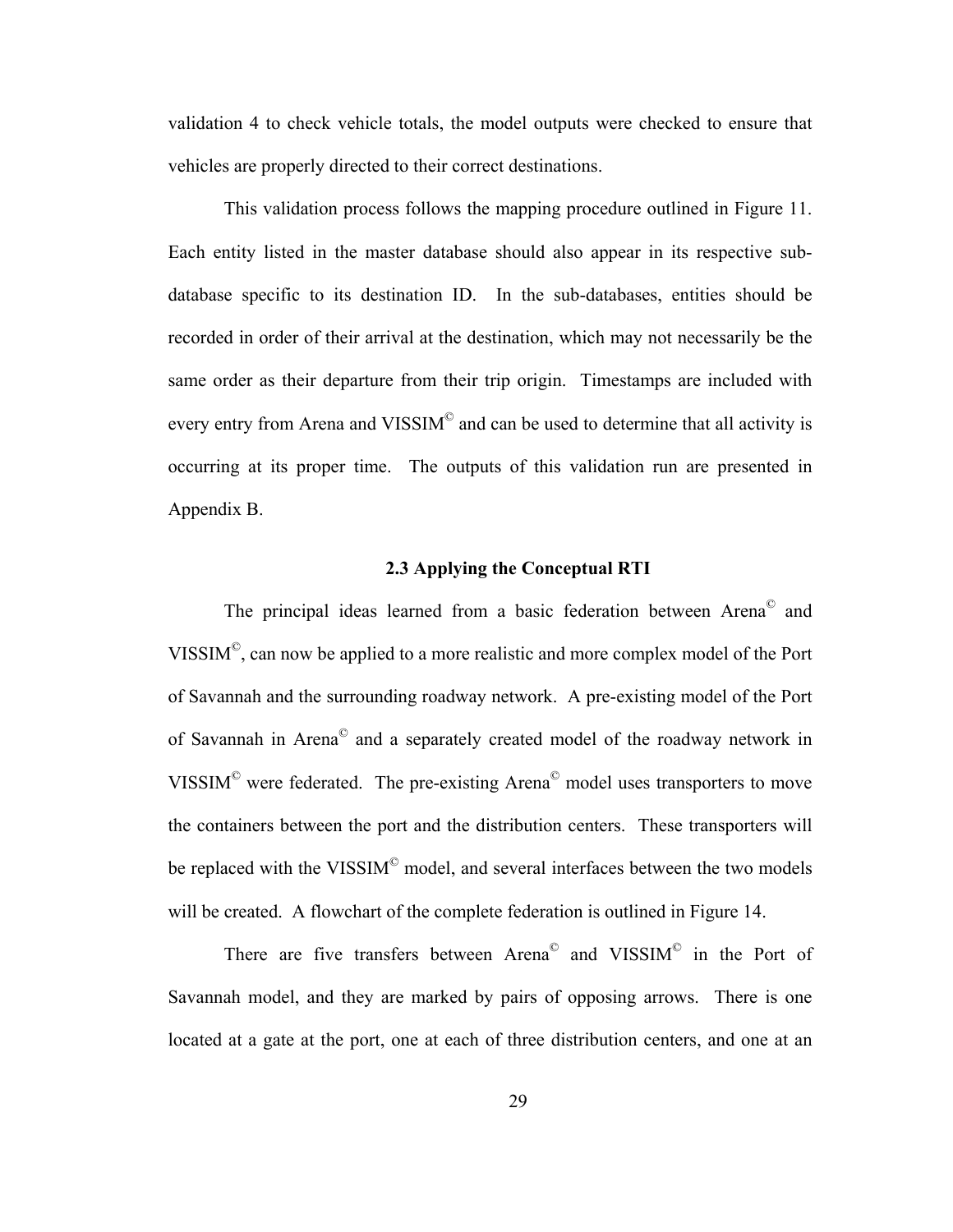validation 4 to check vehicle totals, the model outputs were checked to ensure that vehicles are properly directed to their correct destinations.

This validation process follows the mapping procedure outlined in Figure 11. Each entity listed in the master database should also appear in its respective sub-database specific to its destination ID. In the sub-databases, entities should be recorded in order of their arrival at the destination, which may not necessarily be the same order as their departure from their trip origin. Timestamps are included with every entry from Arena and VISSIM© and can be used to determine that all activity is occurring at its proper time. The outputs of this validation run are presented in Appendix B.

### 2.3 Applying the Conceptual RTI

The principal ideas learned from a basic federation between Arena© and VISSIM©, can now be applied to a more realistic and more complex model of the Port of Savannah and the surrounding roadway network. A pre-existing model of the Port of Savannah in Arena© and a separately created model of the roadway network in VISSIM© were federated. The pre-existing Arena© model uses transporters to move the containers between the port and the distribution centers. These transporters will be replaced with the VISSIM© model, and several interfaces between the two models will be created. A flowchart of the complete federation is outlined in Figure 14.

There are five transfers between Arena© and VISSIM© in the Port of Savannah model, and they are marked by pairs of opposing arrows. There is one located at a gate at the port, one at each of three distribution centers, and one at an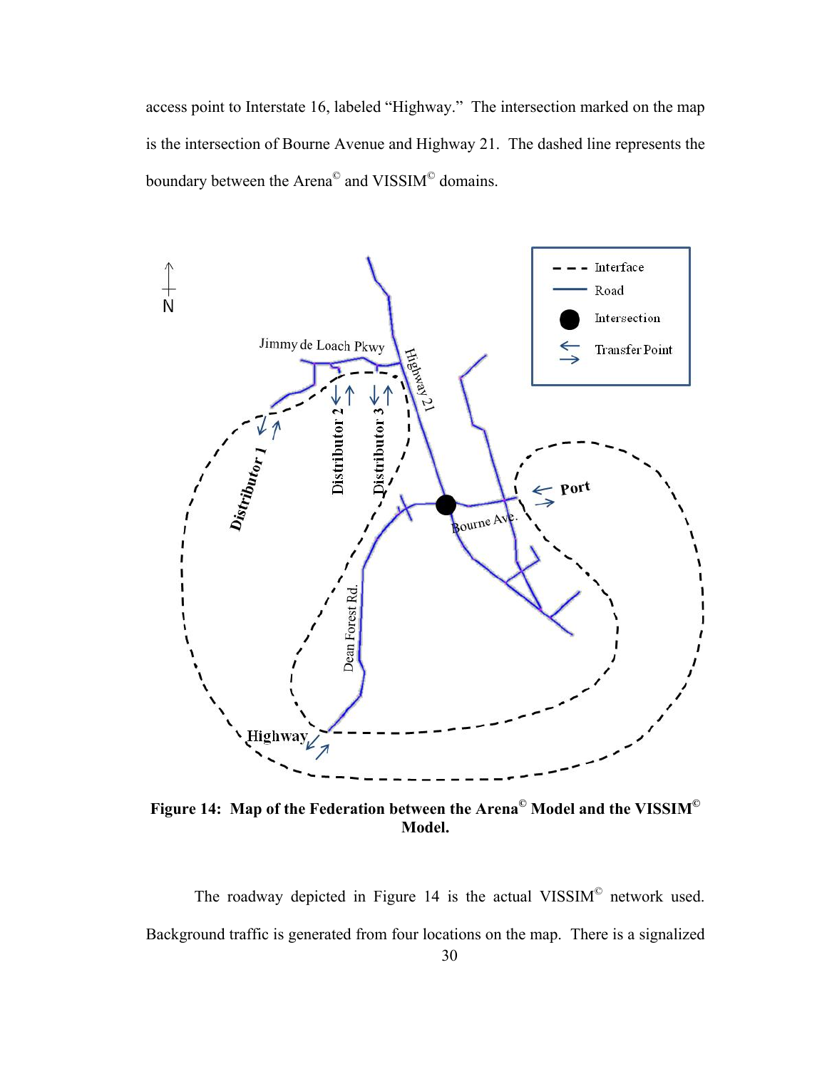access point to Interstate 16, labeled "Highway." The intersection marked on the map is the intersection of Bourne Avenue and Highway 21. The dashed line represents the boundary between the Arena© and VISSIM© domains.

**Figure 14: Map of the Federation between the Arena© Model and the VISSIM© Model.**

The roadway depicted in Figure 14 is the actual VISSIM© network used. Background traffic is generated from four locations on the map. There is a signalized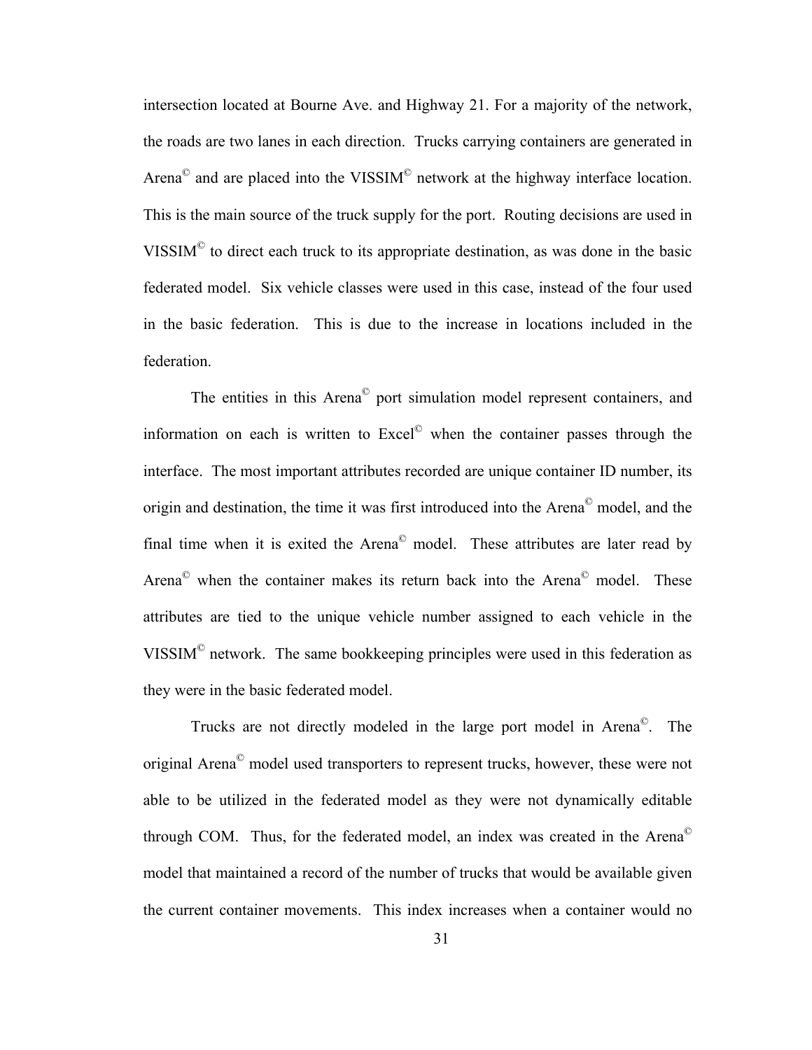intersection located at Bourne Ave. and Highway 21. For a majority of the network, the roads are two lanes in each direction. Trucks carrying containers are generated in Arena© and are placed into the VISSIM© network at the highway interface location. This is the main source of the truck supply for the port. Routing decisions are used in VISSIM© to direct each truck to its appropriate destination, as was done in the basic federated model. Six vehicle classes were used in this case, instead of the four used in the basic federation. This is due to the increase in locations included in the federation.

The entities in this Arena© port simulation model represent containers, and information on each is written to Excel© when the container passes through the interface. The most important attributes recorded are unique container ID number, its origin and destination, the time it was first introduced into the Arena© model, and the final time when it is exited the Arena© model. These attributes are later read by Arena© when the container makes its return back into the Arena© model. These attributes are tied to the unique vehicle number assigned to each vehicle in the VISSIM© network. The same bookkeeping principles were used in this federation as they were in the basic federated model.

Trucks are not directly modeled in the large port model in Arena©. The original Arena© model used transporters to represent trucks, however, these were not able to be utilized in the federated model as they were not dynamically editable through COM. Thus, for the federated model, an index was created in the Arena© model that maintained a record of the number of trucks that would be available given the current container movements. This index increases when a container would no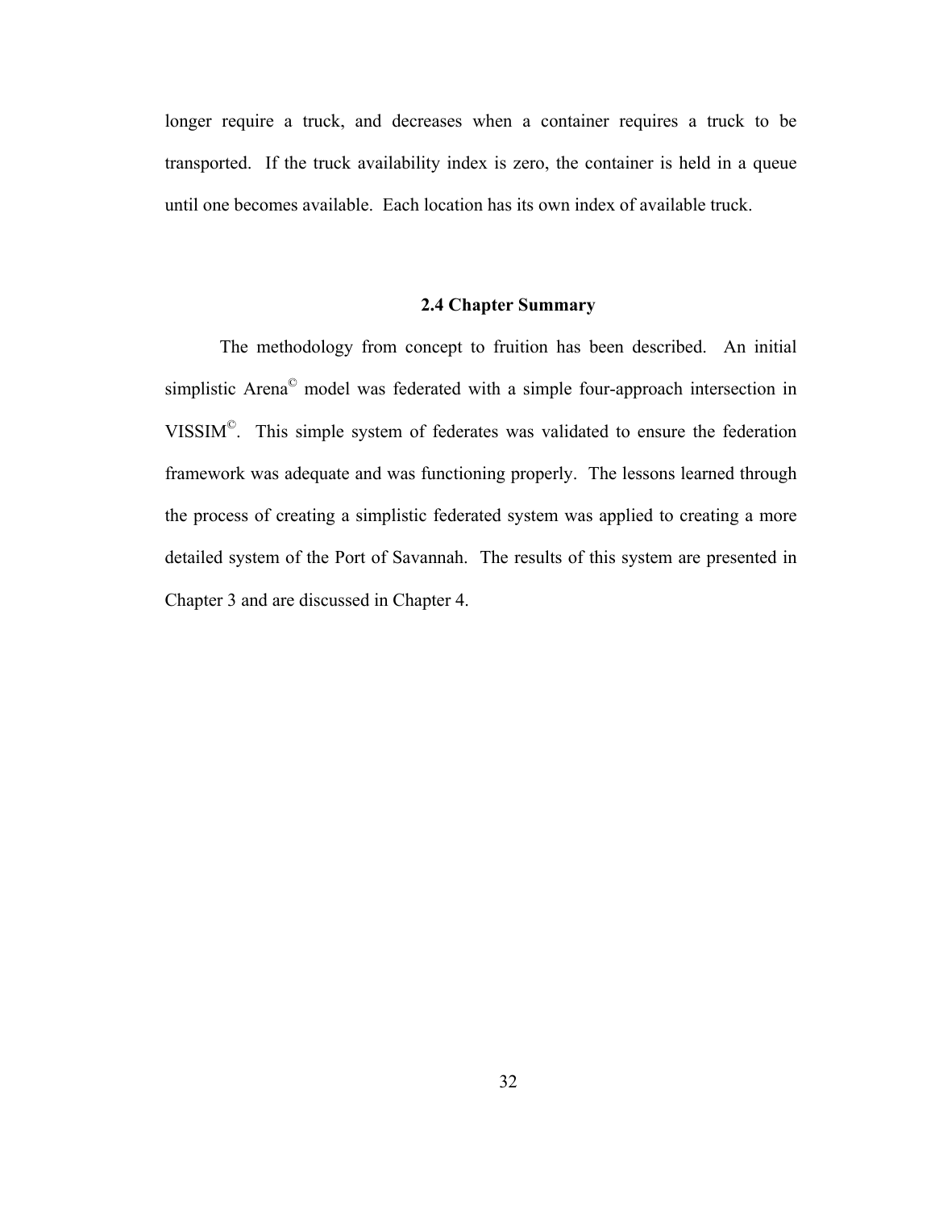longer require a truck, and decreases when a container requires a truck to be transported. If the truck availability index is zero, the container is held in a queue until one becomes available. Each location has its own index of available truck.

### 2.4 Chapter Summary

The methodology from concept to fruition has been described. An initial simplistic Arena© model was federated with a simple four-approach intersection in VISSIM©. This simple system of federates was validated to ensure the federation framework was adequate and was functioning properly. The lessons learned through the process of creating a simplistic federated system was applied to creating a more detailed system of the Port of Savannah. The results of this system are presented in Chapter 3 and are discussed in Chapter 4.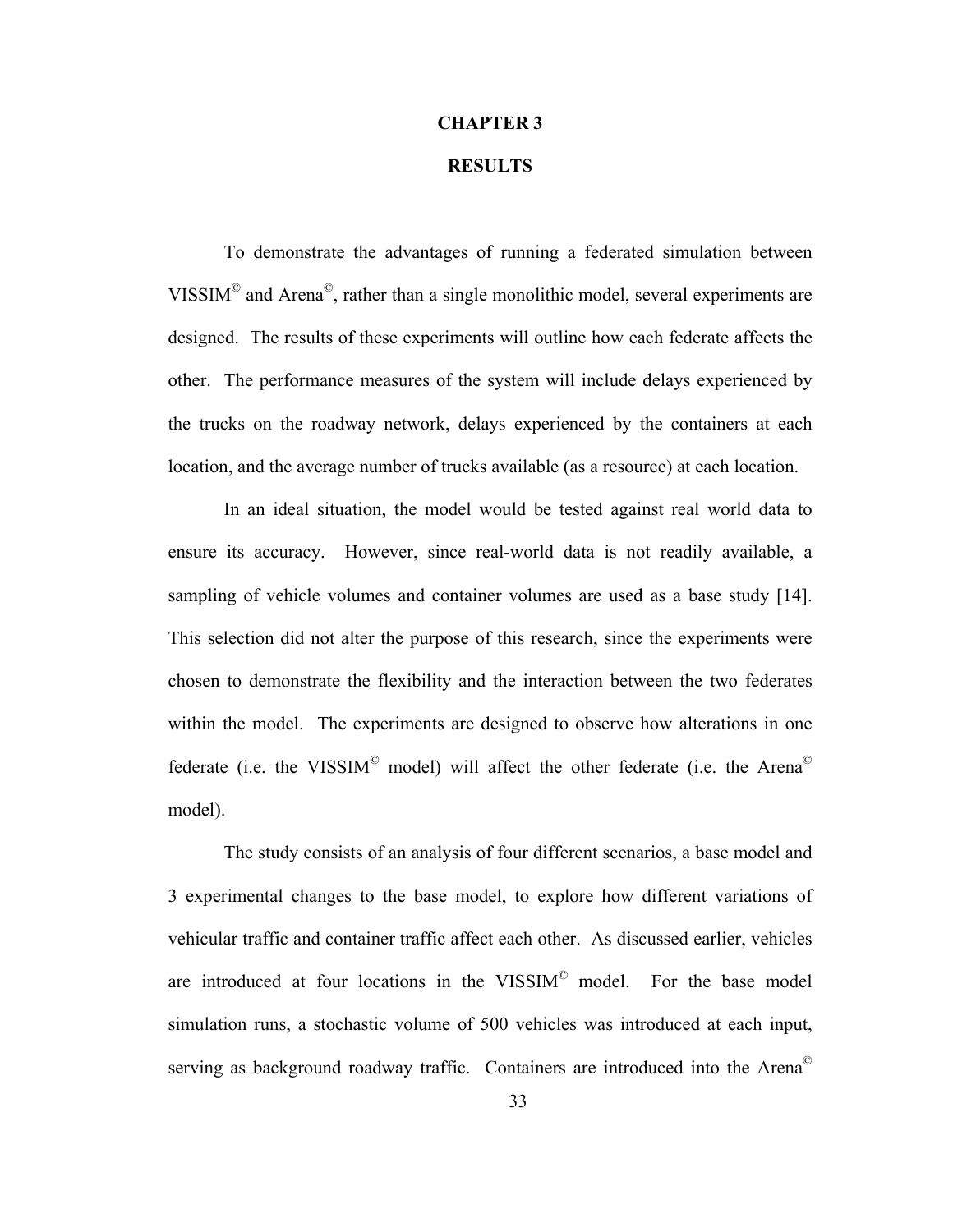# CHAPTER 3

# RESULTS

To demonstrate the advantages of running a federated simulation between VISSIM© and Arena©, rather than a single monolithic model, several experiments are designed. The results of these experiments will outline how each federate affects the other. The performance measures of the system will include delays experienced by the trucks on the roadway network, delays experienced by the containers at each location, and the average number of trucks available (as a resource) at each location.

In an ideal situation, the model would be tested against real world data to ensure its accuracy. However, since real-world data is not readily available, a sampling of vehicle volumes and container volumes are used as a base study [14]. This selection did not alter the purpose of this research, since the experiments were chosen to demonstrate the flexibility and the interaction between the two federates within the model. The experiments are designed to observe how alterations in one federate (i.e. the VISSIM© model) will affect the other federate (i.e. the Arena© model).

The study consists of an analysis of four different scenarios, a base model and 3 experimental changes to the base model, to explore how different variations of vehicular traffic and container traffic affect each other. As discussed earlier, vehicles are introduced at four locations in the VISSIM© model. For the base model simulation runs, a stochastic volume of 500 vehicles was introduced at each input, serving as background roadway traffic. Containers are introduced into the Arena©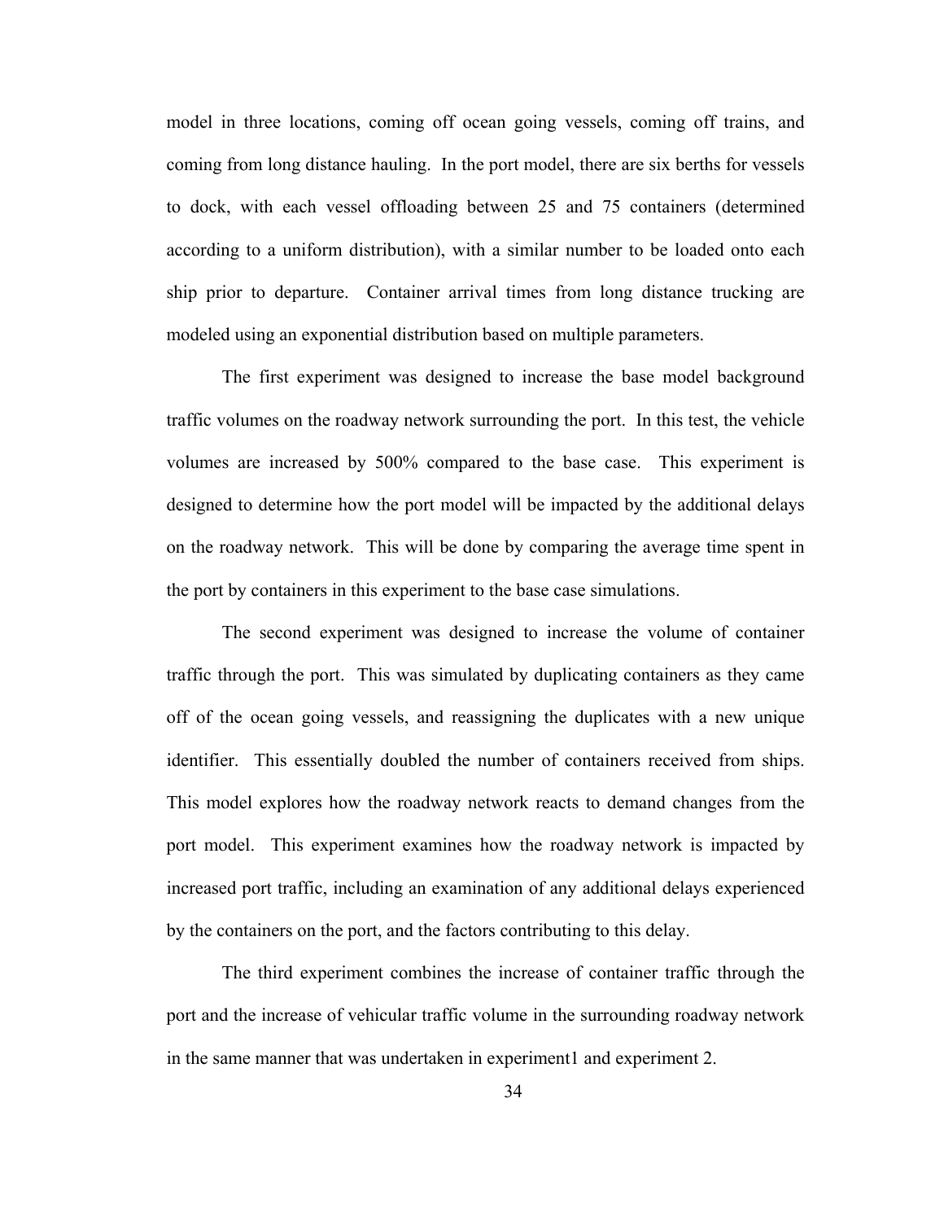model in three locations, coming off ocean going vessels, coming off trains, and coming from long distance hauling. In the port model, there are six berths for vessels to dock, with each vessel offloading between 25 and 75 containers (determined according to a uniform distribution), with a similar number to be loaded onto each ship prior to departure. Container arrival times from long distance trucking are modeled using an exponential distribution based on multiple parameters.

The first experiment was designed to increase the base model background traffic volumes on the roadway network surrounding the port. In this test, the vehicle volumes are increased by 500% compared to the base case. This experiment is designed to determine how the port model will be impacted by the additional delays on the roadway network. This will be done by comparing the average time spent in the port by containers in this experiment to the base case simulations.

The second experiment was designed to increase the volume of container traffic through the port. This was simulated by duplicating containers as they came off of the ocean going vessels, and reassigning the duplicates with a new unique identifier. This essentially doubled the number of containers received from ships. This model explores how the roadway network reacts to demand changes from the port model. This experiment examines how the roadway network is impacted by increased port traffic, including an examination of any additional delays experienced by the containers on the port, and the factors contributing to this delay.

The third experiment combines the increase of container traffic through the port and the increase of vehicular traffic volume in the surrounding roadway network in the same manner that was undertaken in experiment1 and experiment 2.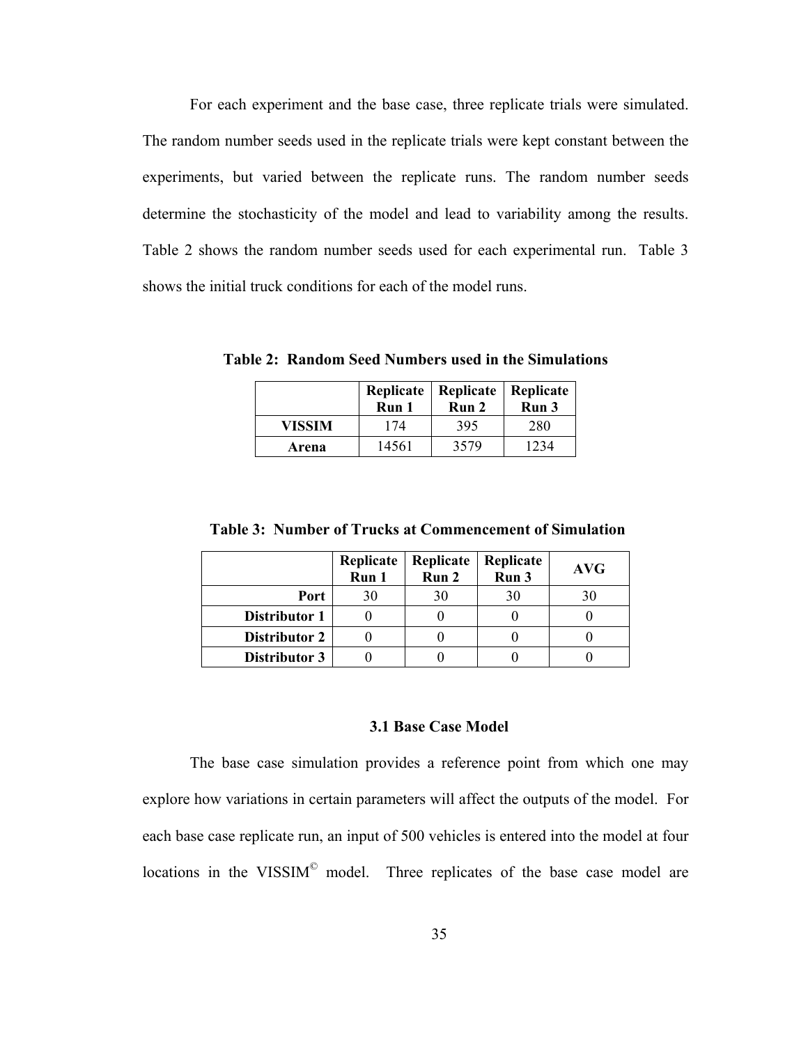For each experiment and the base case, three replicate trials were simulated. The random number seeds used in the replicate trials were kept constant between the experiments, but varied between the replicate runs. The random number seeds determine the stochasticity of the model and lead to variability among the results. Table 2 shows the random number seeds used for each experimental run. Table 3 shows the initial truck conditions for each of the model runs.

**Table 2: Random Seed Numbers used in the Simulations**

| | Replicate Run 1 | Replicate Run 2 | Replicate Run 3 |
|---|---|---|---|
| **VISSIM** | 174 | 395 | 280 |
| **Arena** | 14561 | 3579 | 1234 |

**Table 3: Number of Trucks at Commencement of Simulation**

| | Replicate Run 1 | Replicate Run 2 | Replicate Run 3 | AVG |
|---|---|---|---|---|
| **Port** | 30 | 30 | 30 | 30 |
| **Distributor 1** | 0 | 0 | 0 | 0 |
| **Distributor 2** | 0 | 0 | 0 | 0 |
| **Distributor 3** | 0 | 0 | 0 | 0 |

### 3.1 Base Case Model

The base case simulation provides a reference point from which one may explore how variations in certain parameters will affect the outputs of the model. For each base case replicate run, an input of 500 vehicles is entered into the model at four locations in the VISSIM© model. Three replicates of the base case model are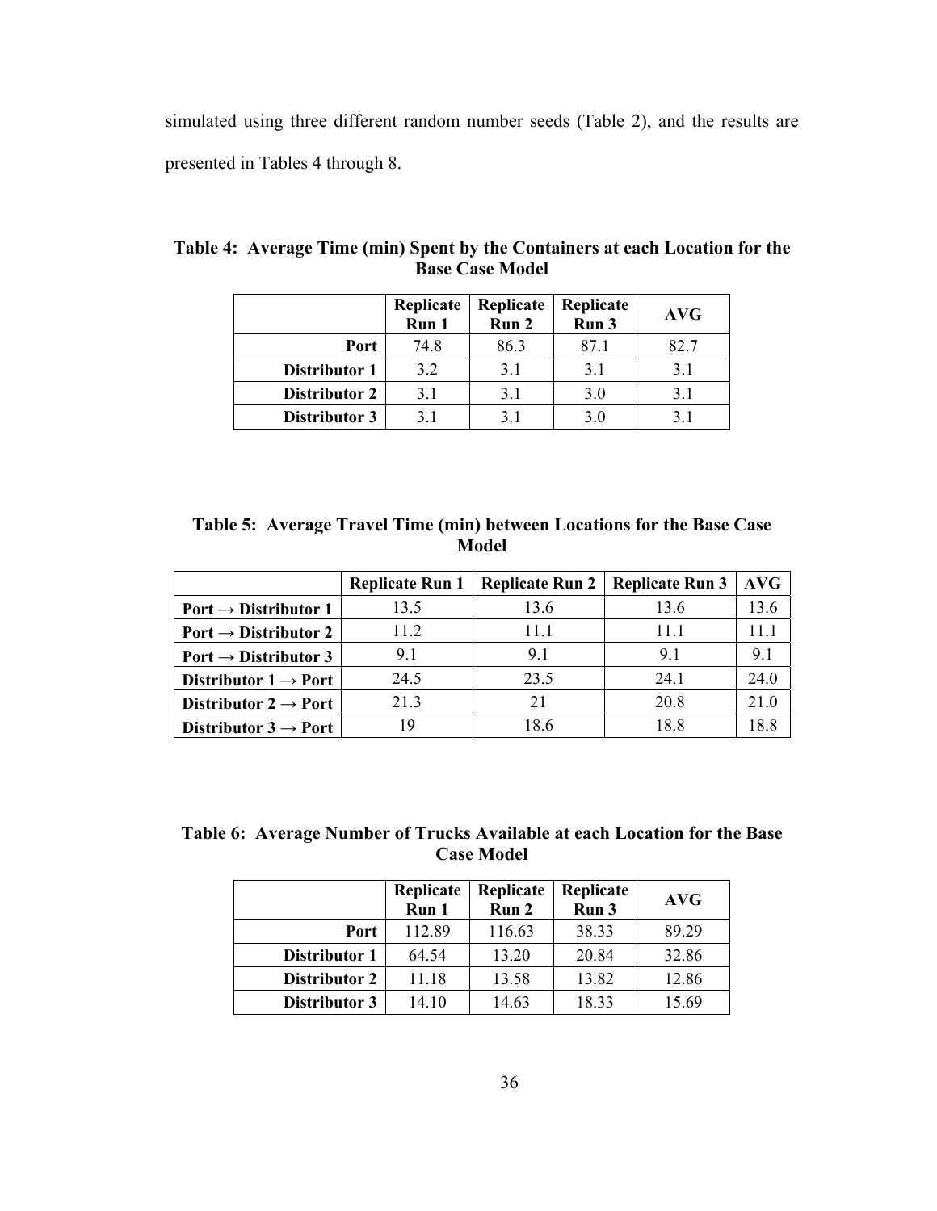simulated using three different random number seeds (Table 2), and the results are presented in Tables 4 through 8.

**Table 4: Average Time (min) Spent by the Containers at each Location for the Base Case Model**

| | Replicate Run 1 | Replicate Run 2 | Replicate Run 3 | AVG |
|---|---|---|---|---|
| **Port** | 74.8 | 86.3 | 87.1 | 82.7 |
| **Distributor 1** | 3.2 | 3.1 | 3.1 | 3.1 |
| **Distributor 2** | 3.1 | 3.1 | 3.0 | 3.1 |
| **Distributor 3** | 3.1 | 3.1 | 3.0 | 3.1 |

**Table 5: Average Travel Time (min) between Locations for the Base Case Model**

| | Replicate Run 1 | Replicate Run 2 | Replicate Run 3 | AVG |
|---|---|---|---|---|
| **Port → Distributor 1** | 13.5 | 13.6 | 13.6 | 13.6 |
| **Port → Distributor 2** | 11.2 | 11.1 | 11.1 | 11.1 |
| **Port → Distributor 3** | 9.1 | 9.1 | 9.1 | 9.1 |
| **Distributor 1 → Port** | 24.5 | 23.5 | 24.1 | 24.0 |
| **Distributor 2 → Port** | 21.3 | 21 | 20.8 | 21.0 |
| **Distributor 3 → Port** | 19 | 18.6 | 18.8 | 18.8 |

**Table 6: Average Number of Trucks Available at each Location for the Base Case Model**

| | Replicate Run 1 | Replicate Run 2 | Replicate Run 3 | AVG |
|---|---|---|---|---|
| **Port** | 112.89 | 116.63 | 38.33 | 89.29 |
| **Distributor 1** | 64.54 | 13.20 | 20.84 | 32.86 |
| **Distributor 2** | 11.18 | 13.58 | 13.82 | 12.86 |
| **Distributor 3** | 14.10 | 14.63 | 18.33 | 15.69 |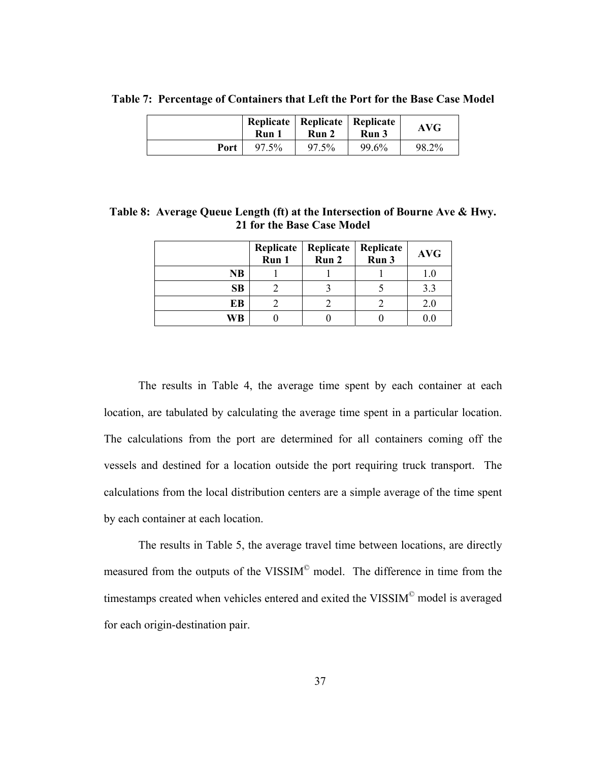**Table 7: Percentage of Containers that Left the Port for the Base Case Model**

| | Replicate Run 1 | Replicate Run 2 | Replicate Run 3 | AVG |
|---|---|---|---|---|
| **Port** | 97.5% | 97.5% | 99.6% | 98.2% |

**Table 8: Average Queue Length (ft) at the Intersection of Bourne Ave & Hwy. 21 for the Base Case Model**

| | Replicate Run 1 | Replicate Run 2 | Replicate Run 3 | AVG |
|---|---|---|---|---|
| **NB** | 1 | 1 | 1 | 1.0 |
| **SB** | 2 | 3 | 5 | 3.3 |
| **EB** | 2 | 2 | 2 | 2.0 |
| **WB** | 0 | 0 | 0 | 0.0 |

The results in Table 4, the average time spent by each container at each location, are tabulated by calculating the average time spent in a particular location. The calculations from the port are determined for all containers coming off the vessels and destined for a location outside the port requiring truck transport. The calculations from the local distribution centers are a simple average of the time spent by each container at each location.

The results in Table 5, the average travel time between locations, are directly measured from the outputs of the VISSIM© model. The difference in time from the timestamps created when vehicles entered and exited the VISSIM© model is averaged for each origin-destination pair.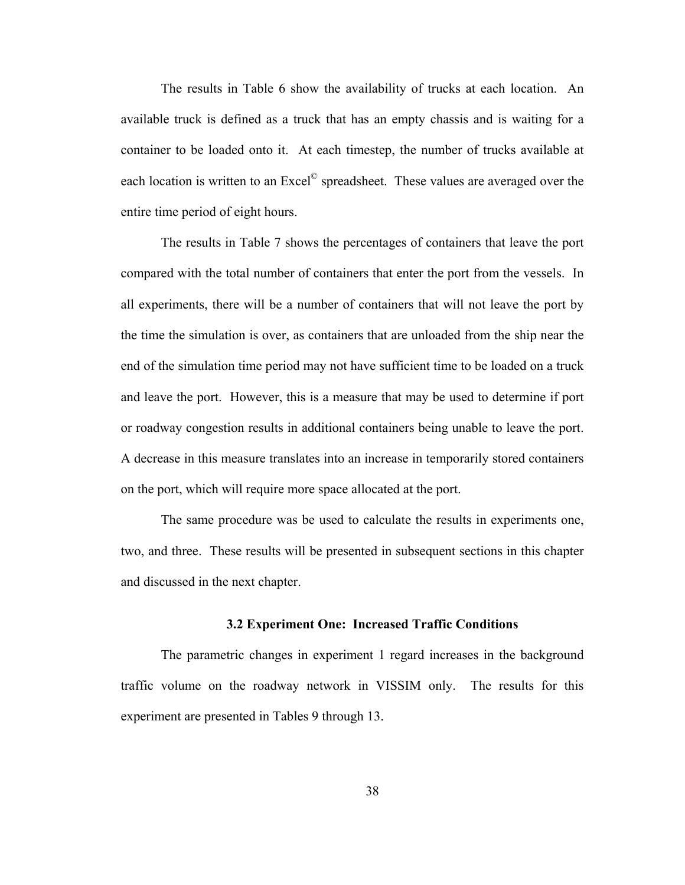The results in Table 6 show the availability of trucks at each location. An available truck is defined as a truck that has an empty chassis and is waiting for a container to be loaded onto it. At each timestep, the number of trucks available at each location is written to an Excel© spreadsheet. These values are averaged over the entire time period of eight hours.

The results in Table 7 shows the percentages of containers that leave the port compared with the total number of containers that enter the port from the vessels. In all experiments, there will be a number of containers that will not leave the port by the time the simulation is over, as containers that are unloaded from the ship near the end of the simulation time period may not have sufficient time to be loaded on a truck and leave the port. However, this is a measure that may be used to determine if port or roadway congestion results in additional containers being unable to leave the port. A decrease in this measure translates into an increase in temporarily stored containers on the port, which will require more space allocated at the port.

The same procedure was be used to calculate the results in experiments one, two, and three. These results will be presented in subsequent sections in this chapter and discussed in the next chapter.

### 3.2 Experiment One: Increased Traffic Conditions

The parametric changes in experiment 1 regard increases in the background traffic volume on the roadway network in VISSIM only. The results for this experiment are presented in Tables 9 through 13.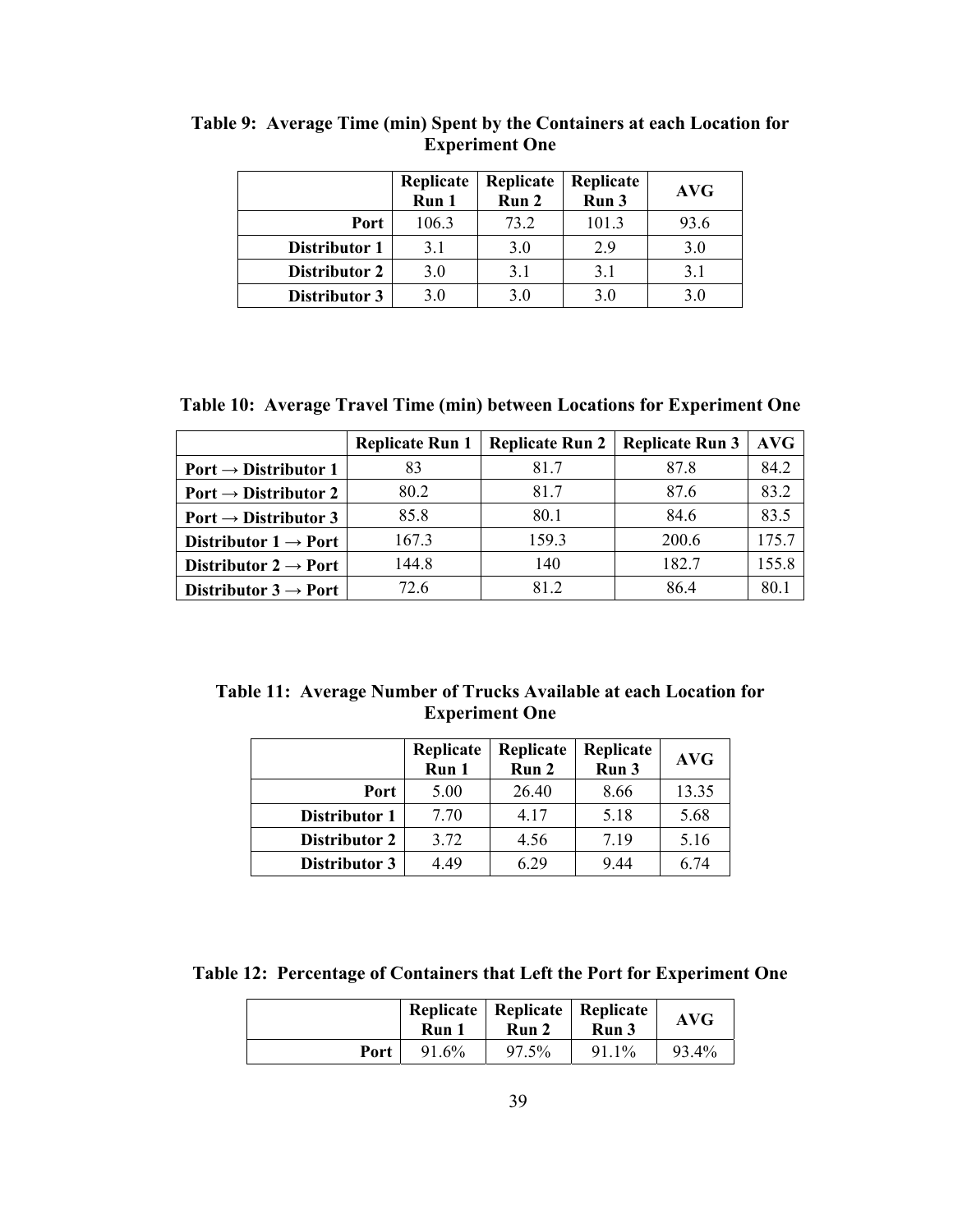**Table 9: Average Time (min) Spent by the Containers at each Location for Experiment One**

| | Replicate Run 1 | Replicate Run 2 | Replicate Run 3 | AVG |
|---|---|---|---|---|
| **Port** | 106.3 | 73.2 | 101.3 | 93.6 |
| **Distributor 1** | 3.1 | 3.0 | 2.9 | 3.0 |
| **Distributor 2** | 3.0 | 3.1 | 3.1 | 3.1 |
| **Distributor 3** | 3.0 | 3.0 | 3.0 | 3.0 |

**Table 10: Average Travel Time (min) between Locations for Experiment One**

| | Replicate Run 1 | Replicate Run 2 | Replicate Run 3 | AVG |
|---|---|---|---|---|
| **Port → Distributor 1** | 83 | 81.7 | 87.8 | 84.2 |
| **Port → Distributor 2** | 80.2 | 81.7 | 87.6 | 83.2 |
| **Port → Distributor 3** | 85.8 | 80.1 | 84.6 | 83.5 |
| **Distributor 1 → Port** | 167.3 | 159.3 | 200.6 | 175.7 |
| **Distributor 2 → Port** | 144.8 | 140 | 182.7 | 155.8 |
| **Distributor 3 → Port** | 72.6 | 81.2 | 86.4 | 80.1 |

**Table 11: Average Number of Trucks Available at each Location for Experiment One**

| | Replicate Run 1 | Replicate Run 2 | Replicate Run 3 | AVG |
|---|---|---|---|---|
| **Port** | 5.00 | 26.40 | 8.66 | 13.35 |
| **Distributor 1** | 7.70 | 4.17 | 5.18 | 5.68 |
| **Distributor 2** | 3.72 | 4.56 | 7.19 | 5.16 |
| **Distributor 3** | 4.49 | 6.29 | 9.44 | 6.74 |

**Table 12: Percentage of Containers that Left the Port for Experiment One**

| | Replicate Run 1 | Replicate Run 2 | Replicate Run 3 | AVG |
|---|---|---|---|---|
| **Port** | 91.6% | 97.5% | 91.1% | 93.4% |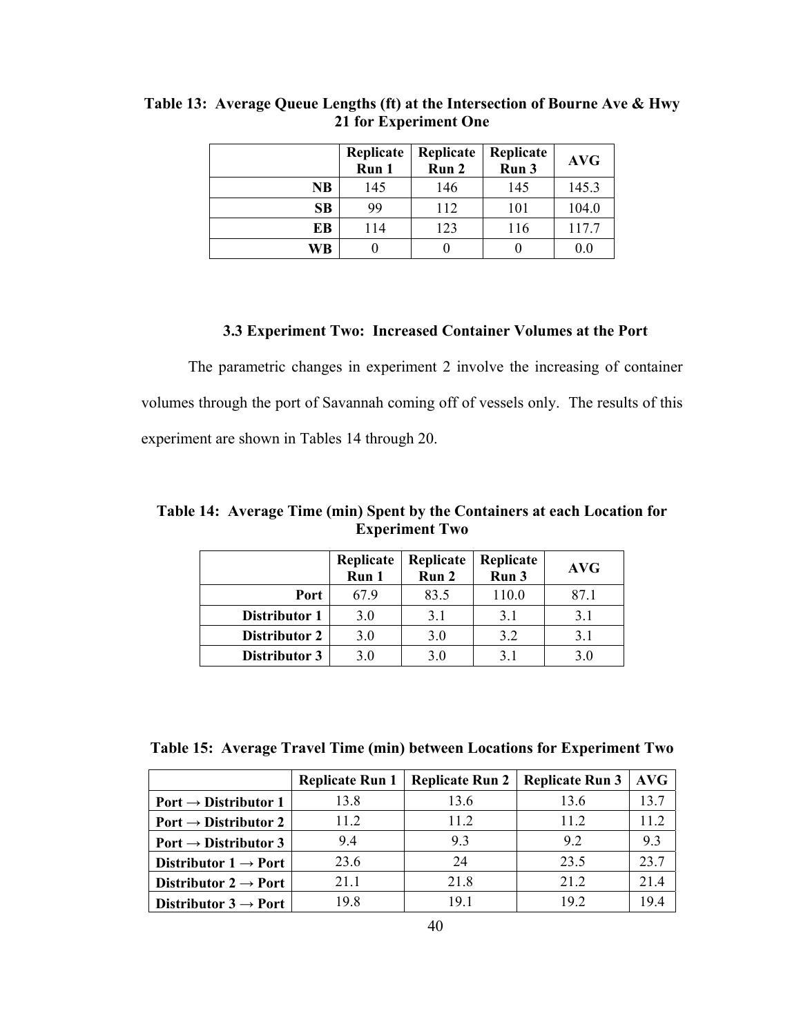**Table 13: Average Queue Lengths (ft) at the Intersection of Bourne Ave & Hwy 21 for Experiment One**

| | Replicate Run 1 | Replicate Run 2 | Replicate Run 3 | AVG |
|---|---|---|---|---|
| NB | 145 | 146 | 145 | 145.3 |
| SB | 99 | 112 | 101 | 104.0 |
| EB | 114 | 123 | 116 | 117.7 |
| WB | 0 | 0 | 0 | 0.0 |

### 3.3 Experiment Two: Increased Container Volumes at the Port

The parametric changes in experiment 2 involve the increasing of container volumes through the port of Savannah coming off of vessels only. The results of this experiment are shown in Tables 14 through 20.

**Table 14: Average Time (min) Spent by the Containers at each Location for Experiment Two**

| | Replicate Run 1 | Replicate Run 2 | Replicate Run 3 | AVG |
|---|---|---|---|---|
| Port | 67.9 | 83.5 | 110.0 | 87.1 |
| Distributor 1 | 3.0 | 3.1 | 3.1 | 3.1 |
| Distributor 2 | 3.0 | 3.0 | 3.2 | 3.1 |
| Distributor 3 | 3.0 | 3.0 | 3.1 | 3.0 |

**Table 15: Average Travel Time (min) between Locations for Experiment Two**

| | Replicate Run 1 | Replicate Run 2 | Replicate Run 3 | AVG |
|---|---|---|---|---|
| Port → Distributor 1 | 13.8 | 13.6 | 13.6 | 13.7 |
| Port → Distributor 2 | 11.2 | 11.2 | 11.2 | 11.2 |
| Port → Distributor 3 | 9.4 | 9.3 | 9.2 | 9.3 |
| Distributor 1 → Port | 23.6 | 24 | 23.5 | 23.7 |
| Distributor 2 → Port | 21.1 | 21.8 | 21.2 | 21.4 |
| Distributor 3 → Port | 19.8 | 19.1 | 19.2 | 19.4 |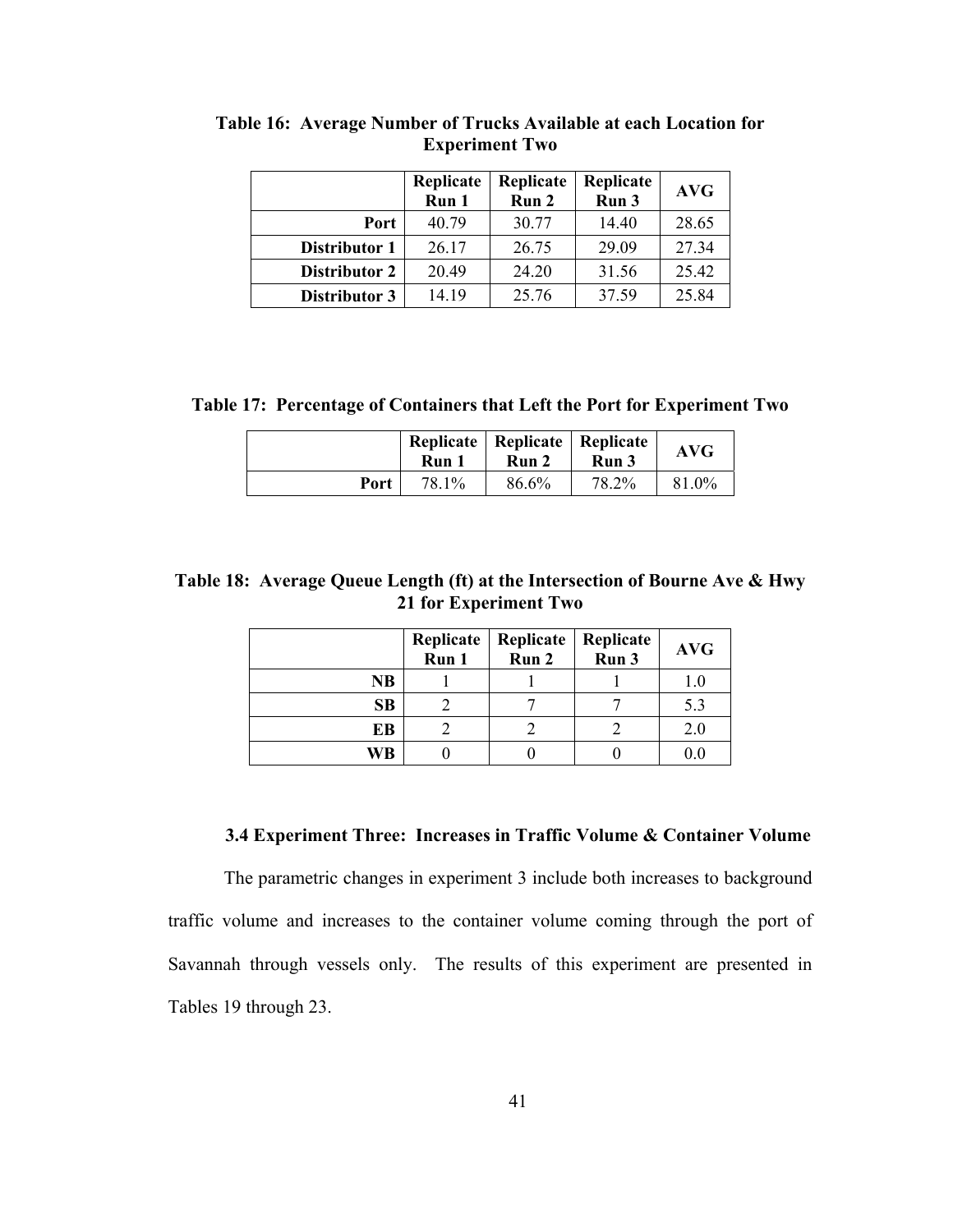**Table 16: Average Number of Trucks Available at each Location for Experiment Two**

| | Replicate Run 1 | Replicate Run 2 | Replicate Run 3 | AVG |
|---|---|---|---|---|
| **Port** | 40.79 | 30.77 | 14.40 | 28.65 |
| **Distributor 1** | 26.17 | 26.75 | 29.09 | 27.34 |
| **Distributor 2** | 20.49 | 24.20 | 31.56 | 25.42 |
| **Distributor 3** | 14.19 | 25.76 | 37.59 | 25.84 |

**Table 17: Percentage of Containers that Left the Port for Experiment Two**

| | Replicate Run 1 | Replicate Run 2 | Replicate Run 3 | AVG |
|---|---|---|---|---|
| **Port** | 78.1% | 86.6% | 78.2% | 81.0% |

**Table 18: Average Queue Length (ft) at the Intersection of Bourne Ave & Hwy 21 for Experiment Two**

| | Replicate Run 1 | Replicate Run 2 | Replicate Run 3 | AVG |
|---|---|---|---|---|
| **NB** | 1 | 1 | 1 | 1.0 |
| **SB** | 2 | 7 | 7 | 5.3 |
| **EB** | 2 | 2 | 2 | 2.0 |
| **WB** | 0 | 0 | 0 | 0.0 |

### 3.4 Experiment Three: Increases in Traffic Volume & Container Volume

The parametric changes in experiment 3 include both increases to background traffic volume and increases to the container volume coming through the port of Savannah through vessels only. The results of this experiment are presented in Tables 19 through 23.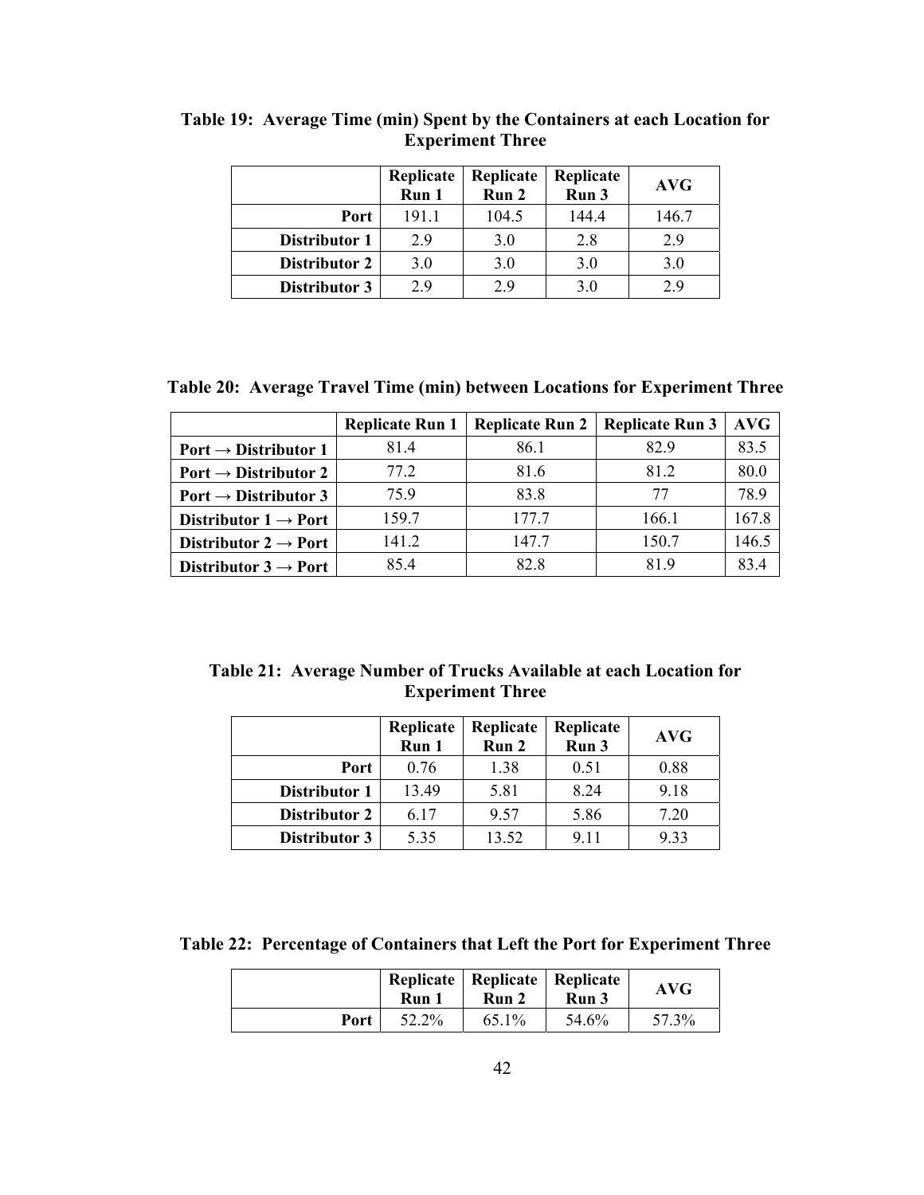**Table 19: Average Time (min) Spent by the Containers at each Location for Experiment Three**

| | Replicate Run 1 | Replicate Run 2 | Replicate Run 3 | AVG |
|---|---|---|---|---|
| **Port** | 191.1 | 104.5 | 144.4 | 146.7 |
| **Distributor 1** | 2.9 | 3.0 | 2.8 | 2.9 |
| **Distributor 2** | 3.0 | 3.0 | 3.0 | 3.0 |
| **Distributor 3** | 2.9 | 2.9 | 3.0 | 2.9 |

**Table 20: Average Travel Time (min) between Locations for Experiment Three**

| | Replicate Run 1 | Replicate Run 2 | Replicate Run 3 | AVG |
|---|---|---|---|---|
| **Port → Distributor 1** | 81.4 | 86.1 | 82.9 | 83.5 |
| **Port → Distributor 2** | 77.2 | 81.6 | 81.2 | 80.0 |
| **Port → Distributor 3** | 75.9 | 83.8 | 77 | 78.9 |
| **Distributor 1 → Port** | 159.7 | 177.7 | 166.1 | 167.8 |
| **Distributor 2 → Port** | 141.2 | 147.7 | 150.7 | 146.5 |
| **Distributor 3 → Port** | 85.4 | 82.8 | 81.9 | 83.4 |

**Table 21: Average Number of Trucks Available at each Location for Experiment Three**

| | Replicate Run 1 | Replicate Run 2 | Replicate Run 3 | AVG |
|---|---|---|---|---|
| **Port** | 0.76 | 1.38 | 0.51 | 0.88 |
| **Distributor 1** | 13.49 | 5.81 | 8.24 | 9.18 |
| **Distributor 2** | 6.17 | 9.57 | 5.86 | 7.20 |
| **Distributor 3** | 5.35 | 13.52 | 9.11 | 9.33 |

**Table 22: Percentage of Containers that Left the Port for Experiment Three**

| | Replicate Run 1 | Replicate Run 2 | Replicate Run 3 | AVG |
|---|---|---|---|---|
| **Port** | 52.2% | 65.1% | 54.6% | 57.3% |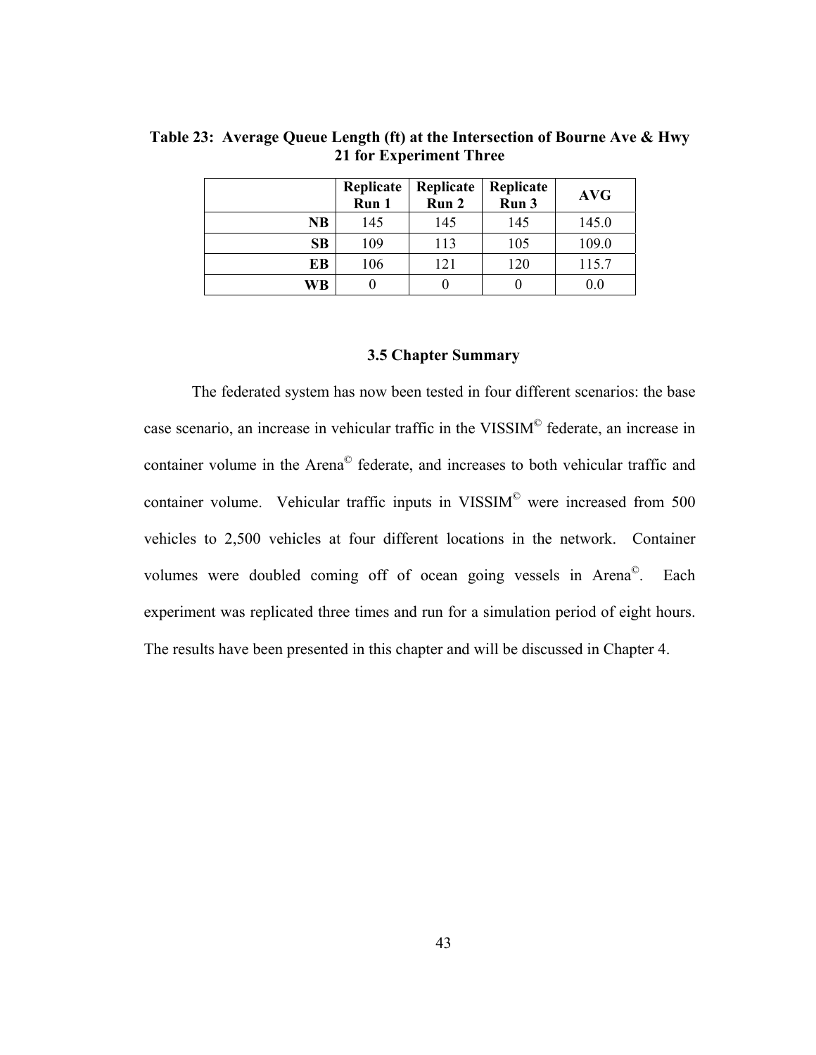**Table 23: Average Queue Length (ft) at the Intersection of Bourne Ave & Hwy 21 for Experiment Three**

| | Replicate Run 1 | Replicate Run 2 | Replicate Run 3 | AVG |
|---|---|---|---|---|
| **NB** | 145 | 145 | 145 | 145.0 |
| **SB** | 109 | 113 | 105 | 109.0 |
| **EB** | 106 | 121 | 120 | 115.7 |
| **WB** | 0 | 0 | 0 | 0.0 |

### 3.5 Chapter Summary

The federated system has now been tested in four different scenarios: the base case scenario, an increase in vehicular traffic in the VISSIM© federate, an increase in container volume in the Arena© federate, and increases to both vehicular traffic and container volume. Vehicular traffic inputs in VISSIM© were increased from 500 vehicles to 2,500 vehicles at four different locations in the network. Container volumes were doubled coming off of ocean going vessels in Arena©. Each experiment was replicated three times and run for a simulation period of eight hours. The results have been presented in this chapter and will be discussed in Chapter 4.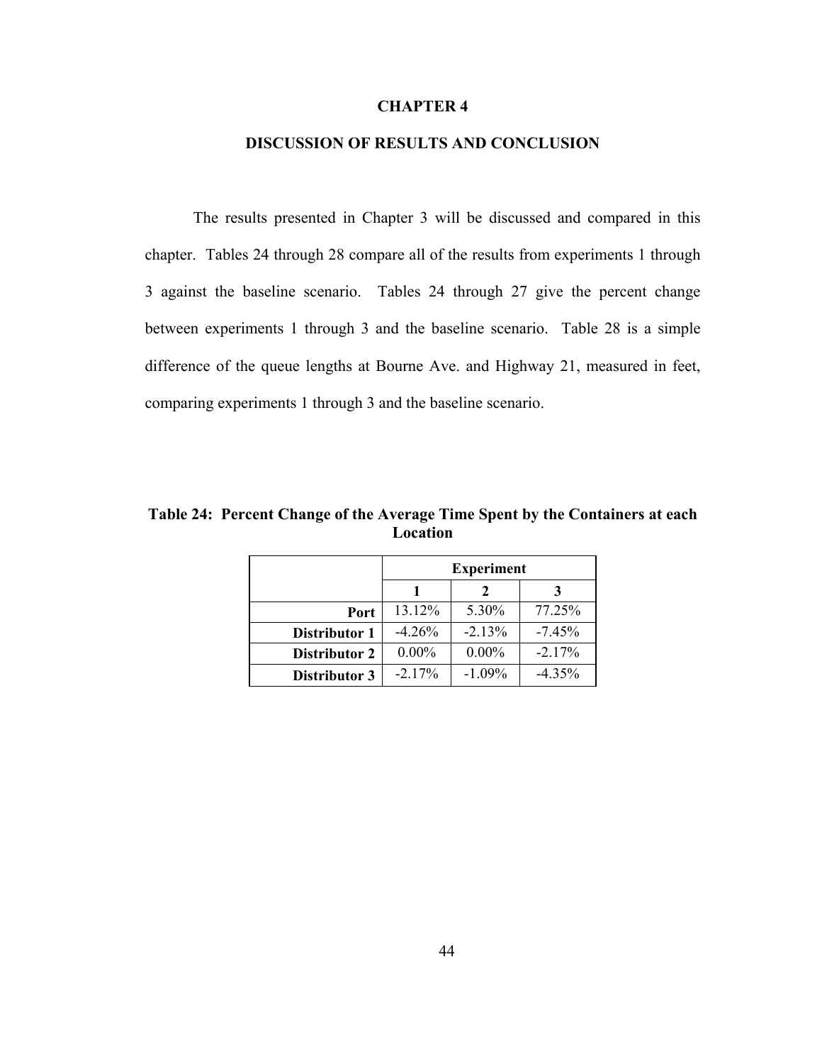# CHAPTER 4

## DISCUSSION OF RESULTS AND CONCLUSION

The results presented in Chapter 3 will be discussed and compared in this chapter. Tables 24 through 28 compare all of the results from experiments 1 through 3 against the baseline scenario. Tables 24 through 27 give the percent change between experiments 1 through 3 and the baseline scenario. Table 28 is a simple difference of the queue lengths at Bourne Ave. and Highway 21, measured in feet, comparing experiments 1 through 3 and the baseline scenario.

**Table 24: Percent Change of the Average Time Spent by the Containers at each Location**

| | Experiment | | |
|---|---|---|---|
| | 1 | 2 | 3 |
| **Port** | 13.12% | 5.30% | 77.25% |
| **Distributor 1** | -4.26% | -2.13% | -7.45% |
| **Distributor 2** | 0.00% | 0.00% | -2.17% |
| **Distributor 3** | -2.17% | -1.09% | -4.35% |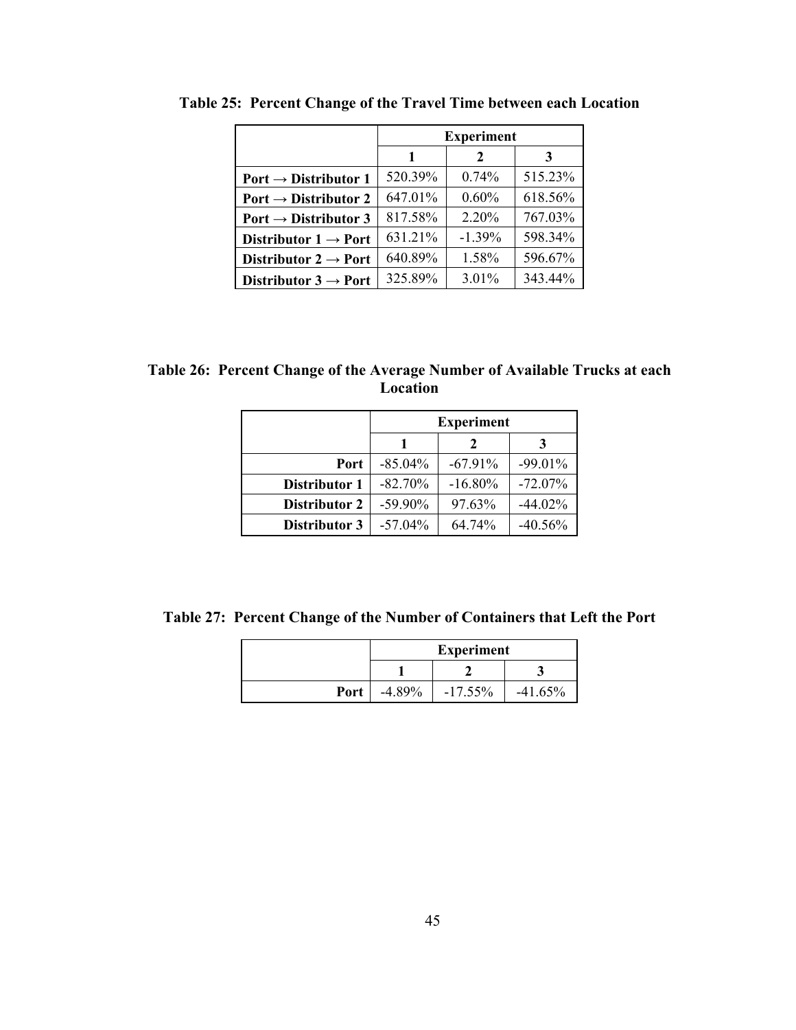**Table 25: Percent Change of the Travel Time between each Location**

| | Experiment | | |
|---|---|---|---|
| | 1 | 2 | 3 |
| **Port → Distributor 1** | 520.39% | 0.74% | 515.23% |
| **Port → Distributor 2** | 647.01% | 0.60% | 618.56% |
| **Port → Distributor 3** | 817.58% | 2.20% | 767.03% |
| **Distributor 1 → Port** | 631.21% | -1.39% | 598.34% |
| **Distributor 2 → Port** | 640.89% | 1.58% | 596.67% |
| **Distributor 3 → Port** | 325.89% | 3.01% | 343.44% |

**Table 26: Percent Change of the Average Number of Available Trucks at each Location**

| | Experiment | | |
|---|---|---|---|
| | 1 | 2 | 3 |
| **Port** | -85.04% | -67.91% | -99.01% |
| **Distributor 1** | -82.70% | -16.80% | -72.07% |
| **Distributor 2** | -59.90% | 97.63% | -44.02% |
| **Distributor 3** | -57.04% | 64.74% | -40.56% |

**Table 27: Percent Change of the Number of Containers that Left the Port**

| | Experiment | | |
|---|---|---|---|
| | 1 | 2 | 3 |
| **Port** | -4.89% | -17.55% | -41.65% |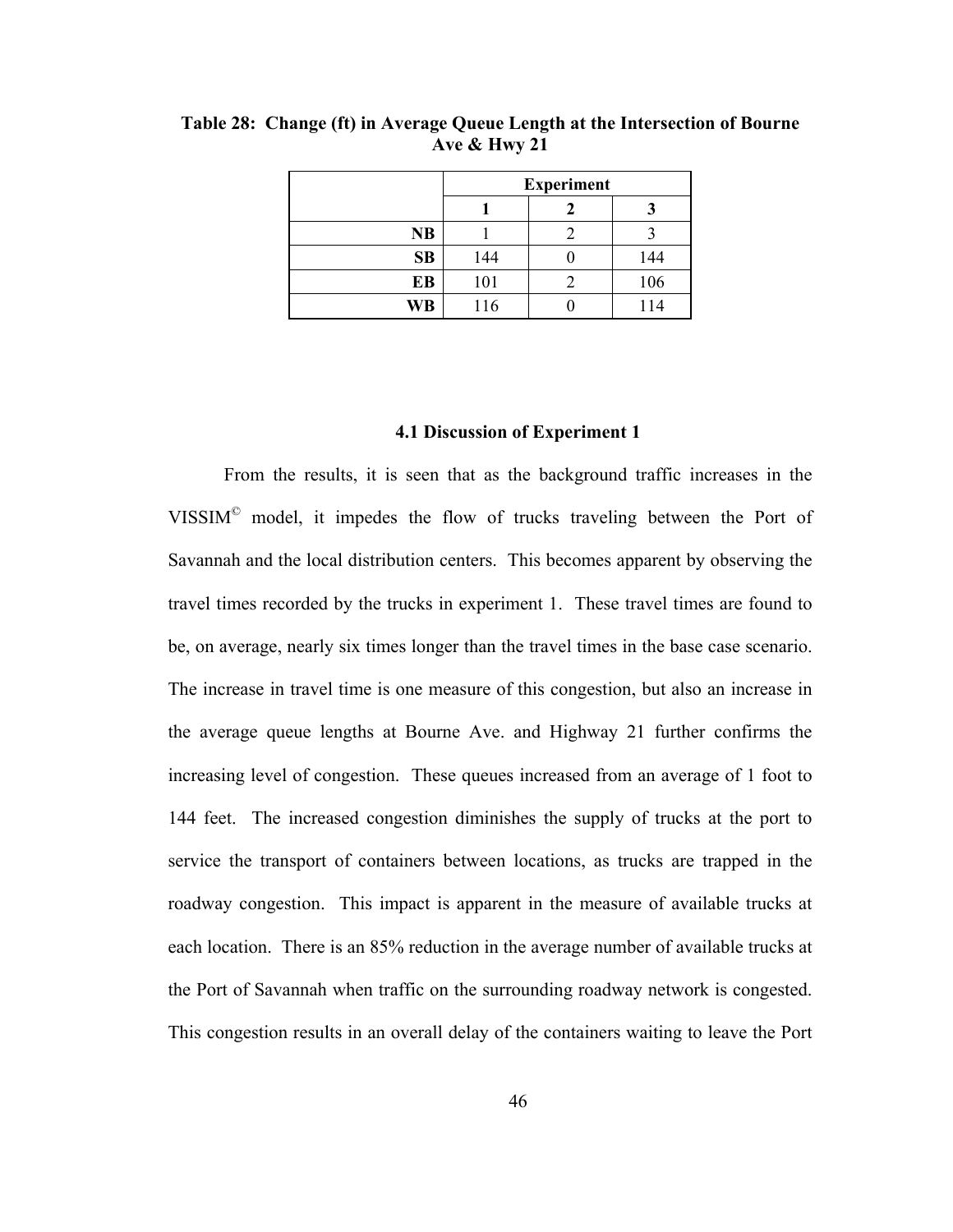**Table 28: Change (ft) in Average Queue Length at the Intersection of Bourne Ave & Hwy 21**

| | Experiment | | |
|---|---|---|---|
| | **1** | **2** | **3** |
| **NB** | 1 | 2 | 3 |
| **SB** | 144 | 0 | 144 |
| **EB** | 101 | 2 | 106 |
| **WB** | 116 | 0 | 114 |

### 4.1 Discussion of Experiment 1

From the results, it is seen that as the background traffic increases in the VISSIM© model, it impedes the flow of trucks traveling between the Port of Savannah and the local distribution centers. This becomes apparent by observing the travel times recorded by the trucks in experiment 1. These travel times are found to be, on average, nearly six times longer than the travel times in the base case scenario. The increase in travel time is one measure of this congestion, but also an increase in the average queue lengths at Bourne Ave. and Highway 21 further confirms the increasing level of congestion. These queues increased from an average of 1 foot to 144 feet. The increased congestion diminishes the supply of trucks at the port to service the transport of containers between locations, as trucks are trapped in the roadway congestion. This impact is apparent in the measure of available trucks at each location. There is an 85% reduction in the average number of available trucks at the Port of Savannah when traffic on the surrounding roadway network is congested. This congestion results in an overall delay of the containers waiting to leave the Port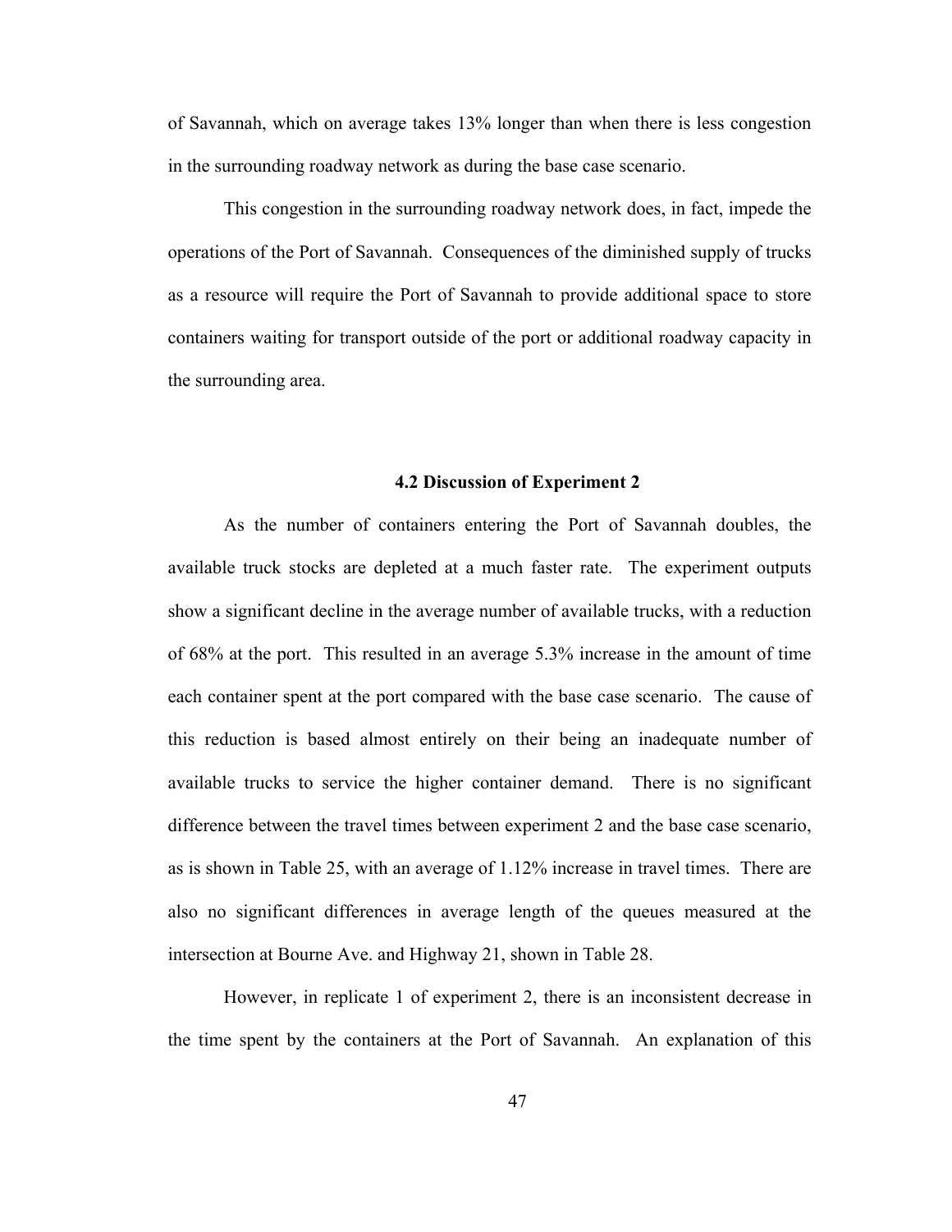of Savannah, which on average takes 13% longer than when there is less congestion in the surrounding roadway network as during the base case scenario.

This congestion in the surrounding roadway network does, in fact, impede the operations of the Port of Savannah. Consequences of the diminished supply of trucks as a resource will require the Port of Savannah to provide additional space to store containers waiting for transport outside of the port or additional roadway capacity in the surrounding area.

### 4.2 Discussion of Experiment 2

As the number of containers entering the Port of Savannah doubles, the available truck stocks are depleted at a much faster rate. The experiment outputs show a significant decline in the average number of available trucks, with a reduction of 68% at the port. This resulted in an average 5.3% increase in the amount of time each container spent at the port compared with the base case scenario. The cause of this reduction is based almost entirely on their being an inadequate number of available trucks to service the higher container demand. There is no significant difference between the travel times between experiment 2 and the base case scenario, as is shown in Table 25, with an average of 1.12% increase in travel times. There are also no significant differences in average length of the queues measured at the intersection at Bourne Ave. and Highway 21, shown in Table 28.

However, in replicate 1 of experiment 2, there is an inconsistent decrease in the time spent by the containers at the Port of Savannah. An explanation of this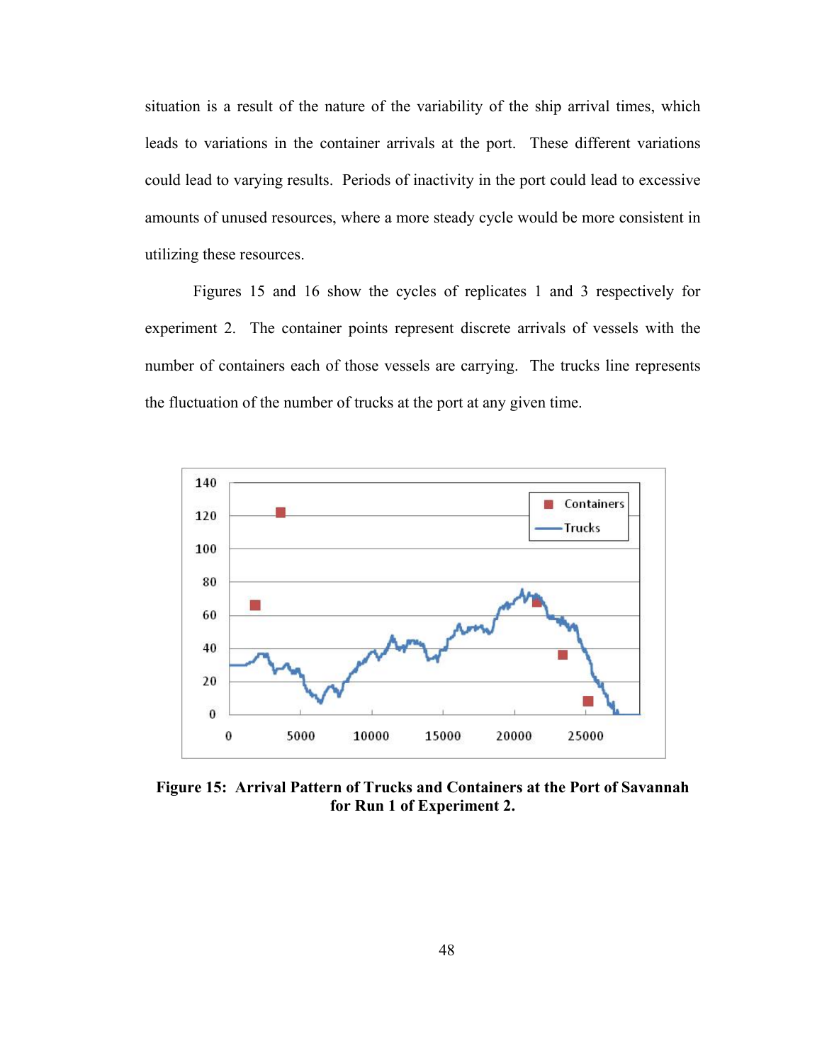situation is a result of the nature of the variability of the ship arrival times, which leads to variations in the container arrivals at the port. These different variations could lead to varying results. Periods of inactivity in the port could lead to excessive amounts of unused resources, where a more steady cycle would be more consistent in utilizing these resources.

Figures 15 and 16 show the cycles of replicates 1 and 3 respectively for experiment 2. The container points represent discrete arrivals of vessels with the number of containers each of those vessels are carrying. The trucks line represents the fluctuation of the number of trucks at the port at any given time.

**Figure 15: Arrival Pattern of Trucks and Containers at the Port of Savannah for Run 1 of Experiment 2.**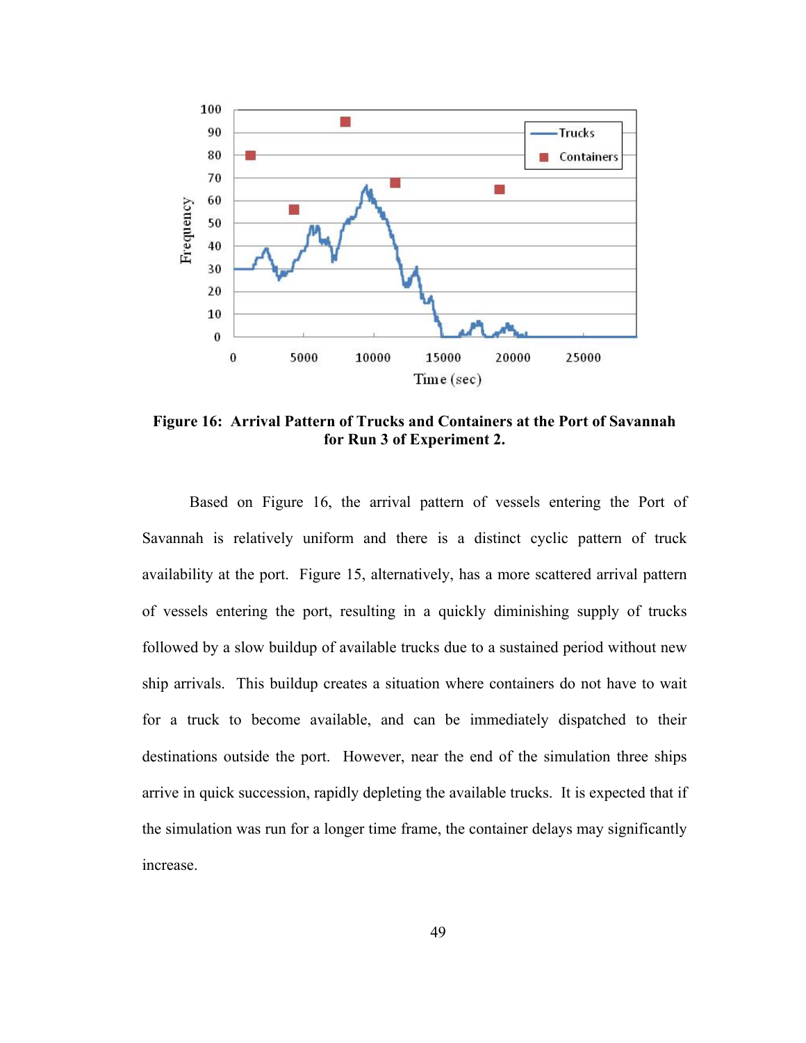**Figure 16: Arrival Pattern of Trucks and Containers at the Port of Savannah for Run 3 of Experiment 2.**

Based on Figure 16, the arrival pattern of vessels entering the Port of Savannah is relatively uniform and there is a distinct cyclic pattern of truck availability at the port. Figure 15, alternatively, has a more scattered arrival pattern of vessels entering the port, resulting in a quickly diminishing supply of trucks followed by a slow buildup of available trucks due to a sustained period without new ship arrivals. This buildup creates a situation where containers do not have to wait for a truck to become available, and can be immediately dispatched to their destinations outside the port. However, near the end of the simulation three ships arrive in quick succession, rapidly depleting the available trucks. It is expected that if the simulation was run for a longer time frame, the container delays may significantly increase.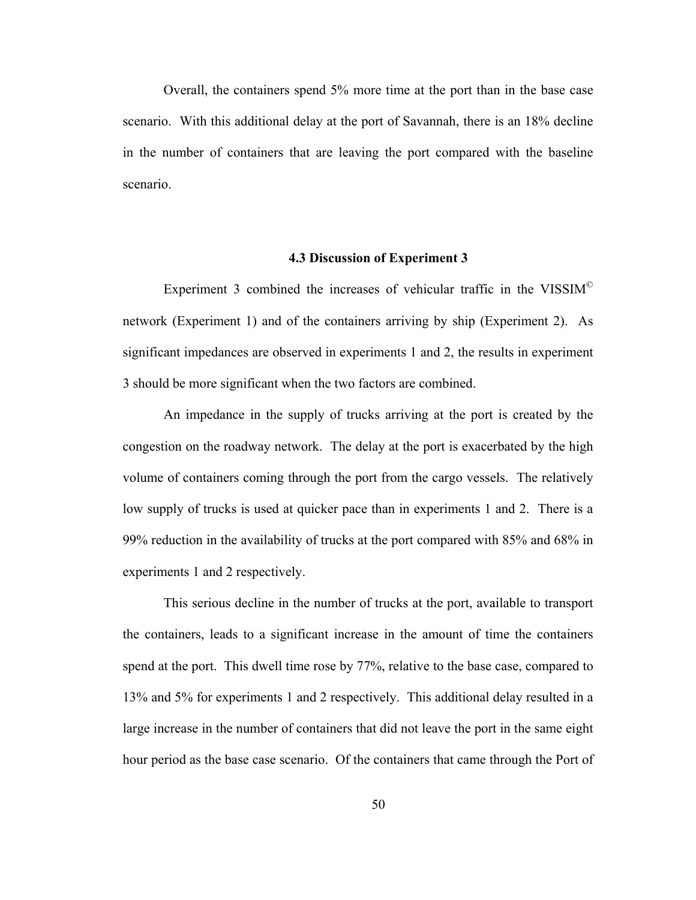Overall, the containers spend 5% more time at the port than in the base case scenario. With this additional delay at the port of Savannah, there is an 18% decline in the number of containers that are leaving the port compared with the baseline scenario.

### 4.3 Discussion of Experiment 3

Experiment 3 combined the increases of vehicular traffic in the VISSIM© network (Experiment 1) and of the containers arriving by ship (Experiment 2). As significant impedances are observed in experiments 1 and 2, the results in experiment 3 should be more significant when the two factors are combined.

An impedance in the supply of trucks arriving at the port is created by the congestion on the roadway network. The delay at the port is exacerbated by the high volume of containers coming through the port from the cargo vessels. The relatively low supply of trucks is used at quicker pace than in experiments 1 and 2. There is a 99% reduction in the availability of trucks at the port compared with 85% and 68% in experiments 1 and 2 respectively.

This serious decline in the number of trucks at the port, available to transport the containers, leads to a significant increase in the amount of time the containers spend at the port. This dwell time rose by 77%, relative to the base case, compared to 13% and 5% for experiments 1 and 2 respectively. This additional delay resulted in a large increase in the number of containers that did not leave the port in the same eight hour period as the base case scenario. Of the containers that came through the Port of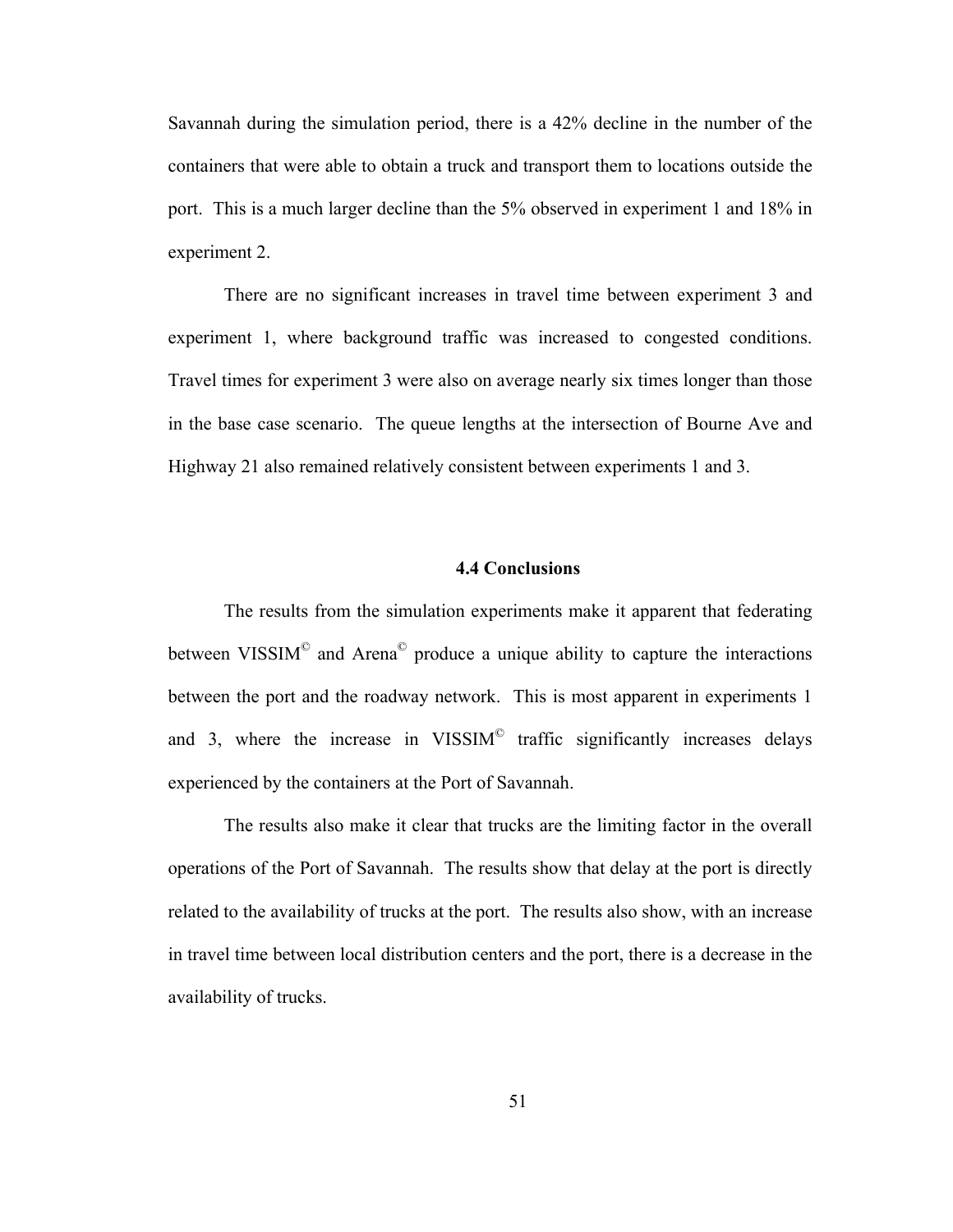Savannah during the simulation period, there is a 42% decline in the number of the containers that were able to obtain a truck and transport them to locations outside the port. This is a much larger decline than the 5% observed in experiment 1 and 18% in experiment 2.

There are no significant increases in travel time between experiment 3 and experiment 1, where background traffic was increased to congested conditions. Travel times for experiment 3 were also on average nearly six times longer than those in the base case scenario. The queue lengths at the intersection of Bourne Ave and Highway 21 also remained relatively consistent between experiments 1 and 3.

### 4.4 Conclusions

The results from the simulation experiments make it apparent that federating between VISSIM© and Arena© produce a unique ability to capture the interactions between the port and the roadway network. This is most apparent in experiments 1 and 3, where the increase in VISSIM© traffic significantly increases delays experienced by the containers at the Port of Savannah.

The results also make it clear that trucks are the limiting factor in the overall operations of the Port of Savannah. The results show that delay at the port is directly related to the availability of trucks at the port. The results also show, with an increase in travel time between local distribution centers and the port, there is a decrease in the availability of trucks.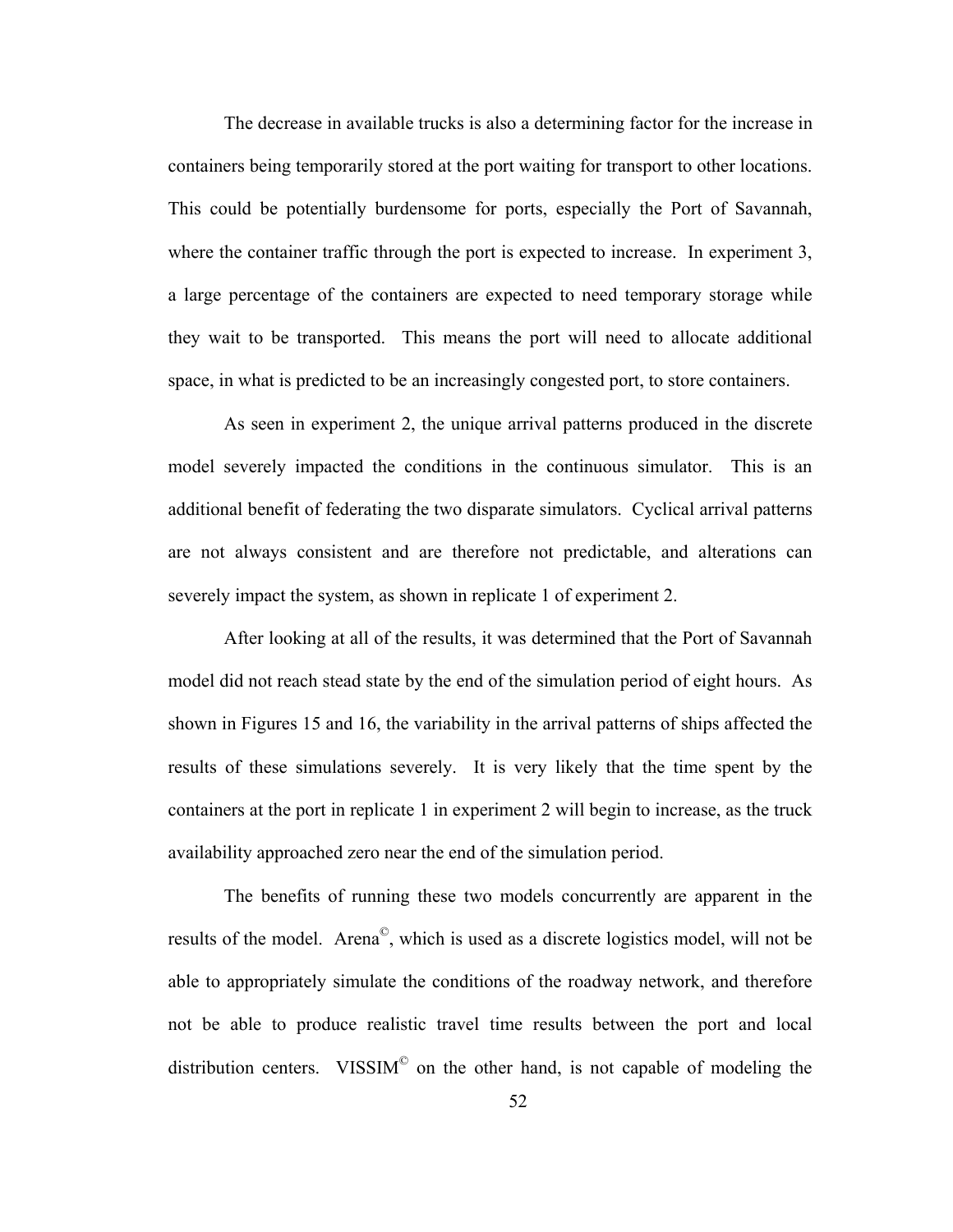The decrease in available trucks is also a determining factor for the increase in containers being temporarily stored at the port waiting for transport to other locations. This could be potentially burdensome for ports, especially the Port of Savannah, where the container traffic through the port is expected to increase. In experiment 3, a large percentage of the containers are expected to need temporary storage while they wait to be transported. This means the port will need to allocate additional space, in what is predicted to be an increasingly congested port, to store containers.

As seen in experiment 2, the unique arrival patterns produced in the discrete model severely impacted the conditions in the continuous simulator. This is an additional benefit of federating the two disparate simulators. Cyclical arrival patterns are not always consistent and are therefore not predictable, and alterations can severely impact the system, as shown in replicate 1 of experiment 2.

After looking at all of the results, it was determined that the Port of Savannah model did not reach stead state by the end of the simulation period of eight hours. As shown in Figures 15 and 16, the variability in the arrival patterns of ships affected the results of these simulations severely. It is very likely that the time spent by the containers at the port in replicate 1 in experiment 2 will begin to increase, as the truck availability approached zero near the end of the simulation period.

The benefits of running these two models concurrently are apparent in the results of the model. Arena©, which is used as a discrete logistics model, will not be able to appropriately simulate the conditions of the roadway network, and therefore not be able to produce realistic travel time results between the port and local distribution centers. VISSIM© on the other hand, is not capable of modeling the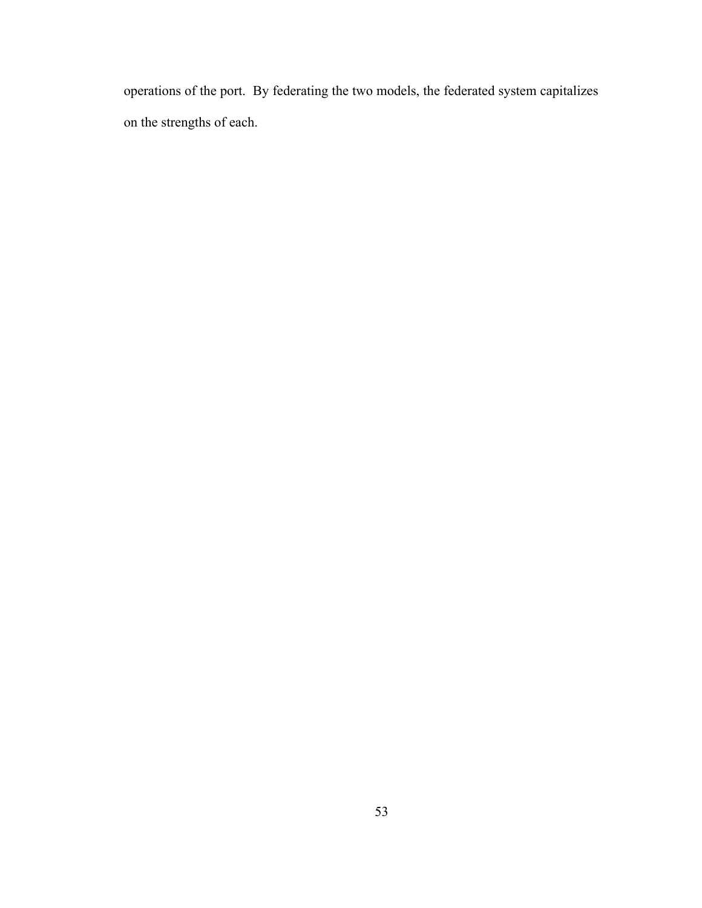operations of the port. By federating the two models, the federated system capitalizes on the strengths of each.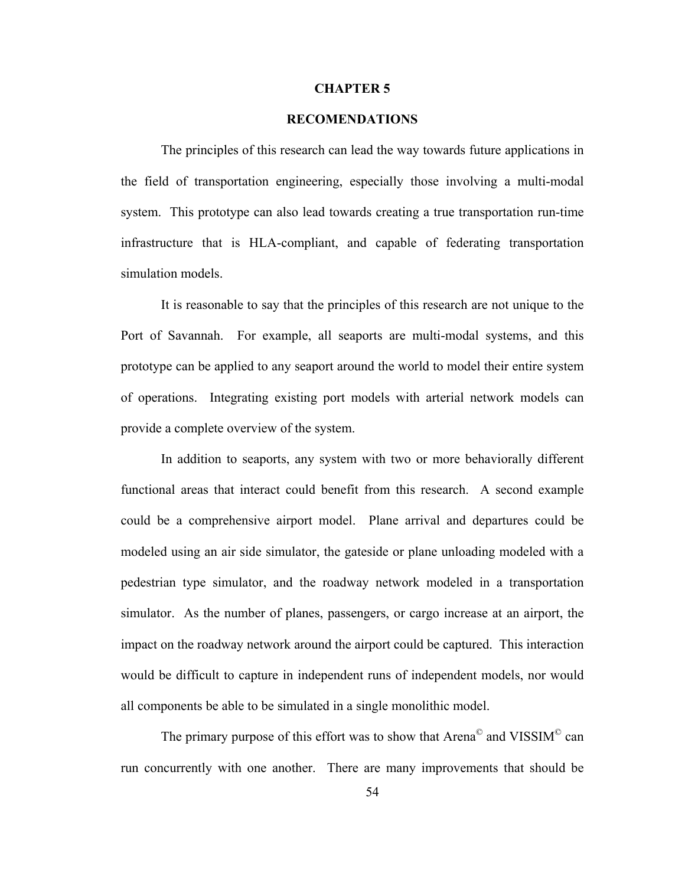# CHAPTER 5

## RECOMENDATIONS

The principles of this research can lead the way towards future applications in the field of transportation engineering, especially those involving a multi-modal system. This prototype can also lead towards creating a true transportation run-time infrastructure that is HLA-compliant, and capable of federating transportation simulation models.

It is reasonable to say that the principles of this research are not unique to the Port of Savannah. For example, all seaports are multi-modal systems, and this prototype can be applied to any seaport around the world to model their entire system of operations. Integrating existing port models with arterial network models can provide a complete overview of the system.

In addition to seaports, any system with two or more behaviorally different functional areas that interact could benefit from this research. A second example could be a comprehensive airport model. Plane arrival and departures could be modeled using an air side simulator, the gateside or plane unloading modeled with a pedestrian type simulator, and the roadway network modeled in a transportation simulator. As the number of planes, passengers, or cargo increase at an airport, the impact on the roadway network around the airport could be captured. This interaction would be difficult to capture in independent runs of independent models, nor would all components be able to be simulated in a single monolithic model.

The primary purpose of this effort was to show that Arena© and VISSIM© can run concurrently with one another. There are many improvements that should be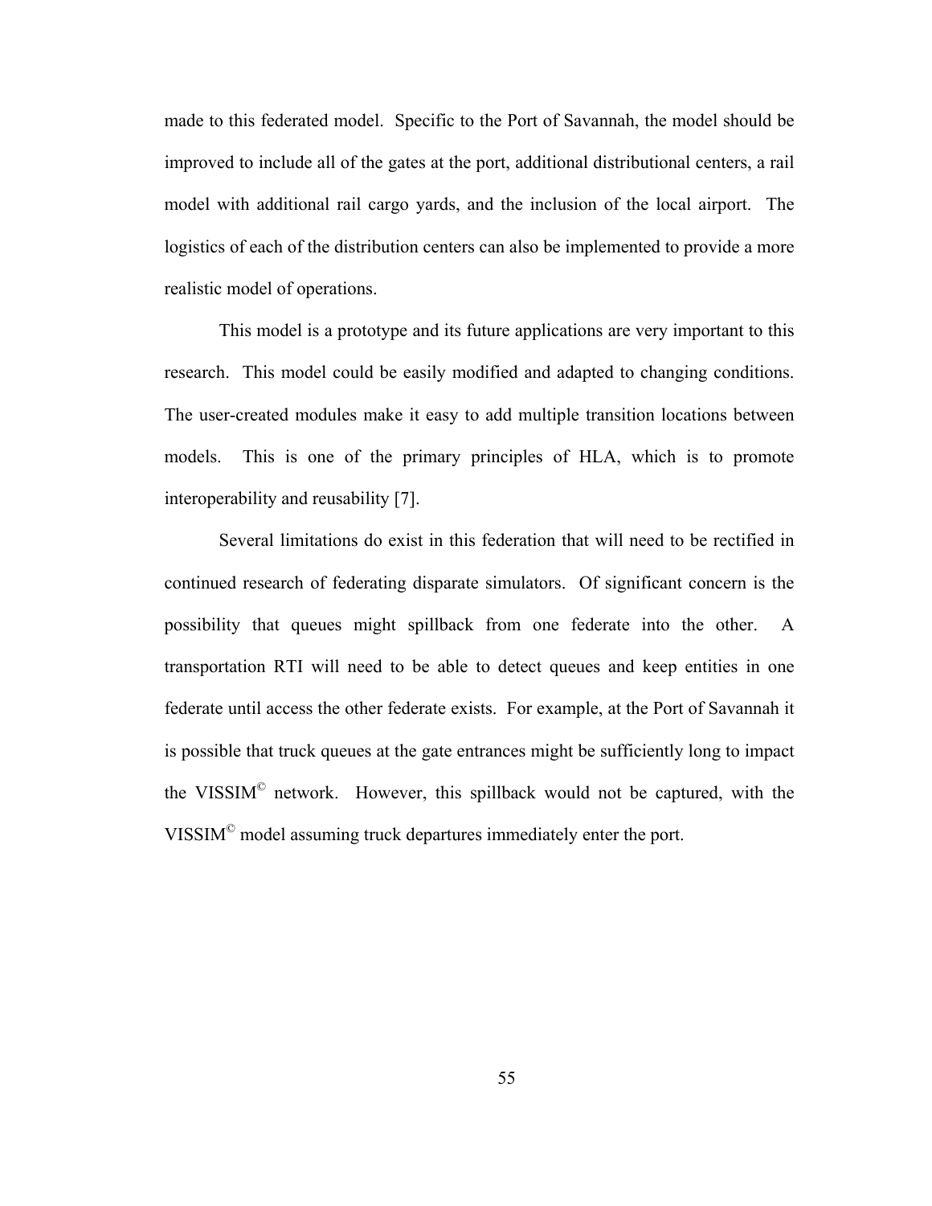made to this federated model. Specific to the Port of Savannah, the model should be improved to include all of the gates at the port, additional distributional centers, a rail model with additional rail cargo yards, and the inclusion of the local airport. The logistics of each of the distribution centers can also be implemented to provide a more realistic model of operations.

This model is a prototype and its future applications are very important to this research. This model could be easily modified and adapted to changing conditions. The user-created modules make it easy to add multiple transition locations between models. This is one of the primary principles of HLA, which is to promote interoperability and reusability [7].

Several limitations do exist in this federation that will need to be rectified in continued research of federating disparate simulators. Of significant concern is the possibility that queues might spillback from one federate into the other. A transportation RTI will need to be able to detect queues and keep entities in one federate until access the other federate exists. For example, at the Port of Savannah it is possible that truck queues at the gate entrances might be sufficiently long to impact the VISSIM© network. However, this spillback would not be captured, with the VISSIM© model assuming truck departures immediately enter the port.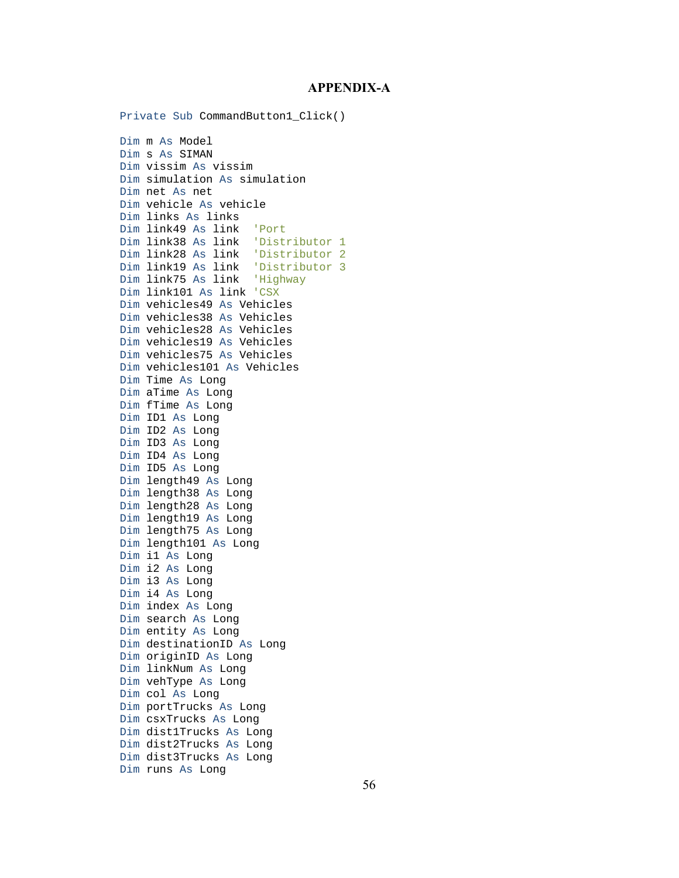# APPENDIX-A

```
Private Sub CommandButton1_Click()

Dim m As Model
Dim s As SIMAN
Dim vissim As vissim
Dim simulation As simulation
Dim net As net
Dim vehicle As vehicle
Dim links As links
Dim link49 As link  'Port
Dim link38 As link  'Distributor 1
Dim link28 As link  'Distributor 2
Dim link19 As link  'Distributor 3
Dim link75 As link  'Highway
Dim link101 As link 'CSX
Dim vehicles49 As Vehicles
Dim vehicles38 As Vehicles
Dim vehicles28 As Vehicles
Dim vehicles19 As Vehicles
Dim vehicles75 As Vehicles
Dim vehicles101 As Vehicles
Dim Time As Long
Dim aTime As Long
Dim fTime As Long
Dim ID1 As Long
Dim ID2 As Long
Dim ID3 As Long
Dim ID4 As Long
Dim ID5 As Long
Dim length49 As Long
Dim length38 As Long
Dim length28 As Long
Dim length19 As Long
Dim length75 As Long
Dim length101 As Long
Dim i1 As Long
Dim i2 As Long
Dim i3 As Long
Dim i4 As Long
Dim index As Long
Dim search As Long
Dim entity As Long
Dim destinationID As Long
Dim originID As Long
Dim linkNum As Long
Dim vehType As Long
Dim col As Long
Dim portTrucks As Long
Dim csxTrucks As Long
Dim dist1Trucks As Long
Dim dist2Trucks As Long
Dim dist3Trucks As Long
Dim runs As Long
```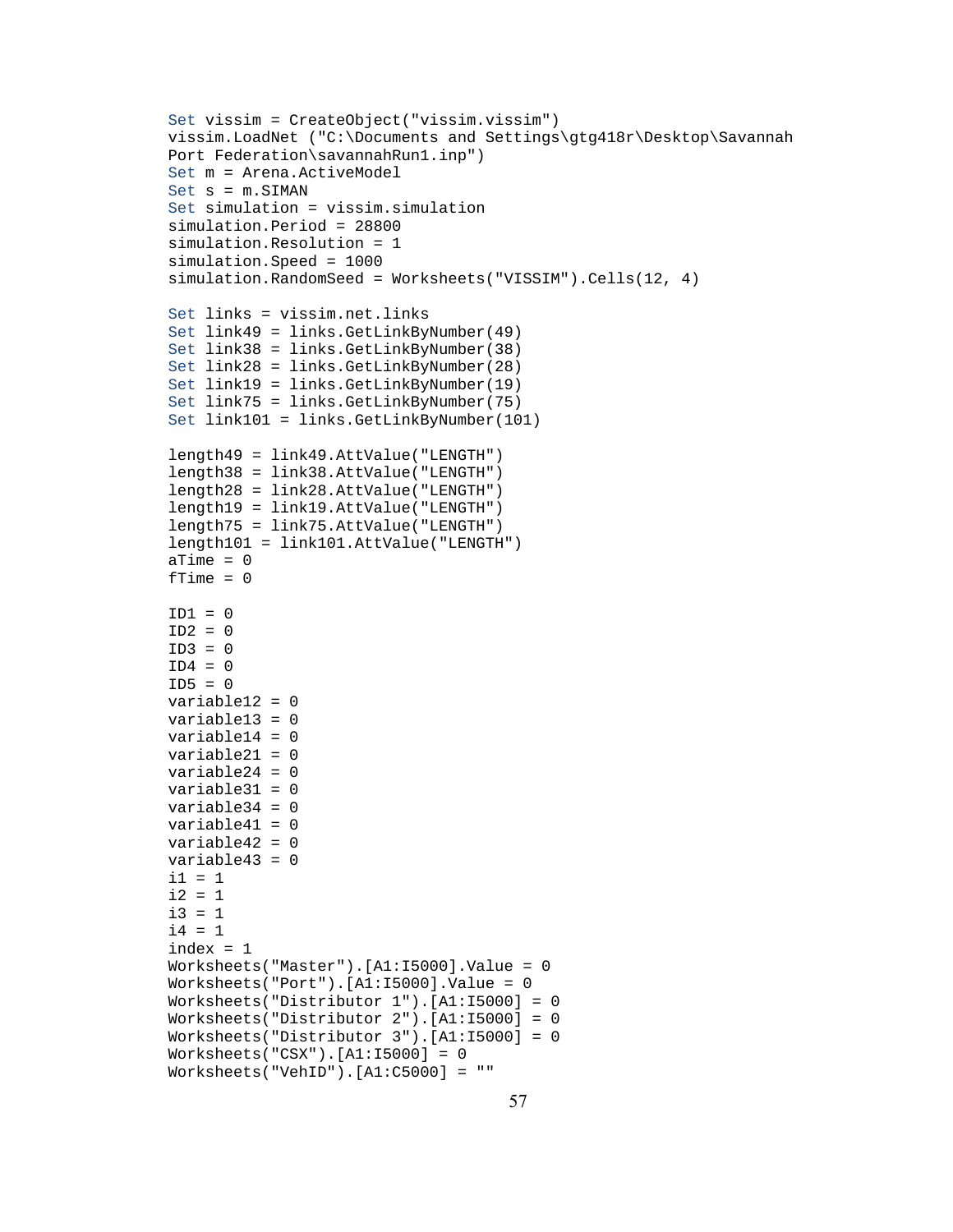```
Set vissim = CreateObject("vissim.vissim")
vissim.LoadNet ("C:\Documents and Settings\gtg418r\Desktop\Savannah
Port Federation\savannahRun1.inp")
Set m = Arena.ActiveModel
Set s = m.SIMAN
Set simulation = vissim.simulation
simulation.Period = 28800
simulation.Resolution = 1
simulation.Speed = 1000
simulation.RandomSeed = Worksheets("VISSIM").Cells(12, 4)

Set links = vissim.net.links
Set link49 = links.GetLinkByNumber(49)
Set link38 = links.GetLinkByNumber(38)
Set link28 = links.GetLinkByNumber(28)
Set link19 = links.GetLinkByNumber(19)
Set link75 = links.GetLinkByNumber(75)
Set link101 = links.GetLinkByNumber(101)

length49 = link49.AttValue("LENGTH")
length38 = link38.AttValue("LENGTH")
length28 = link28.AttValue("LENGTH")
length19 = link19.AttValue("LENGTH")
length75 = link75.AttValue("LENGTH")
length101 = link101.AttValue("LENGTH")
aTime = 0
fTime = 0

ID1 = 0
ID2 = 0
ID3 = 0
ID4 = 0
ID5 = 0
variable12 = 0
variable13 = 0
variable14 = 0
variable21 = 0
variable24 = 0
variable31 = 0
variable34 = 0
variable41 = 0
variable42 = 0
variable43 = 0
i1 = 1
i2 = 1
i3 = 1
i4 = 1
index = 1
Worksheets("Master").[A1:I5000].Value = 0
Worksheets("Port").[A1:I5000].Value = 0
Worksheets("Distributor 1").[A1:I5000] = 0
Worksheets("Distributor 2").[A1:I5000] = 0
Worksheets("Distributor 3").[A1:I5000] = 0
Worksheets("CSX").[A1:I5000] = 0
Worksheets("VehID").[A1:C5000] = ""
```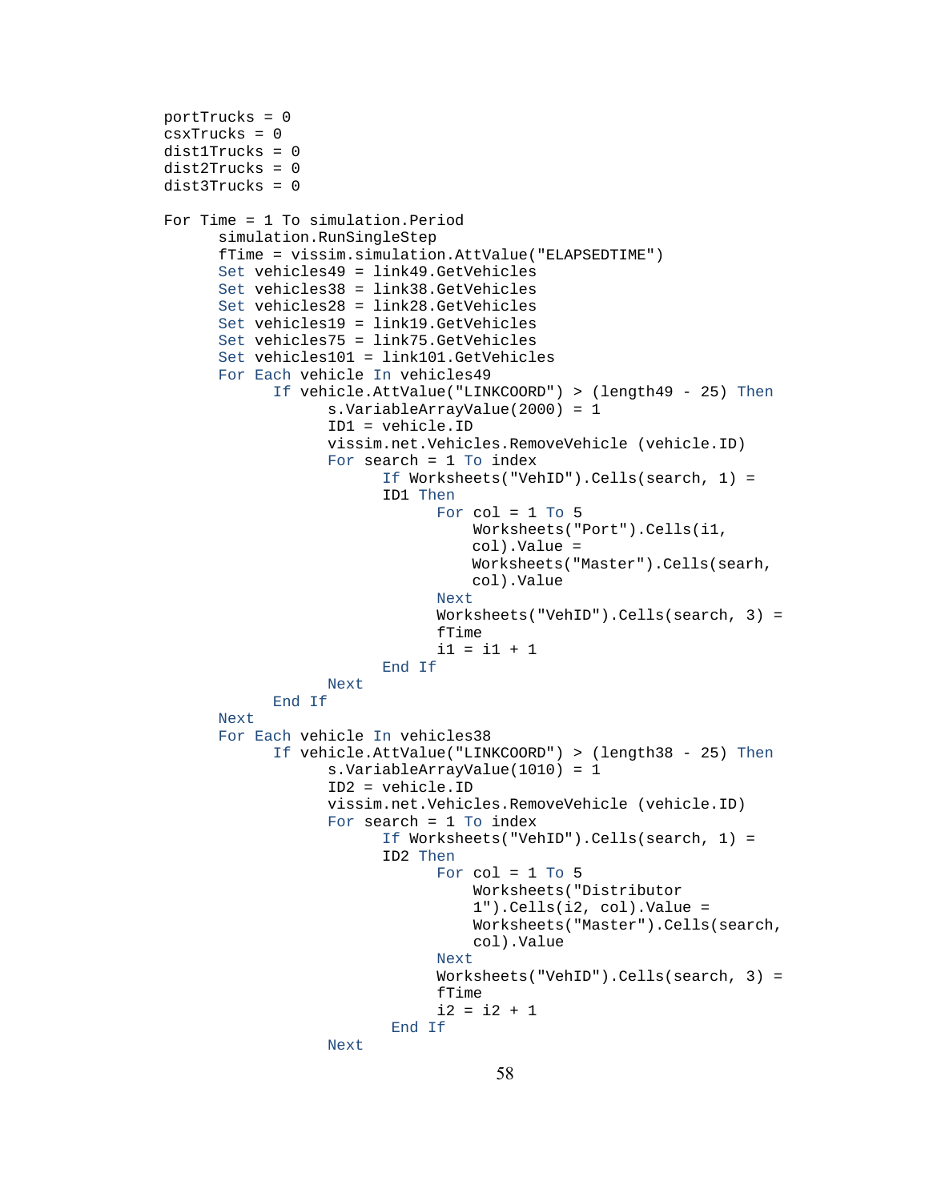```
portTrucks = 0
csxTrucks = 0
dist1Trucks = 0
dist2Trucks = 0
dist3Trucks = 0

For Time = 1 To simulation.Period
      simulation.RunSingleStep
      fTime = vissim.simulation.AttValue("ELAPSEDTIME")
      Set vehicles49 = link49.GetVehicles
      Set vehicles38 = link38.GetVehicles
      Set vehicles28 = link28.GetVehicles
      Set vehicles19 = link19.GetVehicles
      Set vehicles75 = link75.GetVehicles
      Set vehicles101 = link101.GetVehicles
      For Each vehicle In vehicles49
            If vehicle.AttValue("LINKCOORD") > (length49 - 25) Then
                  s.VariableArrayValue(2000) = 1
                  ID1 = vehicle.ID
                  vissim.net.Vehicles.RemoveVehicle (vehicle.ID)
                  For search = 1 To index
                        If Worksheets("VehID").Cells(search, 1) =
                        ID1 Then
                              For col = 1 To 5
                                  Worksheets("Port").Cells(i1,
                                  col).Value =
                                  Worksheets("Master").Cells(searh,
                                  col).Value
                              Next
                              Worksheets("VehID").Cells(search, 3) =
                              fTime
                              i1 = i1 + 1
                        End If
                  Next
            End If
      Next
      For Each vehicle In vehicles38
            If vehicle.AttValue("LINKCOORD") > (length38 - 25) Then
                  s.VariableArrayValue(1010) = 1
                  ID2 = vehicle.ID
                  vissim.net.Vehicles.RemoveVehicle (vehicle.ID)
                  For search = 1 To index
                        If Worksheets("VehID").Cells(search, 1) =
                        ID2 Then
                              For col = 1 To 5
                                  Worksheets("Distributor
                                  1").Cells(i2, col).Value =
                                  Worksheets("Master").Cells(search,
                                  col).Value
                              Next
                              Worksheets("VehID").Cells(search, 3) =
                              fTime
                              i2 = i2 + 1
                         End If
                  Next
```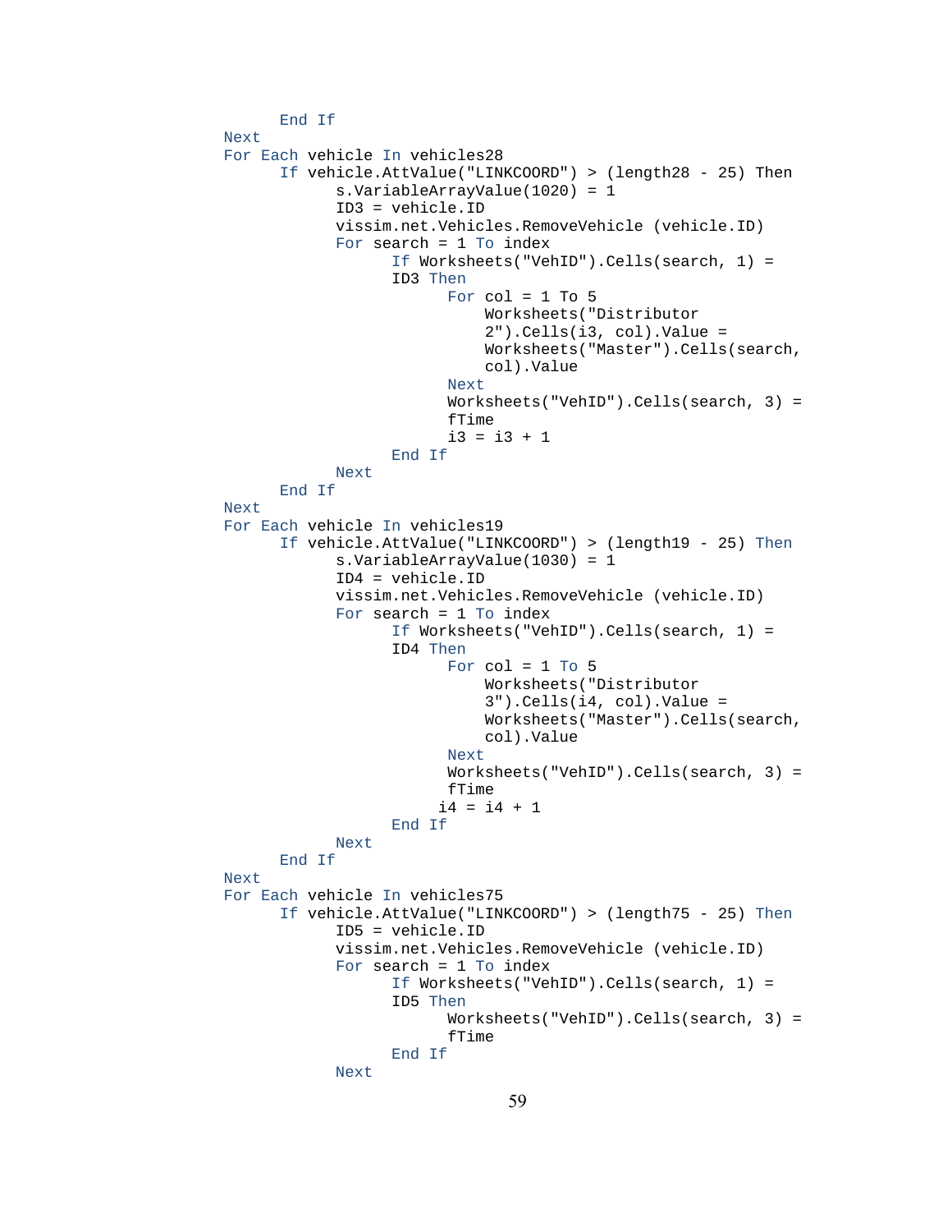```
        End If
Next
For Each vehicle In vehicles28
        If vehicle.AttValue("LINKCOORD") > (length28 - 25) Then
                s.VariableArrayValue(1020) = 1
                ID3 = vehicle.ID
                vissim.net.Vehicles.RemoveVehicle (vehicle.ID)
                For search = 1 To index
                        If Worksheets("VehID").Cells(search, 1) =
                        ID3 Then
                                For col = 1 To 5
                                    Worksheets("Distributor
                                    2").Cells(i3, col).Value =
                                    Worksheets("Master").Cells(search,
                                    col).Value
                                Next
                                Worksheets("VehID").Cells(search, 3) =
                                fTime
                                i3 = i3 + 1
                        End If
                Next
        End If
Next
For Each vehicle In vehicles19
        If vehicle.AttValue("LINKCOORD") > (length19 - 25) Then
                s.VariableArrayValue(1030) = 1
                ID4 = vehicle.ID
                vissim.net.Vehicles.RemoveVehicle (vehicle.ID)
                For search = 1 To index
                        If Worksheets("VehID").Cells(search, 1) =
                        ID4 Then
                                For col = 1 To 5
                                    Worksheets("Distributor
                                    3").Cells(i4, col).Value =
                                    Worksheets("Master").Cells(search,
                                    col).Value
                                Next
                                Worksheets("VehID").Cells(search, 3) =
                                fTime
                               i4 = i4 + 1
                        End If
                Next
        End If
Next
For Each vehicle In vehicles75
        If vehicle.AttValue("LINKCOORD") > (length75 - 25) Then
                ID5 = vehicle.ID
                vissim.net.Vehicles.RemoveVehicle (vehicle.ID)
                For search = 1 To index
                        If Worksheets("VehID").Cells(search, 1) =
                        ID5 Then
                                Worksheets("VehID").Cells(search, 3) =
                                fTime
                        End If
                Next
```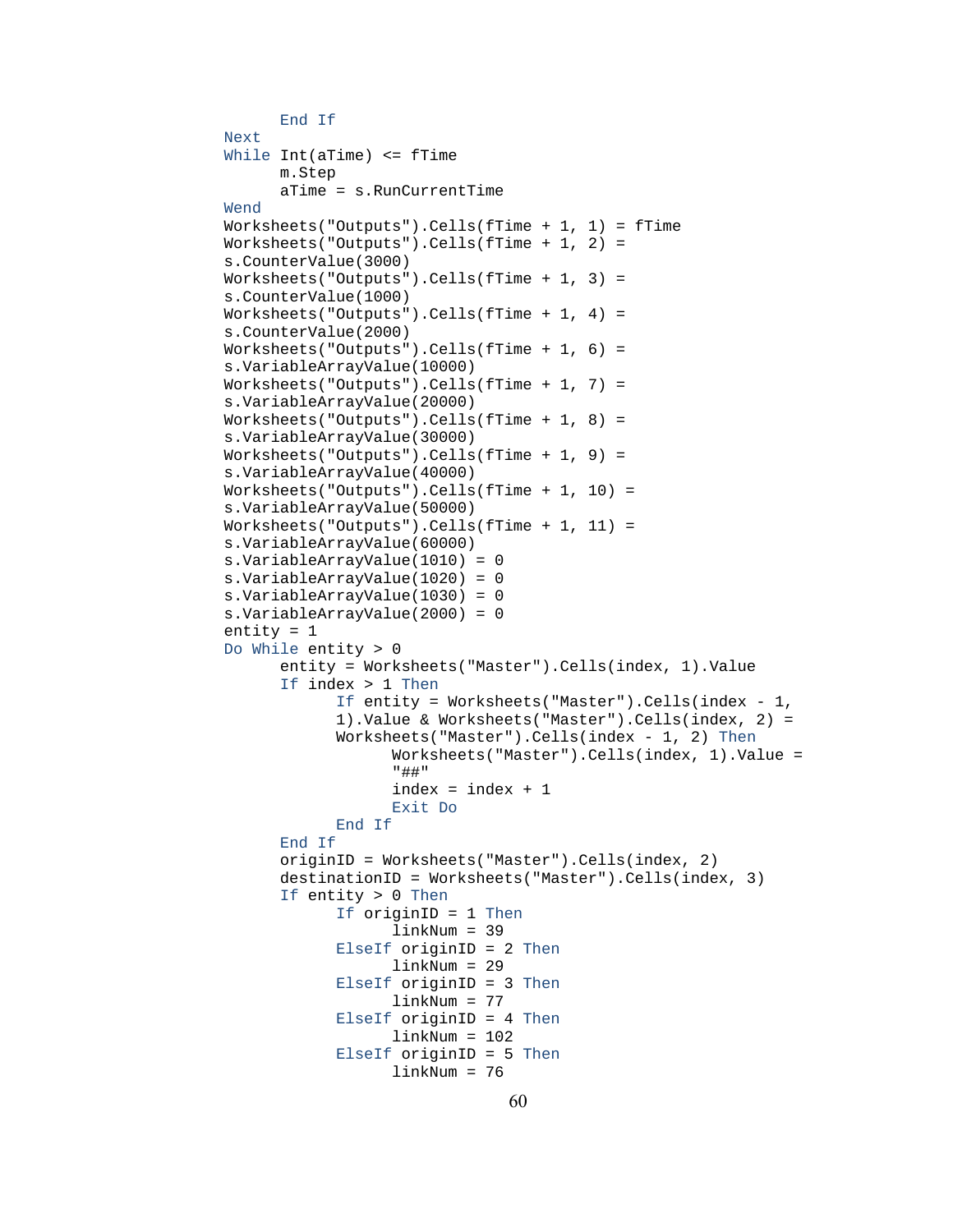```
      End If
Next
While Int(aTime) <= fTime
      m.Step
      aTime = s.RunCurrentTime
Wend
Worksheets("Outputs").Cells(fTime + 1, 1) = fTime
Worksheets("Outputs").Cells(fTime + 1, 2) =
s.CounterValue(3000)
Worksheets("Outputs").Cells(fTime + 1, 3) =
s.CounterValue(1000)
Worksheets("Outputs").Cells(fTime + 1, 4) =
s.CounterValue(2000)
Worksheets("Outputs").Cells(fTime + 1, 6) =
s.VariableArrayValue(10000)
Worksheets("Outputs").Cells(fTime + 1, 7) =
s.VariableArrayValue(20000)
Worksheets("Outputs").Cells(fTime + 1, 8) =
s.VariableArrayValue(30000)
Worksheets("Outputs").Cells(fTime + 1, 9) =
s.VariableArrayValue(40000)
Worksheets("Outputs").Cells(fTime + 1, 10) =
s.VariableArrayValue(50000)
Worksheets("Outputs").Cells(fTime + 1, 11) =
s.VariableArrayValue(60000)
s.VariableArrayValue(1010) = 0
s.VariableArrayValue(1020) = 0
s.VariableArrayValue(1030) = 0
s.VariableArrayValue(2000) = 0
entity = 1
Do While entity > 0
      entity = Worksheets("Master").Cells(index, 1).Value
      If index > 1 Then
            If entity = Worksheets("Master").Cells(index - 1,
            1).Value & Worksheets("Master").Cells(index, 2) =
            Worksheets("Master").Cells(index - 1, 2) Then
                  Worksheets("Master").Cells(index, 1).Value =
                  "##"
                  index = index + 1
                  Exit Do
            End If
      End If
      originID = Worksheets("Master").Cells(index, 2)
      destinationID = Worksheets("Master").Cells(index, 3)
      If entity > 0 Then
            If originID = 1 Then
                  linkNum = 39
            ElseIf originID = 2 Then
                  linkNum = 29
            ElseIf originID = 3 Then
                  linkNum = 77
            ElseIf originID = 4 Then
                  linkNum = 102
            ElseIf originID = 5 Then
                  linkNum = 76
```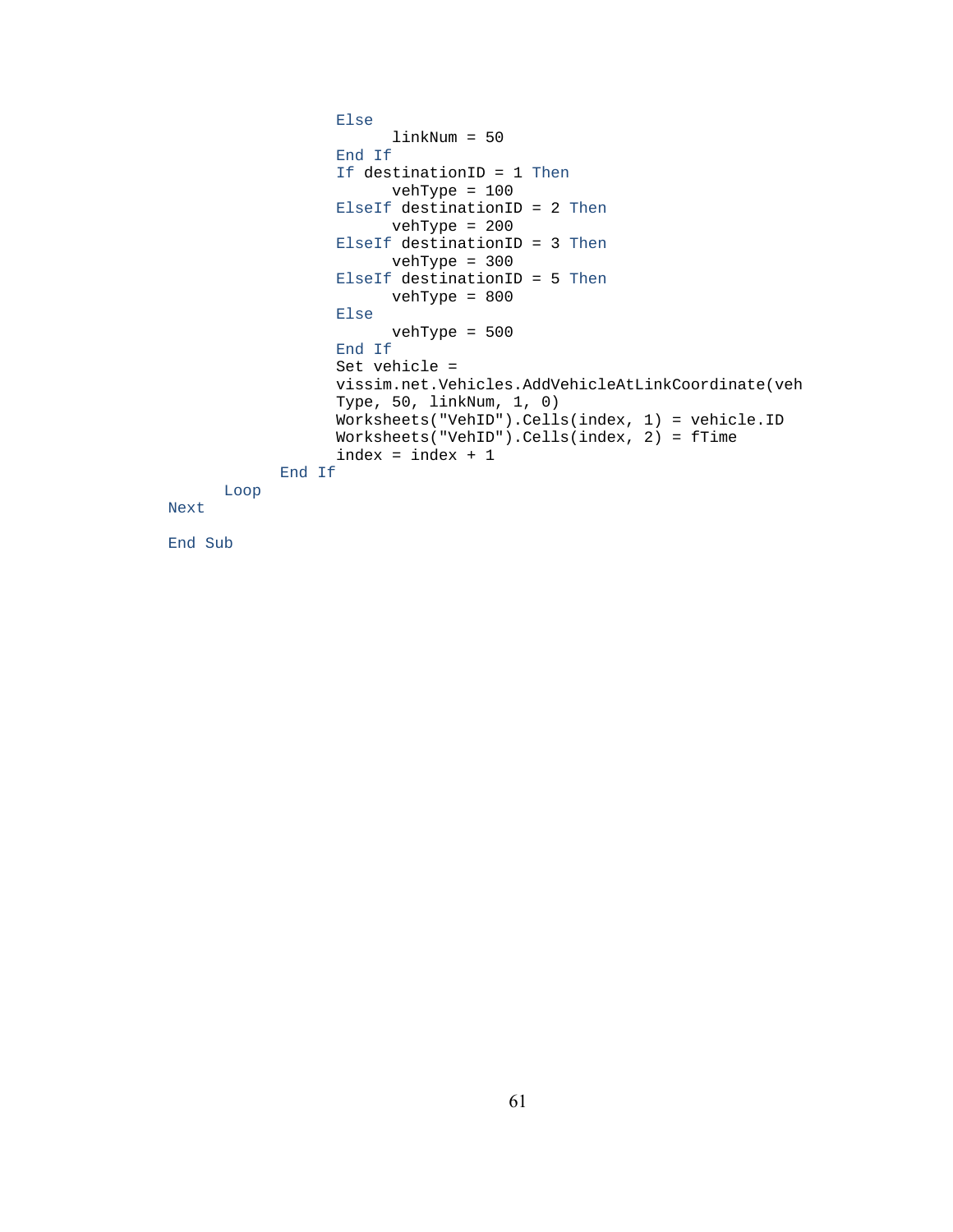```
                Else
                    linkNum = 50
                End If
                If destinationID = 1 Then
                    vehType = 100
                ElseIf destinationID = 2 Then
                    vehType = 200
                ElseIf destinationID = 3 Then
                    vehType = 300
                ElseIf destinationID = 5 Then
                    vehType = 800
                Else
                    vehType = 500
                End If
                Set vehicle =
                vissim.net.Vehicles.AddVehicleAtLinkCoordinate(veh
                Type, 50, linkNum, 1, 0)
                Worksheets("VehID").Cells(index, 1) = vehicle.ID
                Worksheets("VehID").Cells(index, 2) = fTime
                index = index + 1
            End If
        Loop
    Next

    End Sub
```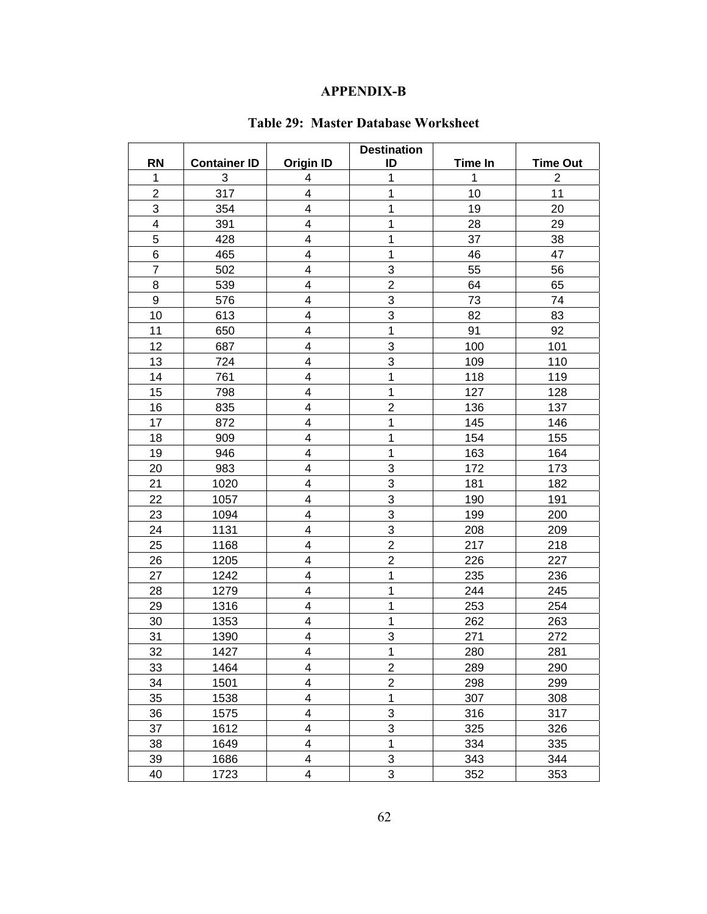# APPENDIX-B

## Table 29: Master Database Worksheet

| RN | Container ID | Origin ID | Destination ID | Time In | Time Out |
|---|---|---|---|---|---|
| 1 | 3 | 4 | 1 | 1 | 2 |
| 2 | 317 | 4 | 1 | 10 | 11 |
| 3 | 354 | 4 | 1 | 19 | 20 |
| 4 | 391 | 4 | 1 | 28 | 29 |
| 5 | 428 | 4 | 1 | 37 | 38 |
| 6 | 465 | 4 | 1 | 46 | 47 |
| 7 | 502 | 4 | 3 | 55 | 56 |
| 8 | 539 | 4 | 2 | 64 | 65 |
| 9 | 576 | 4 | 3 | 73 | 74 |
| 10 | 613 | 4 | 3 | 82 | 83 |
| 11 | 650 | 4 | 1 | 91 | 92 |
| 12 | 687 | 4 | 3 | 100 | 101 |
| 13 | 724 | 4 | 3 | 109 | 110 |
| 14 | 761 | 4 | 1 | 118 | 119 |
| 15 | 798 | 4 | 1 | 127 | 128 |
| 16 | 835 | 4 | 2 | 136 | 137 |
| 17 | 872 | 4 | 1 | 145 | 146 |
| 18 | 909 | 4 | 1 | 154 | 155 |
| 19 | 946 | 4 | 1 | 163 | 164 |
| 20 | 983 | 4 | 3 | 172 | 173 |
| 21 | 1020 | 4 | 3 | 181 | 182 |
| 22 | 1057 | 4 | 3 | 190 | 191 |
| 23 | 1094 | 4 | 3 | 199 | 200 |
| 24 | 1131 | 4 | 3 | 208 | 209 |
| 25 | 1168 | 4 | 2 | 217 | 218 |
| 26 | 1205 | 4 | 2 | 226 | 227 |
| 27 | 1242 | 4 | 1 | 235 | 236 |
| 28 | 1279 | 4 | 1 | 244 | 245 |
| 29 | 1316 | 4 | 1 | 253 | 254 |
| 30 | 1353 | 4 | 1 | 262 | 263 |
| 31 | 1390 | 4 | 3 | 271 | 272 |
| 32 | 1427 | 4 | 1 | 280 | 281 |
| 33 | 1464 | 4 | 2 | 289 | 290 |
| 34 | 1501 | 4 | 2 | 298 | 299 |
| 35 | 1538 | 4 | 1 | 307 | 308 |
| 36 | 1575 | 4 | 3 | 316 | 317 |
| 37 | 1612 | 4 | 3 | 325 | 326 |
| 38 | 1649 | 4 | 1 | 334 | 335 |
| 39 | 1686 | 4 | 3 | 343 | 344 |
| 40 | 1723 | 4 | 3 | 352 | 353 |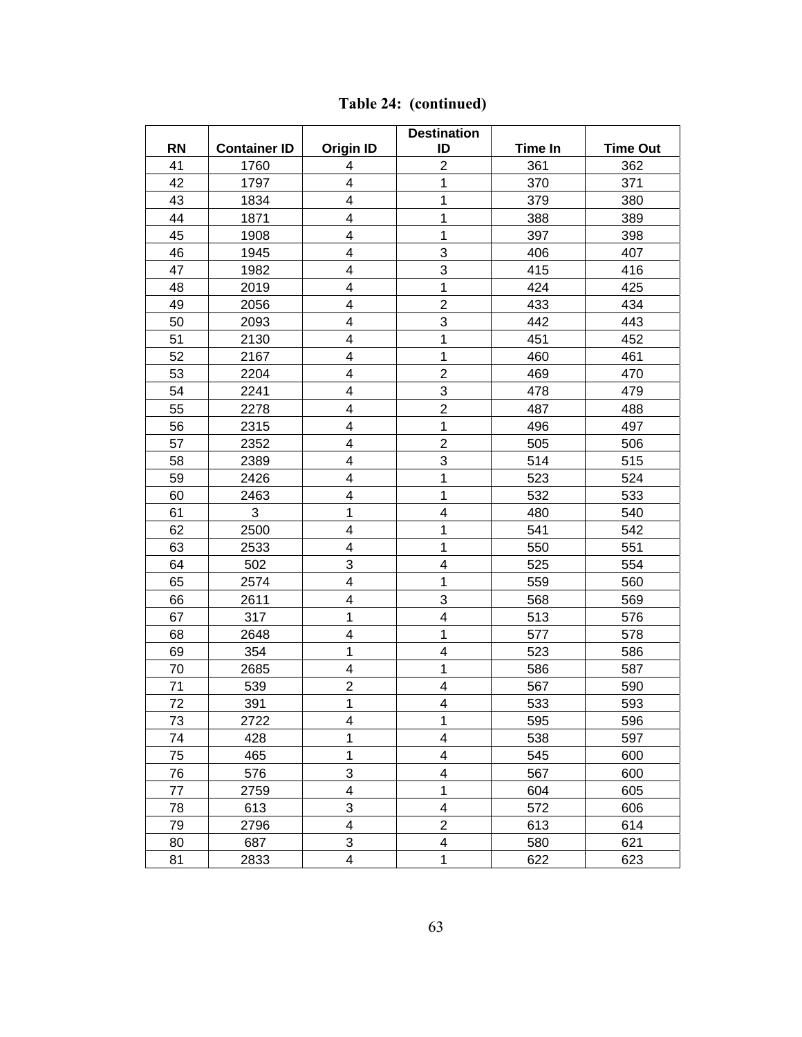**Table 24: (continued)**

| RN | Container ID | Origin ID | Destination ID | Time In | Time Out |
|---|---|---|---|---|---|
| 41 | 1760 | 4 | 2 | 361 | 362 |
| 42 | 1797 | 4 | 1 | 370 | 371 |
| 43 | 1834 | 4 | 1 | 379 | 380 |
| 44 | 1871 | 4 | 1 | 388 | 389 |
| 45 | 1908 | 4 | 1 | 397 | 398 |
| 46 | 1945 | 4 | 3 | 406 | 407 |
| 47 | 1982 | 4 | 3 | 415 | 416 |
| 48 | 2019 | 4 | 1 | 424 | 425 |
| 49 | 2056 | 4 | 2 | 433 | 434 |
| 50 | 2093 | 4 | 3 | 442 | 443 |
| 51 | 2130 | 4 | 1 | 451 | 452 |
| 52 | 2167 | 4 | 1 | 460 | 461 |
| 53 | 2204 | 4 | 2 | 469 | 470 |
| 54 | 2241 | 4 | 3 | 478 | 479 |
| 55 | 2278 | 4 | 2 | 487 | 488 |
| 56 | 2315 | 4 | 1 | 496 | 497 |
| 57 | 2352 | 4 | 2 | 505 | 506 |
| 58 | 2389 | 4 | 3 | 514 | 515 |
| 59 | 2426 | 4 | 1 | 523 | 524 |
| 60 | 2463 | 4 | 1 | 532 | 533 |
| 61 | 3 | 1 | 4 | 480 | 540 |
| 62 | 2500 | 4 | 1 | 541 | 542 |
| 63 | 2533 | 4 | 1 | 550 | 551 |
| 64 | 502 | 3 | 4 | 525 | 554 |
| 65 | 2574 | 4 | 1 | 559 | 560 |
| 66 | 2611 | 4 | 3 | 568 | 569 |
| 67 | 317 | 1 | 4 | 513 | 576 |
| 68 | 2648 | 4 | 1 | 577 | 578 |
| 69 | 354 | 1 | 4 | 523 | 586 |
| 70 | 2685 | 4 | 1 | 586 | 587 |
| 71 | 539 | 2 | 4 | 567 | 590 |
| 72 | 391 | 1 | 4 | 533 | 593 |
| 73 | 2722 | 4 | 1 | 595 | 596 |
| 74 | 428 | 1 | 4 | 538 | 597 |
| 75 | 465 | 1 | 4 | 545 | 600 |
| 76 | 576 | 3 | 4 | 567 | 600 |
| 77 | 2759 | 4 | 1 | 604 | 605 |
| 78 | 613 | 3 | 4 | 572 | 606 |
| 79 | 2796 | 4 | 2 | 613 | 614 |
| 80 | 687 | 3 | 4 | 580 | 621 |
| 81 | 2833 | 4 | 1 | 622 | 623 |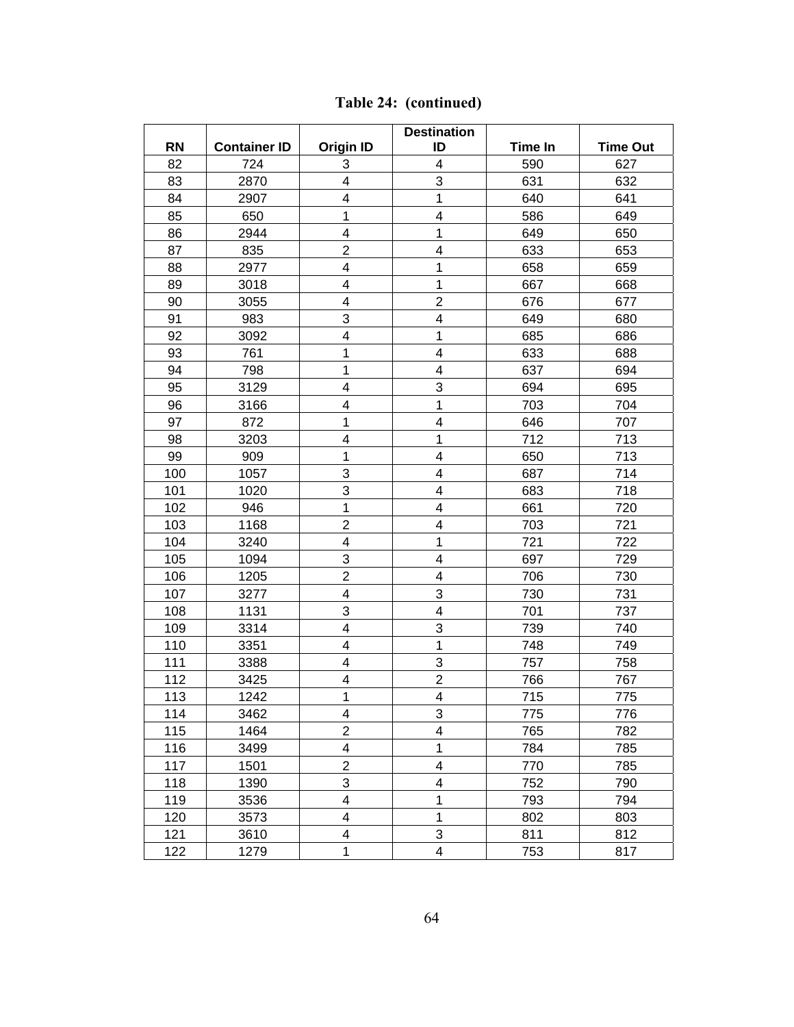**Table 24: (continued)**

| RN | Container ID | Origin ID | Destination ID | Time In | Time Out |
|---|---|---|---|---|---|
| 82 | 724 | 3 | 4 | 590 | 627 |
| 83 | 2870 | 4 | 3 | 631 | 632 |
| 84 | 2907 | 4 | 1 | 640 | 641 |
| 85 | 650 | 1 | 4 | 586 | 649 |
| 86 | 2944 | 4 | 1 | 649 | 650 |
| 87 | 835 | 2 | 4 | 633 | 653 |
| 88 | 2977 | 4 | 1 | 658 | 659 |
| 89 | 3018 | 4 | 1 | 667 | 668 |
| 90 | 3055 | 4 | 2 | 676 | 677 |
| 91 | 983 | 3 | 4 | 649 | 680 |
| 92 | 3092 | 4 | 1 | 685 | 686 |
| 93 | 761 | 1 | 4 | 633 | 688 |
| 94 | 798 | 1 | 4 | 637 | 694 |
| 95 | 3129 | 4 | 3 | 694 | 695 |
| 96 | 3166 | 4 | 1 | 703 | 704 |
| 97 | 872 | 1 | 4 | 646 | 707 |
| 98 | 3203 | 4 | 1 | 712 | 713 |
| 99 | 909 | 1 | 4 | 650 | 713 |
| 100 | 1057 | 3 | 4 | 687 | 714 |
| 101 | 1020 | 3 | 4 | 683 | 718 |
| 102 | 946 | 1 | 4 | 661 | 720 |
| 103 | 1168 | 2 | 4 | 703 | 721 |
| 104 | 3240 | 4 | 1 | 721 | 722 |
| 105 | 1094 | 3 | 4 | 697 | 729 |
| 106 | 1205 | 2 | 4 | 706 | 730 |
| 107 | 3277 | 4 | 3 | 730 | 731 |
| 108 | 1131 | 3 | 4 | 701 | 737 |
| 109 | 3314 | 4 | 3 | 739 | 740 |
| 110 | 3351 | 4 | 1 | 748 | 749 |
| 111 | 3388 | 4 | 3 | 757 | 758 |
| 112 | 3425 | 4 | 2 | 766 | 767 |
| 113 | 1242 | 1 | 4 | 715 | 775 |
| 114 | 3462 | 4 | 3 | 775 | 776 |
| 115 | 1464 | 2 | 4 | 765 | 782 |
| 116 | 3499 | 4 | 1 | 784 | 785 |
| 117 | 1501 | 2 | 4 | 770 | 785 |
| 118 | 1390 | 3 | 4 | 752 | 790 |
| 119 | 3536 | 4 | 1 | 793 | 794 |
| 120 | 3573 | 4 | 1 | 802 | 803 |
| 121 | 3610 | 4 | 3 | 811 | 812 |
| 122 | 1279 | 1 | 4 | 753 | 817 |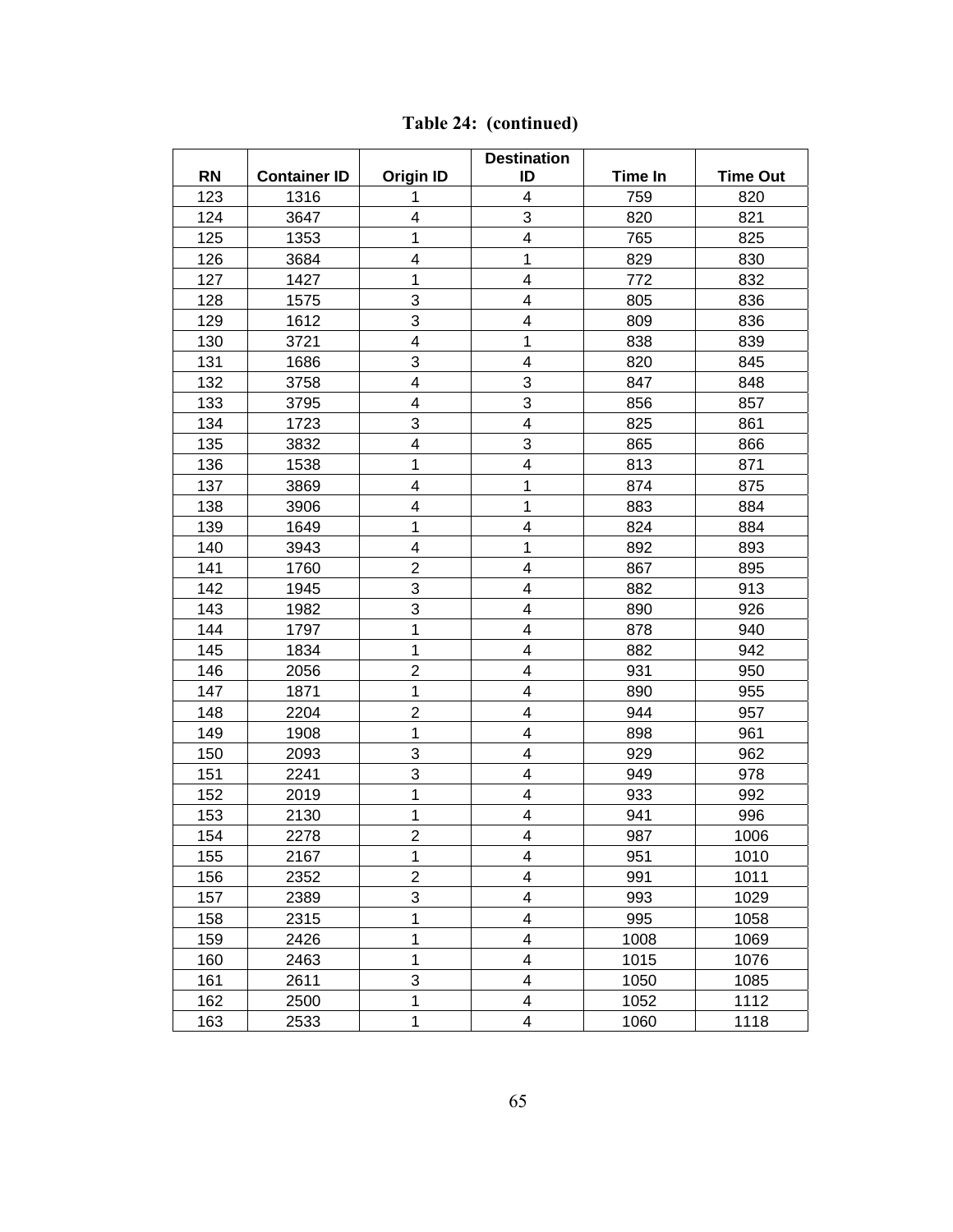**Table 24: (continued)**

| RN | Container ID | Origin ID | Destination ID | Time In | Time Out |
|---|---|---|---|---|---|
| 123 | 1316 | 1 | 4 | 759 | 820 |
| 124 | 3647 | 4 | 3 | 820 | 821 |
| 125 | 1353 | 1 | 4 | 765 | 825 |
| 126 | 3684 | 4 | 1 | 829 | 830 |
| 127 | 1427 | 1 | 4 | 772 | 832 |
| 128 | 1575 | 3 | 4 | 805 | 836 |
| 129 | 1612 | 3 | 4 | 809 | 836 |
| 130 | 3721 | 4 | 1 | 838 | 839 |
| 131 | 1686 | 3 | 4 | 820 | 845 |
| 132 | 3758 | 4 | 3 | 847 | 848 |
| 133 | 3795 | 4 | 3 | 856 | 857 |
| 134 | 1723 | 3 | 4 | 825 | 861 |
| 135 | 3832 | 4 | 3 | 865 | 866 |
| 136 | 1538 | 1 | 4 | 813 | 871 |
| 137 | 3869 | 4 | 1 | 874 | 875 |
| 138 | 3906 | 4 | 1 | 883 | 884 |
| 139 | 1649 | 1 | 4 | 824 | 884 |
| 140 | 3943 | 4 | 1 | 892 | 893 |
| 141 | 1760 | 2 | 4 | 867 | 895 |
| 142 | 1945 | 3 | 4 | 882 | 913 |
| 143 | 1982 | 3 | 4 | 890 | 926 |
| 144 | 1797 | 1 | 4 | 878 | 940 |
| 145 | 1834 | 1 | 4 | 882 | 942 |
| 146 | 2056 | 2 | 4 | 931 | 950 |
| 147 | 1871 | 1 | 4 | 890 | 955 |
| 148 | 2204 | 2 | 4 | 944 | 957 |
| 149 | 1908 | 1 | 4 | 898 | 961 |
| 150 | 2093 | 3 | 4 | 929 | 962 |
| 151 | 2241 | 3 | 4 | 949 | 978 |
| 152 | 2019 | 1 | 4 | 933 | 992 |
| 153 | 2130 | 1 | 4 | 941 | 996 |
| 154 | 2278 | 2 | 4 | 987 | 1006 |
| 155 | 2167 | 1 | 4 | 951 | 1010 |
| 156 | 2352 | 2 | 4 | 991 | 1011 |
| 157 | 2389 | 3 | 4 | 993 | 1029 |
| 158 | 2315 | 1 | 4 | 995 | 1058 |
| 159 | 2426 | 1 | 4 | 1008 | 1069 |
| 160 | 2463 | 1 | 4 | 1015 | 1076 |
| 161 | 2611 | 3 | 4 | 1050 | 1085 |
| 162 | 2500 | 1 | 4 | 1052 | 1112 |
| 163 | 2533 | 1 | 4 | 1060 | 1118 |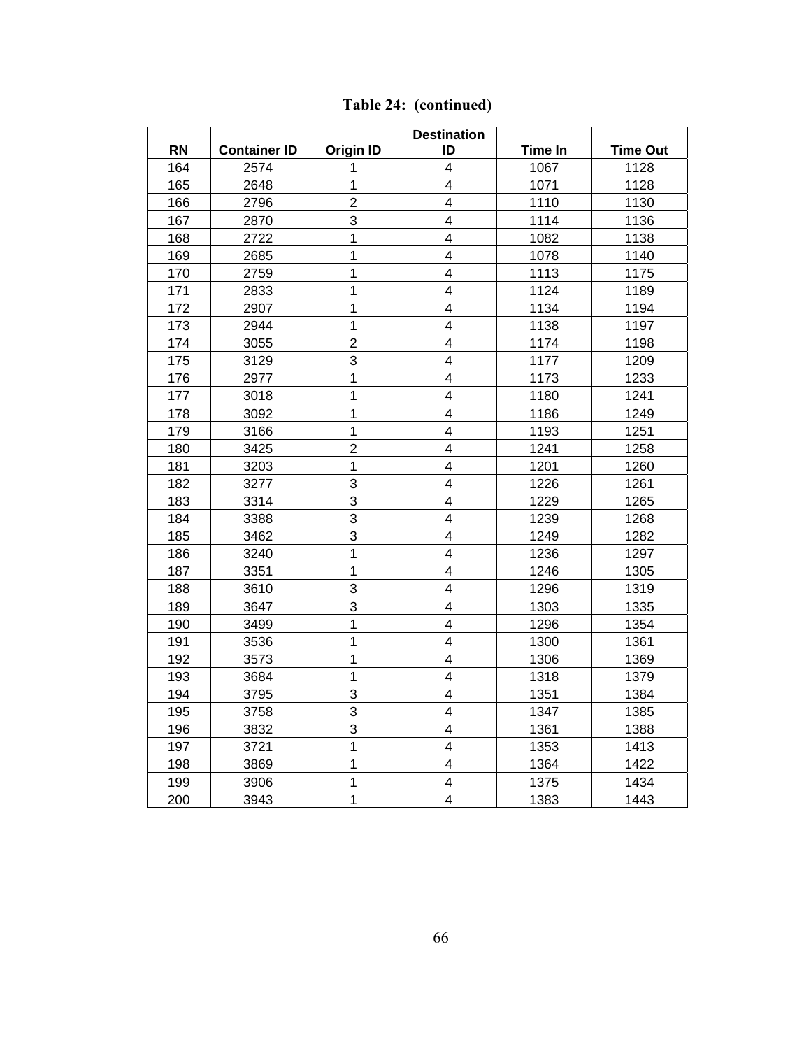**Table 24: (continued)**

| RN | Container ID | Origin ID | Destination ID | Time In | Time Out |
|---|---|---|---|---|---|
| 164 | 2574 | 1 | 4 | 1067 | 1128 |
| 165 | 2648 | 1 | 4 | 1071 | 1128 |
| 166 | 2796 | 2 | 4 | 1110 | 1130 |
| 167 | 2870 | 3 | 4 | 1114 | 1136 |
| 168 | 2722 | 1 | 4 | 1082 | 1138 |
| 169 | 2685 | 1 | 4 | 1078 | 1140 |
| 170 | 2759 | 1 | 4 | 1113 | 1175 |
| 171 | 2833 | 1 | 4 | 1124 | 1189 |
| 172 | 2907 | 1 | 4 | 1134 | 1194 |
| 173 | 2944 | 1 | 4 | 1138 | 1197 |
| 174 | 3055 | 2 | 4 | 1174 | 1198 |
| 175 | 3129 | 3 | 4 | 1177 | 1209 |
| 176 | 2977 | 1 | 4 | 1173 | 1233 |
| 177 | 3018 | 1 | 4 | 1180 | 1241 |
| 178 | 3092 | 1 | 4 | 1186 | 1249 |
| 179 | 3166 | 1 | 4 | 1193 | 1251 |
| 180 | 3425 | 2 | 4 | 1241 | 1258 |
| 181 | 3203 | 1 | 4 | 1201 | 1260 |
| 182 | 3277 | 3 | 4 | 1226 | 1261 |
| 183 | 3314 | 3 | 4 | 1229 | 1265 |
| 184 | 3388 | 3 | 4 | 1239 | 1268 |
| 185 | 3462 | 3 | 4 | 1249 | 1282 |
| 186 | 3240 | 1 | 4 | 1236 | 1297 |
| 187 | 3351 | 1 | 4 | 1246 | 1305 |
| 188 | 3610 | 3 | 4 | 1296 | 1319 |
| 189 | 3647 | 3 | 4 | 1303 | 1335 |
| 190 | 3499 | 1 | 4 | 1296 | 1354 |
| 191 | 3536 | 1 | 4 | 1300 | 1361 |
| 192 | 3573 | 1 | 4 | 1306 | 1369 |
| 193 | 3684 | 1 | 4 | 1318 | 1379 |
| 194 | 3795 | 3 | 4 | 1351 | 1384 |
| 195 | 3758 | 3 | 4 | 1347 | 1385 |
| 196 | 3832 | 3 | 4 | 1361 | 1388 |
| 197 | 3721 | 1 | 4 | 1353 | 1413 |
| 198 | 3869 | 1 | 4 | 1364 | 1422 |
| 199 | 3906 | 1 | 4 | 1375 | 1434 |
| 200 | 3943 | 1 | 4 | 1383 | 1443 |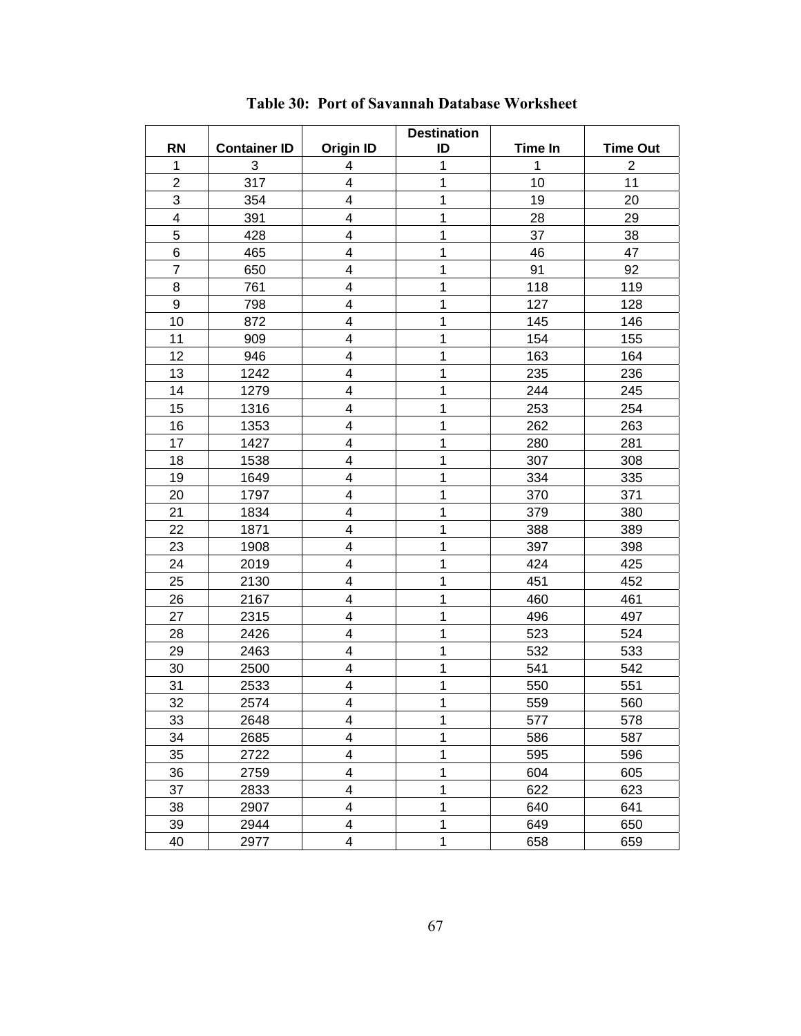**Table 30: Port of Savannah Database Worksheet**

| RN | Container ID | Origin ID | Destination ID | Time In | Time Out |
|---|---|---|---|---|---|
| 1 | 3 | 4 | 1 | 1 | 2 |
| 2 | 317 | 4 | 1 | 10 | 11 |
| 3 | 354 | 4 | 1 | 19 | 20 |
| 4 | 391 | 4 | 1 | 28 | 29 |
| 5 | 428 | 4 | 1 | 37 | 38 |
| 6 | 465 | 4 | 1 | 46 | 47 |
| 7 | 650 | 4 | 1 | 91 | 92 |
| 8 | 761 | 4 | 1 | 118 | 119 |
| 9 | 798 | 4 | 1 | 127 | 128 |
| 10 | 872 | 4 | 1 | 145 | 146 |
| 11 | 909 | 4 | 1 | 154 | 155 |
| 12 | 946 | 4 | 1 | 163 | 164 |
| 13 | 1242 | 4 | 1 | 235 | 236 |
| 14 | 1279 | 4 | 1 | 244 | 245 |
| 15 | 1316 | 4 | 1 | 253 | 254 |
| 16 | 1353 | 4 | 1 | 262 | 263 |
| 17 | 1427 | 4 | 1 | 280 | 281 |
| 18 | 1538 | 4 | 1 | 307 | 308 |
| 19 | 1649 | 4 | 1 | 334 | 335 |
| 20 | 1797 | 4 | 1 | 370 | 371 |
| 21 | 1834 | 4 | 1 | 379 | 380 |
| 22 | 1871 | 4 | 1 | 388 | 389 |
| 23 | 1908 | 4 | 1 | 397 | 398 |
| 24 | 2019 | 4 | 1 | 424 | 425 |
| 25 | 2130 | 4 | 1 | 451 | 452 |
| 26 | 2167 | 4 | 1 | 460 | 461 |
| 27 | 2315 | 4 | 1 | 496 | 497 |
| 28 | 2426 | 4 | 1 | 523 | 524 |
| 29 | 2463 | 4 | 1 | 532 | 533 |
| 30 | 2500 | 4 | 1 | 541 | 542 |
| 31 | 2533 | 4 | 1 | 550 | 551 |
| 32 | 2574 | 4 | 1 | 559 | 560 |
| 33 | 2648 | 4 | 1 | 577 | 578 |
| 34 | 2685 | 4 | 1 | 586 | 587 |
| 35 | 2722 | 4 | 1 | 595 | 596 |
| 36 | 2759 | 4 | 1 | 604 | 605 |
| 37 | 2833 | 4 | 1 | 622 | 623 |
| 38 | 2907 | 4 | 1 | 640 | 641 |
| 39 | 2944 | 4 | 1 | 649 | 650 |
| 40 | 2977 | 4 | 1 | 658 | 659 |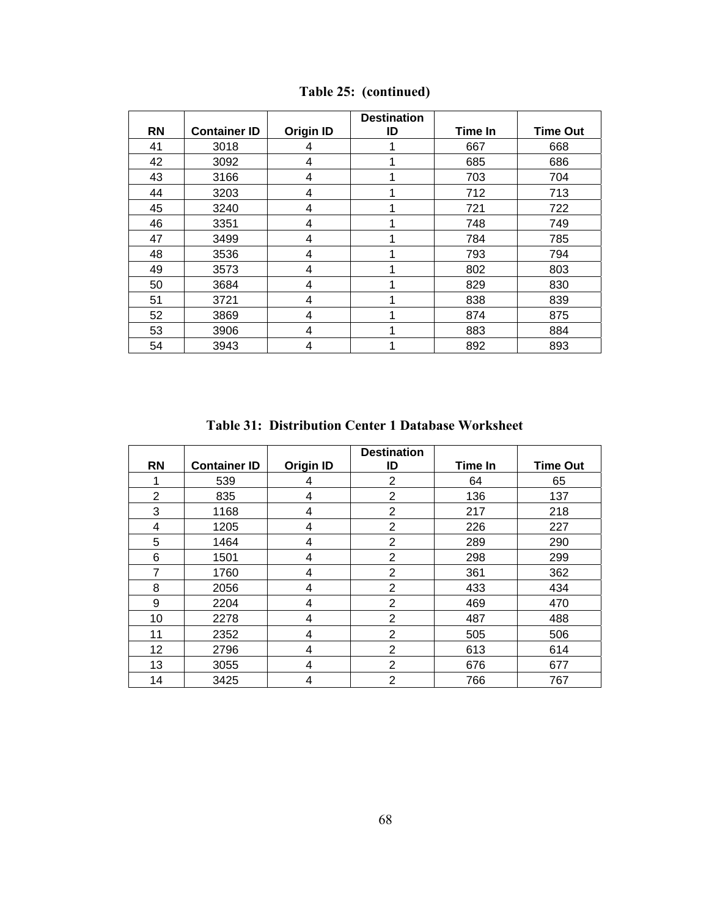**Table 25: (continued)**

| RN | Container ID | Origin ID | Destination ID | Time In | Time Out |
|---|---|---|---|---|---|
| 41 | 3018 | 4 | 1 | 667 | 668 |
| 42 | 3092 | 4 | 1 | 685 | 686 |
| 43 | 3166 | 4 | 1 | 703 | 704 |
| 44 | 3203 | 4 | 1 | 712 | 713 |
| 45 | 3240 | 4 | 1 | 721 | 722 |
| 46 | 3351 | 4 | 1 | 748 | 749 |
| 47 | 3499 | 4 | 1 | 784 | 785 |
| 48 | 3536 | 4 | 1 | 793 | 794 |
| 49 | 3573 | 4 | 1 | 802 | 803 |
| 50 | 3684 | 4 | 1 | 829 | 830 |
| 51 | 3721 | 4 | 1 | 838 | 839 |
| 52 | 3869 | 4 | 1 | 874 | 875 |
| 53 | 3906 | 4 | 1 | 883 | 884 |
| 54 | 3943 | 4 | 1 | 892 | 893 |

**Table 31: Distribution Center 1 Database Worksheet**

| RN | Container ID | Origin ID | Destination ID | Time In | Time Out |
|---|---|---|---|---|---|
| 1 | 539 | 4 | 2 | 64 | 65 |
| 2 | 835 | 4 | 2 | 136 | 137 |
| 3 | 1168 | 4 | 2 | 217 | 218 |
| 4 | 1205 | 4 | 2 | 226 | 227 |
| 5 | 1464 | 4 | 2 | 289 | 290 |
| 6 | 1501 | 4 | 2 | 298 | 299 |
| 7 | 1760 | 4 | 2 | 361 | 362 |
| 8 | 2056 | 4 | 2 | 433 | 434 |
| 9 | 2204 | 4 | 2 | 469 | 470 |
| 10 | 2278 | 4 | 2 | 487 | 488 |
| 11 | 2352 | 4 | 2 | 505 | 506 |
| 12 | 2796 | 4 | 2 | 613 | 614 |
| 13 | 3055 | 4 | 2 | 676 | 677 |
| 14 | 3425 | 4 | 2 | 766 | 767 |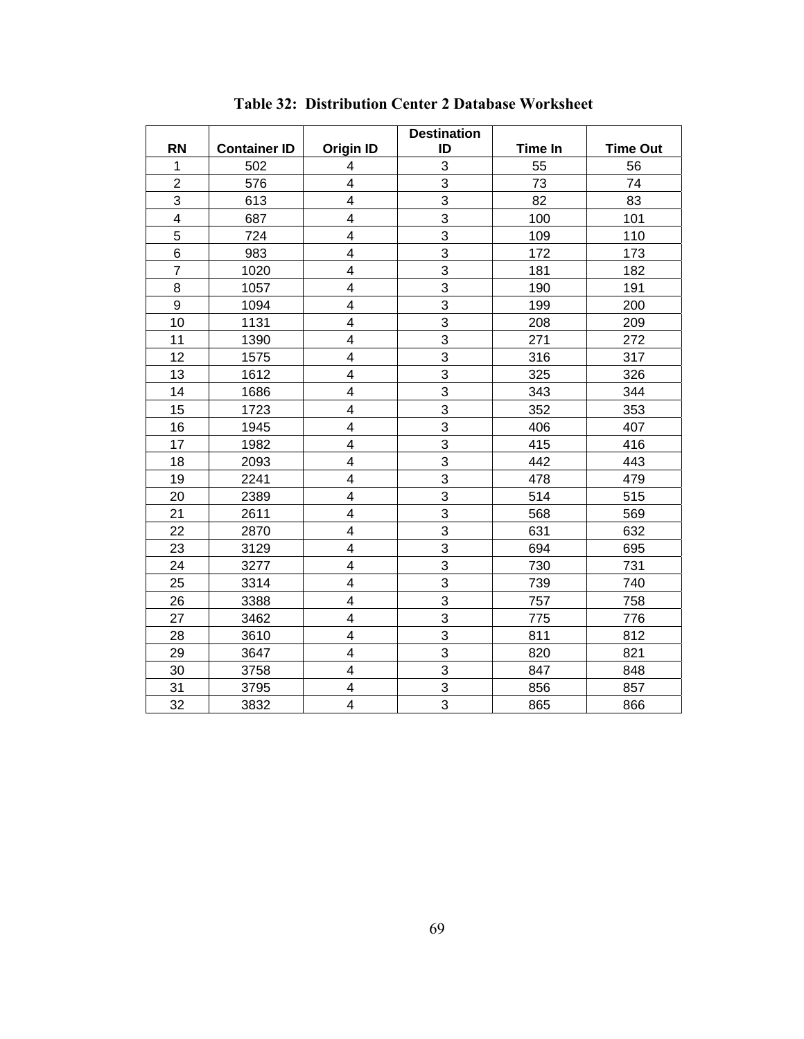**Table 32: Distribution Center 2 Database Worksheet**

| RN | Container ID | Origin ID | Destination ID | Time In | Time Out |
|---|---|---|---|---|---|
| 1 | 502 | 4 | 3 | 55 | 56 |
| 2 | 576 | 4 | 3 | 73 | 74 |
| 3 | 613 | 4 | 3 | 82 | 83 |
| 4 | 687 | 4 | 3 | 100 | 101 |
| 5 | 724 | 4 | 3 | 109 | 110 |
| 6 | 983 | 4 | 3 | 172 | 173 |
| 7 | 1020 | 4 | 3 | 181 | 182 |
| 8 | 1057 | 4 | 3 | 190 | 191 |
| 9 | 1094 | 4 | 3 | 199 | 200 |
| 10 | 1131 | 4 | 3 | 208 | 209 |
| 11 | 1390 | 4 | 3 | 271 | 272 |
| 12 | 1575 | 4 | 3 | 316 | 317 |
| 13 | 1612 | 4 | 3 | 325 | 326 |
| 14 | 1686 | 4 | 3 | 343 | 344 |
| 15 | 1723 | 4 | 3 | 352 | 353 |
| 16 | 1945 | 4 | 3 | 406 | 407 |
| 17 | 1982 | 4 | 3 | 415 | 416 |
| 18 | 2093 | 4 | 3 | 442 | 443 |
| 19 | 2241 | 4 | 3 | 478 | 479 |
| 20 | 2389 | 4 | 3 | 514 | 515 |
| 21 | 2611 | 4 | 3 | 568 | 569 |
| 22 | 2870 | 4 | 3 | 631 | 632 |
| 23 | 3129 | 4 | 3 | 694 | 695 |
| 24 | 3277 | 4 | 3 | 730 | 731 |
| 25 | 3314 | 4 | 3 | 739 | 740 |
| 26 | 3388 | 4 | 3 | 757 | 758 |
| 27 | 3462 | 4 | 3 | 775 | 776 |
| 28 | 3610 | 4 | 3 | 811 | 812 |
| 29 | 3647 | 4 | 3 | 820 | 821 |
| 30 | 3758 | 4 | 3 | 847 | 848 |
| 31 | 3795 | 4 | 3 | 856 | 857 |
| 32 | 3832 | 4 | 3 | 865 | 866 |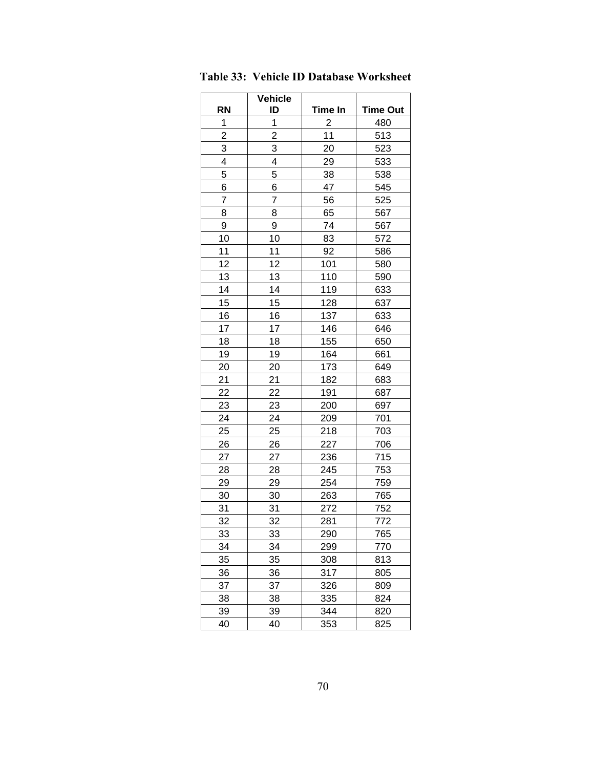**Table 33: Vehicle ID Database Worksheet**

| RN | Vehicle ID | Time In | Time Out |
|---|---|---|---|
| 1 | 1 | 2 | 480 |
| 2 | 2 | 11 | 513 |
| 3 | 3 | 20 | 523 |
| 4 | 4 | 29 | 533 |
| 5 | 5 | 38 | 538 |
| 6 | 6 | 47 | 545 |
| 7 | 7 | 56 | 525 |
| 8 | 8 | 65 | 567 |
| 9 | 9 | 74 | 567 |
| 10 | 10 | 83 | 572 |
| 11 | 11 | 92 | 586 |
| 12 | 12 | 101 | 580 |
| 13 | 13 | 110 | 590 |
| 14 | 14 | 119 | 633 |
| 15 | 15 | 128 | 637 |
| 16 | 16 | 137 | 633 |
| 17 | 17 | 146 | 646 |
| 18 | 18 | 155 | 650 |
| 19 | 19 | 164 | 661 |
| 20 | 20 | 173 | 649 |
| 21 | 21 | 182 | 683 |
| 22 | 22 | 191 | 687 |
| 23 | 23 | 200 | 697 |
| 24 | 24 | 209 | 701 |
| 25 | 25 | 218 | 703 |
| 26 | 26 | 227 | 706 |
| 27 | 27 | 236 | 715 |
| 28 | 28 | 245 | 753 |
| 29 | 29 | 254 | 759 |
| 30 | 30 | 263 | 765 |
| 31 | 31 | 272 | 752 |
| 32 | 32 | 281 | 772 |
| 33 | 33 | 290 | 765 |
| 34 | 34 | 299 | 770 |
| 35 | 35 | 308 | 813 |
| 36 | 36 | 317 | 805 |
| 37 | 37 | 326 | 809 |
| 38 | 38 | 335 | 824 |
| 39 | 39 | 344 | 820 |
| 40 | 40 | 353 | 825 |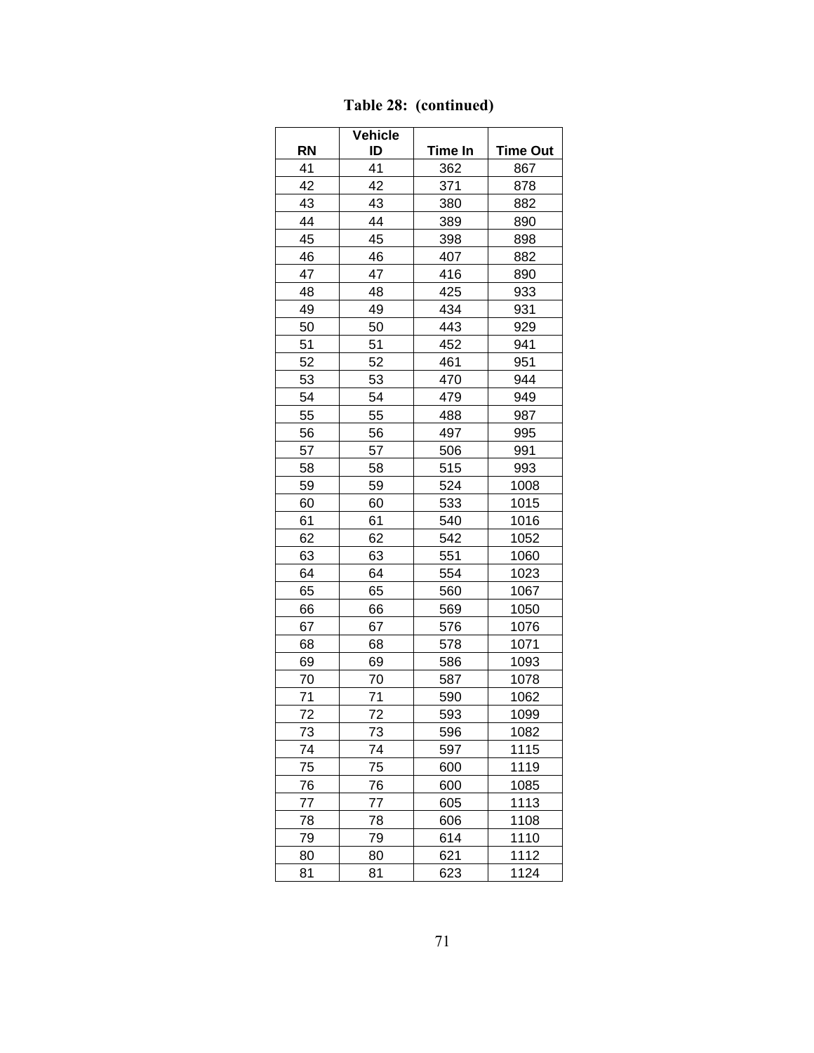**Table 28: (continued)**

| RN | Vehicle ID | Time In | Time Out |
|---|---|---|---|
| 41 | 41 | 362 | 867 |
| 42 | 42 | 371 | 878 |
| 43 | 43 | 380 | 882 |
| 44 | 44 | 389 | 890 |
| 45 | 45 | 398 | 898 |
| 46 | 46 | 407 | 882 |
| 47 | 47 | 416 | 890 |
| 48 | 48 | 425 | 933 |
| 49 | 49 | 434 | 931 |
| 50 | 50 | 443 | 929 |
| 51 | 51 | 452 | 941 |
| 52 | 52 | 461 | 951 |
| 53 | 53 | 470 | 944 |
| 54 | 54 | 479 | 949 |
| 55 | 55 | 488 | 987 |
| 56 | 56 | 497 | 995 |
| 57 | 57 | 506 | 991 |
| 58 | 58 | 515 | 993 |
| 59 | 59 | 524 | 1008 |
| 60 | 60 | 533 | 1015 |
| 61 | 61 | 540 | 1016 |
| 62 | 62 | 542 | 1052 |
| 63 | 63 | 551 | 1060 |
| 64 | 64 | 554 | 1023 |
| 65 | 65 | 560 | 1067 |
| 66 | 66 | 569 | 1050 |
| 67 | 67 | 576 | 1076 |
| 68 | 68 | 578 | 1071 |
| 69 | 69 | 586 | 1093 |
| 70 | 70 | 587 | 1078 |
| 71 | 71 | 590 | 1062 |
| 72 | 72 | 593 | 1099 |
| 73 | 73 | 596 | 1082 |
| 74 | 74 | 597 | 1115 |
| 75 | 75 | 600 | 1119 |
| 76 | 76 | 600 | 1085 |
| 77 | 77 | 605 | 1113 |
| 78 | 78 | 606 | 1108 |
| 79 | 79 | 614 | 1110 |
| 80 | 80 | 621 | 1112 |
| 81 | 81 | 623 | 1124 |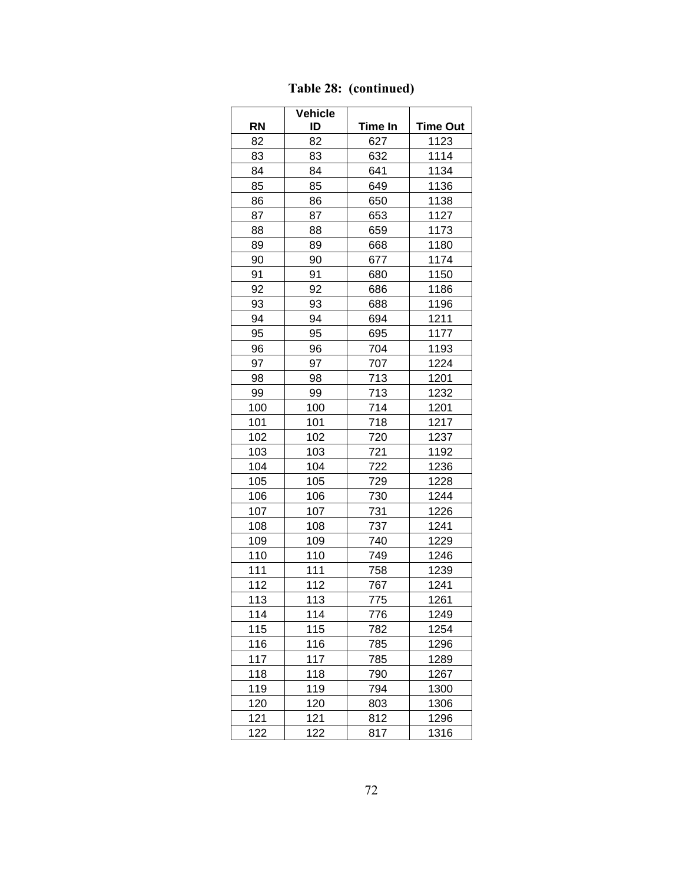**Table 28: (continued)**

| RN | Vehicle ID | Time In | Time Out |
|---|---|---|---|
| 82 | 82 | 627 | 1123 |
| 83 | 83 | 632 | 1114 |
| 84 | 84 | 641 | 1134 |
| 85 | 85 | 649 | 1136 |
| 86 | 86 | 650 | 1138 |
| 87 | 87 | 653 | 1127 |
| 88 | 88 | 659 | 1173 |
| 89 | 89 | 668 | 1180 |
| 90 | 90 | 677 | 1174 |
| 91 | 91 | 680 | 1150 |
| 92 | 92 | 686 | 1186 |
| 93 | 93 | 688 | 1196 |
| 94 | 94 | 694 | 1211 |
| 95 | 95 | 695 | 1177 |
| 96 | 96 | 704 | 1193 |
| 97 | 97 | 707 | 1224 |
| 98 | 98 | 713 | 1201 |
| 99 | 99 | 713 | 1232 |
| 100 | 100 | 714 | 1201 |
| 101 | 101 | 718 | 1217 |
| 102 | 102 | 720 | 1237 |
| 103 | 103 | 721 | 1192 |
| 104 | 104 | 722 | 1236 |
| 105 | 105 | 729 | 1228 |
| 106 | 106 | 730 | 1244 |
| 107 | 107 | 731 | 1226 |
| 108 | 108 | 737 | 1241 |
| 109 | 109 | 740 | 1229 |
| 110 | 110 | 749 | 1246 |
| 111 | 111 | 758 | 1239 |
| 112 | 112 | 767 | 1241 |
| 113 | 113 | 775 | 1261 |
| 114 | 114 | 776 | 1249 |
| 115 | 115 | 782 | 1254 |
| 116 | 116 | 785 | 1296 |
| 117 | 117 | 785 | 1289 |
| 118 | 118 | 790 | 1267 |
| 119 | 119 | 794 | 1300 |
| 120 | 120 | 803 | 1306 |
| 121 | 121 | 812 | 1296 |
| 122 | 122 | 817 | 1316 |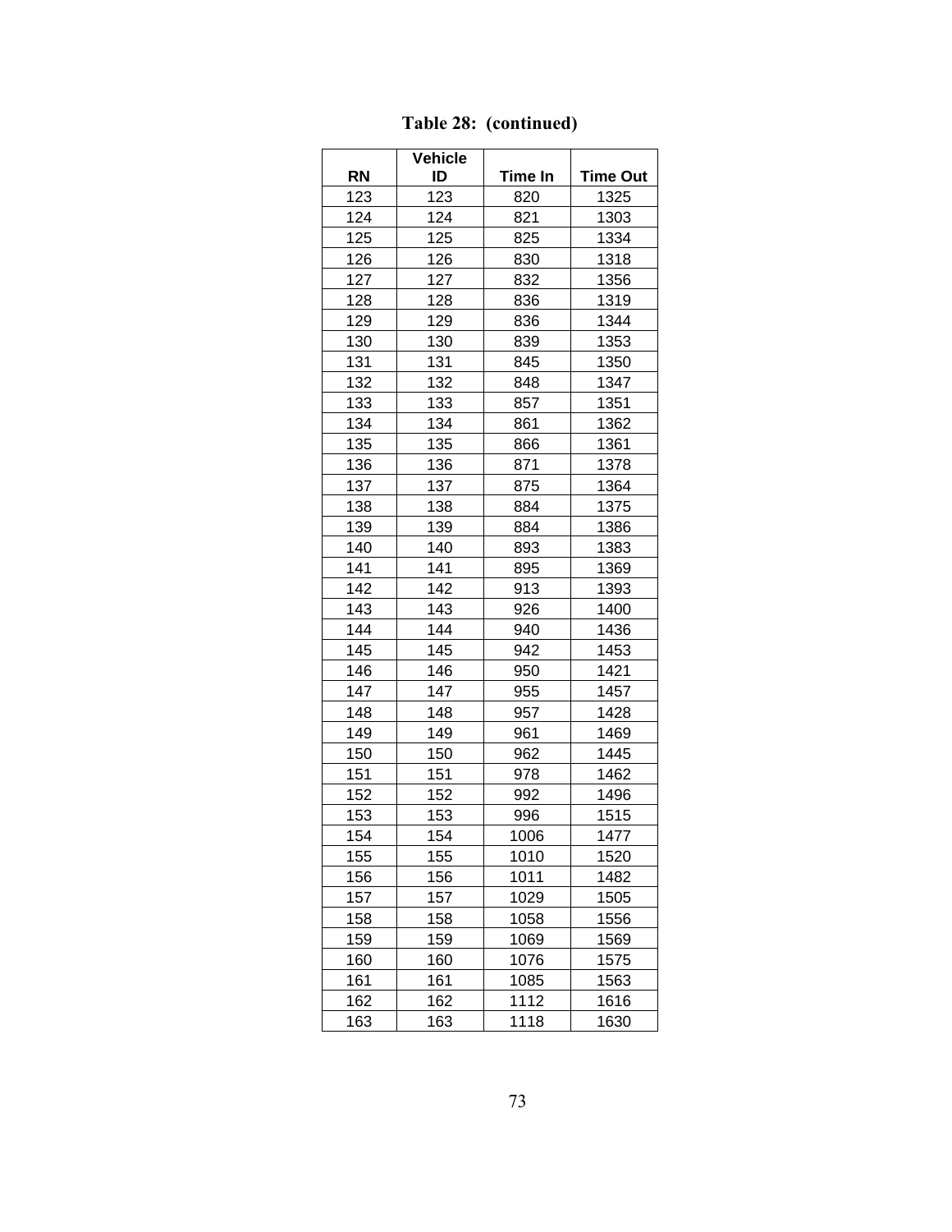**Table 28: (continued)**

| RN | Vehicle ID | Time In | Time Out |
|---|---|---|---|
| 123 | 123 | 820 | 1325 |
| 124 | 124 | 821 | 1303 |
| 125 | 125 | 825 | 1334 |
| 126 | 126 | 830 | 1318 |
| 127 | 127 | 832 | 1356 |
| 128 | 128 | 836 | 1319 |
| 129 | 129 | 836 | 1344 |
| 130 | 130 | 839 | 1353 |
| 131 | 131 | 845 | 1350 |
| 132 | 132 | 848 | 1347 |
| 133 | 133 | 857 | 1351 |
| 134 | 134 | 861 | 1362 |
| 135 | 135 | 866 | 1361 |
| 136 | 136 | 871 | 1378 |
| 137 | 137 | 875 | 1364 |
| 138 | 138 | 884 | 1375 |
| 139 | 139 | 884 | 1386 |
| 140 | 140 | 893 | 1383 |
| 141 | 141 | 895 | 1369 |
| 142 | 142 | 913 | 1393 |
| 143 | 143 | 926 | 1400 |
| 144 | 144 | 940 | 1436 |
| 145 | 145 | 942 | 1453 |
| 146 | 146 | 950 | 1421 |
| 147 | 147 | 955 | 1457 |
| 148 | 148 | 957 | 1428 |
| 149 | 149 | 961 | 1469 |
| 150 | 150 | 962 | 1445 |
| 151 | 151 | 978 | 1462 |
| 152 | 152 | 992 | 1496 |
| 153 | 153 | 996 | 1515 |
| 154 | 154 | 1006 | 1477 |
| 155 | 155 | 1010 | 1520 |
| 156 | 156 | 1011 | 1482 |
| 157 | 157 | 1029 | 1505 |
| 158 | 158 | 1058 | 1556 |
| 159 | 159 | 1069 | 1569 |
| 160 | 160 | 1076 | 1575 |
| 161 | 161 | 1085 | 1563 |
| 162 | 162 | 1112 | 1616 |
| 163 | 163 | 1118 | 1630 |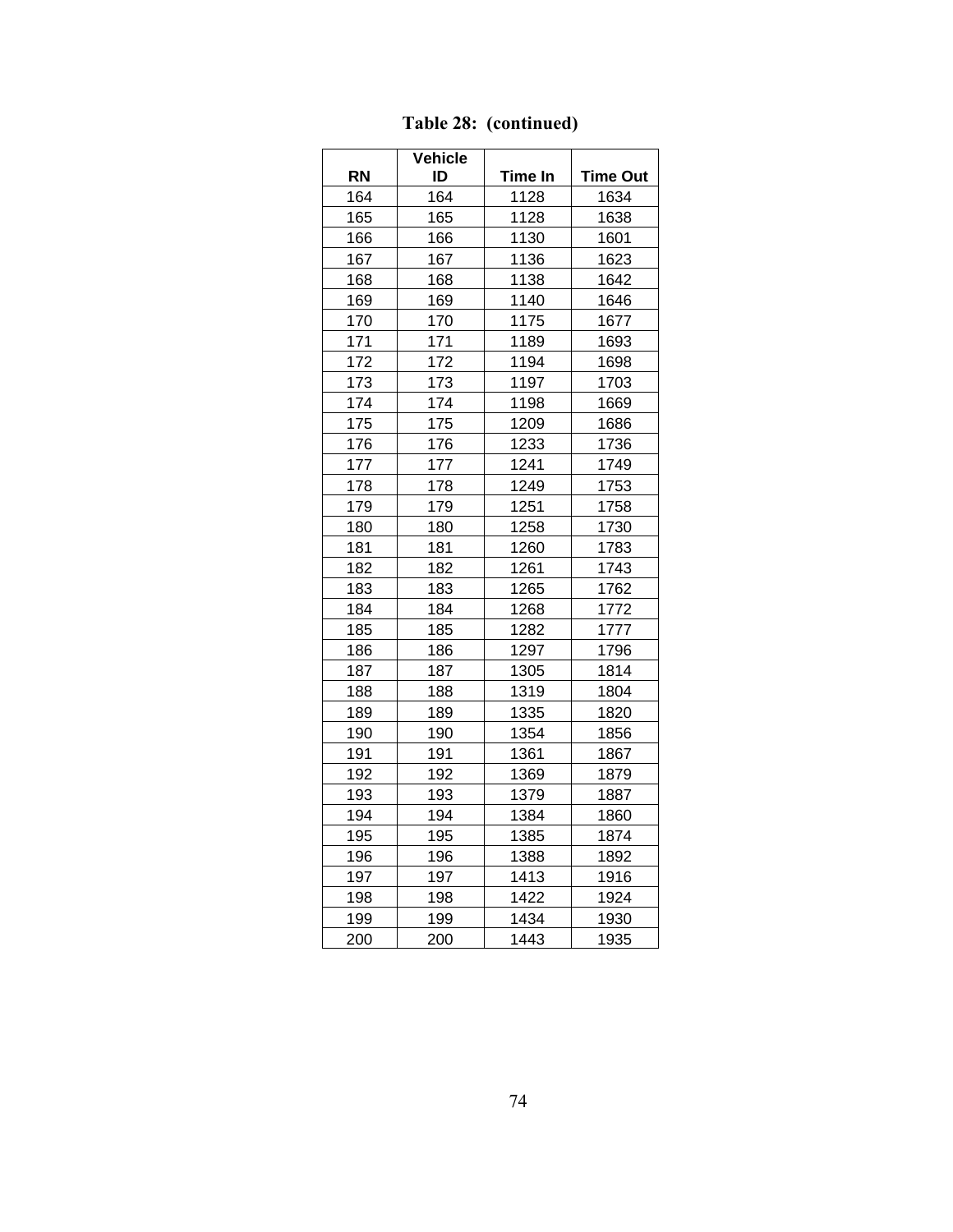**Table 28: (continued)**

| RN | Vehicle ID | Time In | Time Out |
|---|---|---|---|
| 164 | 164 | 1128 | 1634 |
| 165 | 165 | 1128 | 1638 |
| 166 | 166 | 1130 | 1601 |
| 167 | 167 | 1136 | 1623 |
| 168 | 168 | 1138 | 1642 |
| 169 | 169 | 1140 | 1646 |
| 170 | 170 | 1175 | 1677 |
| 171 | 171 | 1189 | 1693 |
| 172 | 172 | 1194 | 1698 |
| 173 | 173 | 1197 | 1703 |
| 174 | 174 | 1198 | 1669 |
| 175 | 175 | 1209 | 1686 |
| 176 | 176 | 1233 | 1736 |
| 177 | 177 | 1241 | 1749 |
| 178 | 178 | 1249 | 1753 |
| 179 | 179 | 1251 | 1758 |
| 180 | 180 | 1258 | 1730 |
| 181 | 181 | 1260 | 1783 |
| 182 | 182 | 1261 | 1743 |
| 183 | 183 | 1265 | 1762 |
| 184 | 184 | 1268 | 1772 |
| 185 | 185 | 1282 | 1777 |
| 186 | 186 | 1297 | 1796 |
| 187 | 187 | 1305 | 1814 |
| 188 | 188 | 1319 | 1804 |
| 189 | 189 | 1335 | 1820 |
| 190 | 190 | 1354 | 1856 |
| 191 | 191 | 1361 | 1867 |
| 192 | 192 | 1369 | 1879 |
| 193 | 193 | 1379 | 1887 |
| 194 | 194 | 1384 | 1860 |
| 195 | 195 | 1385 | 1874 |
| 196 | 196 | 1388 | 1892 |
| 197 | 197 | 1413 | 1916 |
| 198 | 198 | 1422 | 1924 |
| 199 | 199 | 1434 | 1930 |
| 200 | 200 | 1443 | 1935 |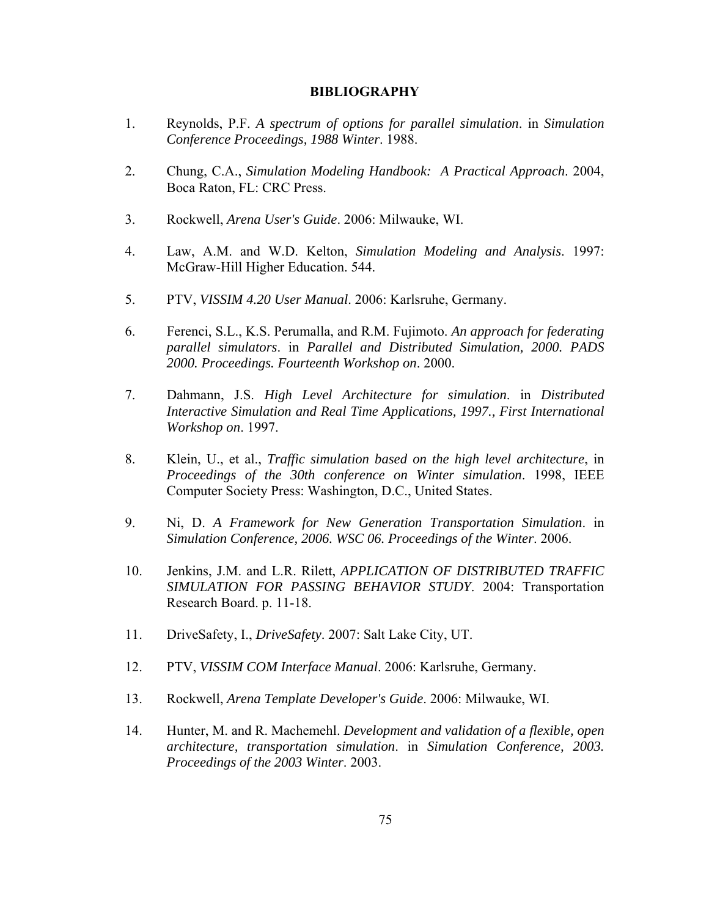# BIBLIOGRAPHY

1. Reynolds, P.F. *A spectrum of options for parallel simulation*. in *Simulation Conference Proceedings, 1988 Winter*. 1988.

2. Chung, C.A., *Simulation Modeling Handbook: A Practical Approach*. 2004, Boca Raton, FL: CRC Press.

3. Rockwell, *Arena User's Guide*. 2006: Milwauke, WI.

4. Law, A.M. and W.D. Kelton, *Simulation Modeling and Analysis*. 1997: McGraw-Hill Higher Education. 544.

5. PTV, *VISSIM 4.20 User Manual*. 2006: Karlsruhe, Germany.

6. Ferenci, S.L., K.S. Perumalla, and R.M. Fujimoto. *An approach for federating parallel simulators*. in *Parallel and Distributed Simulation, 2000. PADS 2000. Proceedings. Fourteenth Workshop on*. 2000.

7. Dahmann, J.S. *High Level Architecture for simulation*. in *Distributed Interactive Simulation and Real Time Applications, 1997., First International Workshop on*. 1997.

8. Klein, U., et al., *Traffic simulation based on the high level architecture*, in *Proceedings of the 30th conference on Winter simulation*. 1998, IEEE Computer Society Press: Washington, D.C., United States.

9. Ni, D. *A Framework for New Generation Transportation Simulation*. in *Simulation Conference, 2006. WSC 06. Proceedings of the Winter*. 2006.

10. Jenkins, J.M. and L.R. Rilett, *APPLICATION OF DISTRIBUTED TRAFFIC SIMULATION FOR PASSING BEHAVIOR STUDY*. 2004: Transportation Research Board. p. 11-18.

11. DriveSafety, I., *DriveSafety*. 2007: Salt Lake City, UT.

12. PTV, *VISSIM COM Interface Manual*. 2006: Karlsruhe, Germany.

13. Rockwell, *Arena Template Developer's Guide*. 2006: Milwauke, WI.

14. Hunter, M. and R. Machemehl. *Development and validation of a flexible, open architecture, transportation simulation*. in *Simulation Conference, 2003. Proceedings of the 2003 Winter*. 2003.